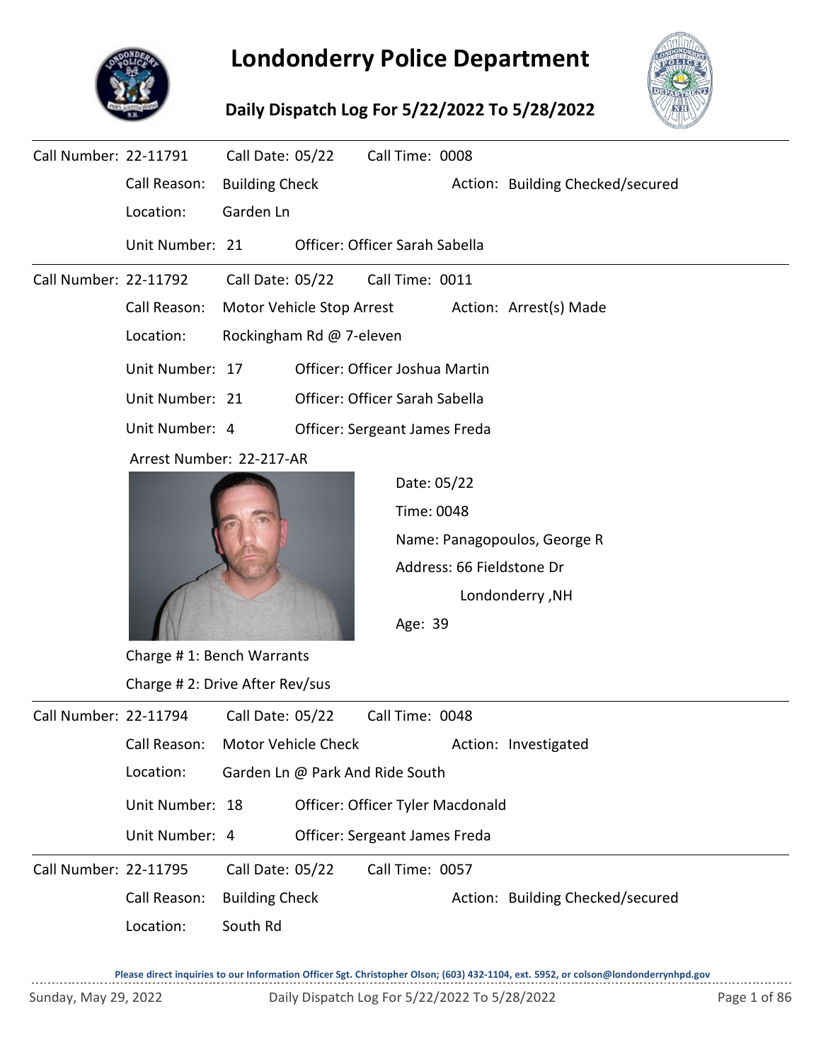# Londonderry Police Department

## Daily Dispatch Log For 5/22/2022 To 5/28/2022

Call Number: 22-11791 Call Date: 05/22 Call Time: 0008

Call Reason: Building Check Action: Building Checked/secured

Location: Garden Ln

Unit Number: 21 Officer: Officer Sarah Sabella

---

Call Number: 22-11792 Call Date: 05/22 Call Time: 0011

Call Reason: Motor Vehicle Stop Arrest Action: Arrest(s) Made

Location: Rockingham Rd @ 7-eleven

Unit Number: 17 Officer: Officer Joshua Martin

Unit Number: 21 Officer: Officer Sarah Sabella

Unit Number: 4 Officer: Sergeant James Freda

Arrest Number: 22-217-AR

Date: 05/22

Time: 0048

Name: Panagopoulos, George R

Address: 66 Fieldstone Dr

Londonderry ,NH

Age: 39

Charge # 1: Bench Warrants

Charge # 2: Drive After Rev/sus

---

Call Number: 22-11794 Call Date: 05/22 Call Time: 0048

Call Reason: Motor Vehicle Check Action: Investigated

Location: Garden Ln @ Park And Ride South

Unit Number: 18 Officer: Officer Tyler Macdonald

Unit Number: 4 Officer: Sergeant James Freda

---

Call Number: 22-11795 Call Date: 05/22 Call Time: 0057

Call Reason: Building Check Action: Building Checked/secured

Location: South Rd

Please direct inquiries to our Information Officer Sgt. Christopher Olson; (603) 432-1104, ext. 5952, or colson@londonderrynhpd.gov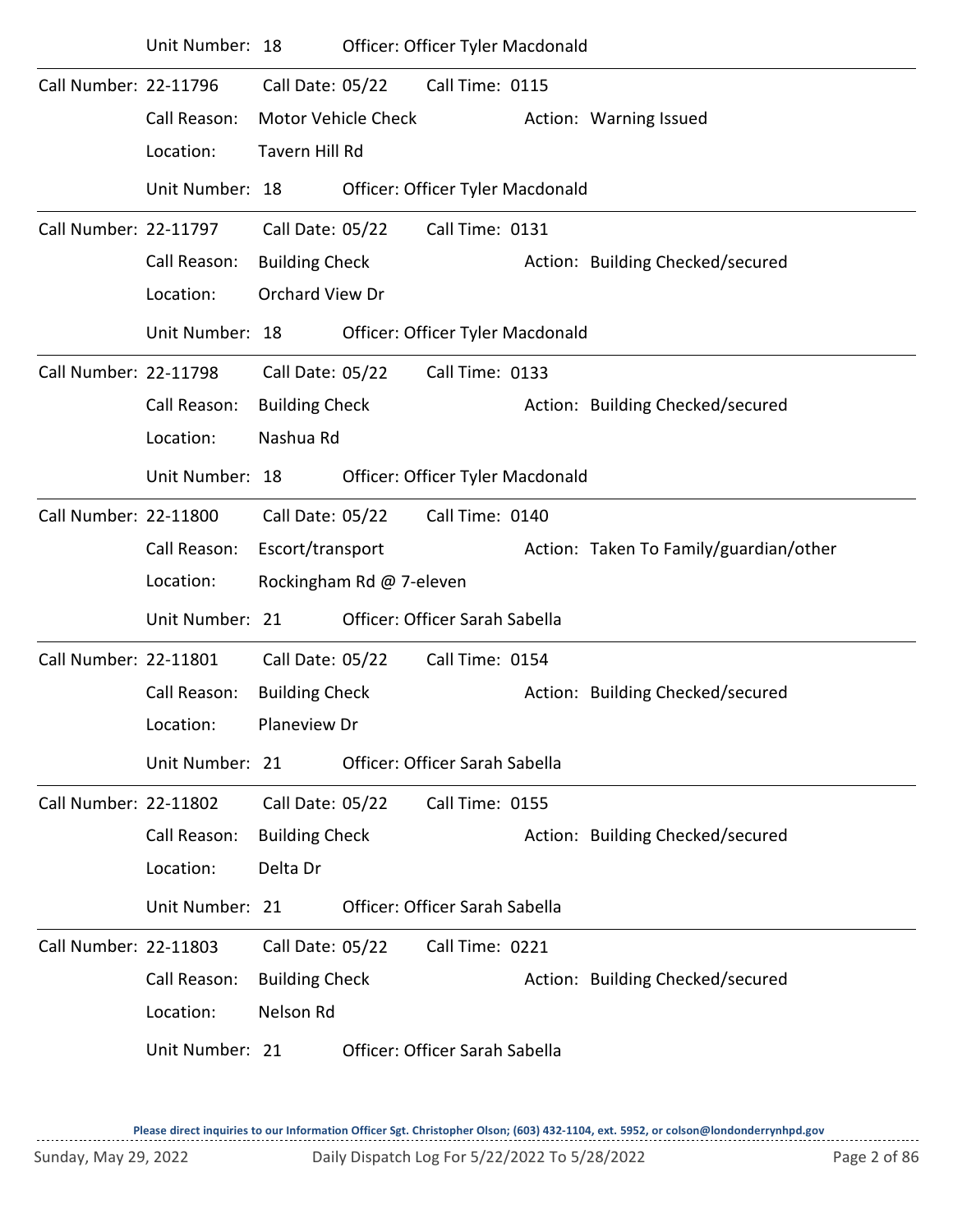Unit Number: 18 Officer: Officer Tyler Macdonald

---

Call Number: 22-11796 Call Date: 05/22 Call Time: 0115

Call Reason: Motor Vehicle Check Action: Warning Issued

Location: Tavern Hill Rd

Unit Number: 18 Officer: Officer Tyler Macdonald

---

Call Number: 22-11797 Call Date: 05/22 Call Time: 0131

Call Reason: Building Check Action: Building Checked/secured

Location: Orchard View Dr

Unit Number: 18 Officer: Officer Tyler Macdonald

---

Call Number: 22-11798 Call Date: 05/22 Call Time: 0133

Call Reason: Building Check Action: Building Checked/secured

Location: Nashua Rd

Unit Number: 18 Officer: Officer Tyler Macdonald

---

Call Number: 22-11800 Call Date: 05/22 Call Time: 0140

Call Reason: Escort/transport Action: Taken To Family/guardian/other

Location: Rockingham Rd @ 7-eleven

Unit Number: 21 Officer: Officer Sarah Sabella

---

Call Number: 22-11801 Call Date: 05/22 Call Time: 0154

Call Reason: Building Check Action: Building Checked/secured

Location: Planeview Dr

Unit Number: 21 Officer: Officer Sarah Sabella

---

Call Number: 22-11802 Call Date: 05/22 Call Time: 0155

Call Reason: Building Check Action: Building Checked/secured

Location: Delta Dr

Unit Number: 21 Officer: Officer Sarah Sabella

---

Call Number: 22-11803 Call Date: 05/22 Call Time: 0221

Call Reason: Building Check Action: Building Checked/secured

Location: Nelson Rd

Unit Number: 21 Officer: Officer Sarah Sabella

Please direct inquiries to our Information Officer Sgt. Christopher Olson; (603) 432-1104, ext. 5952, or colson@londonderrynhpd.gov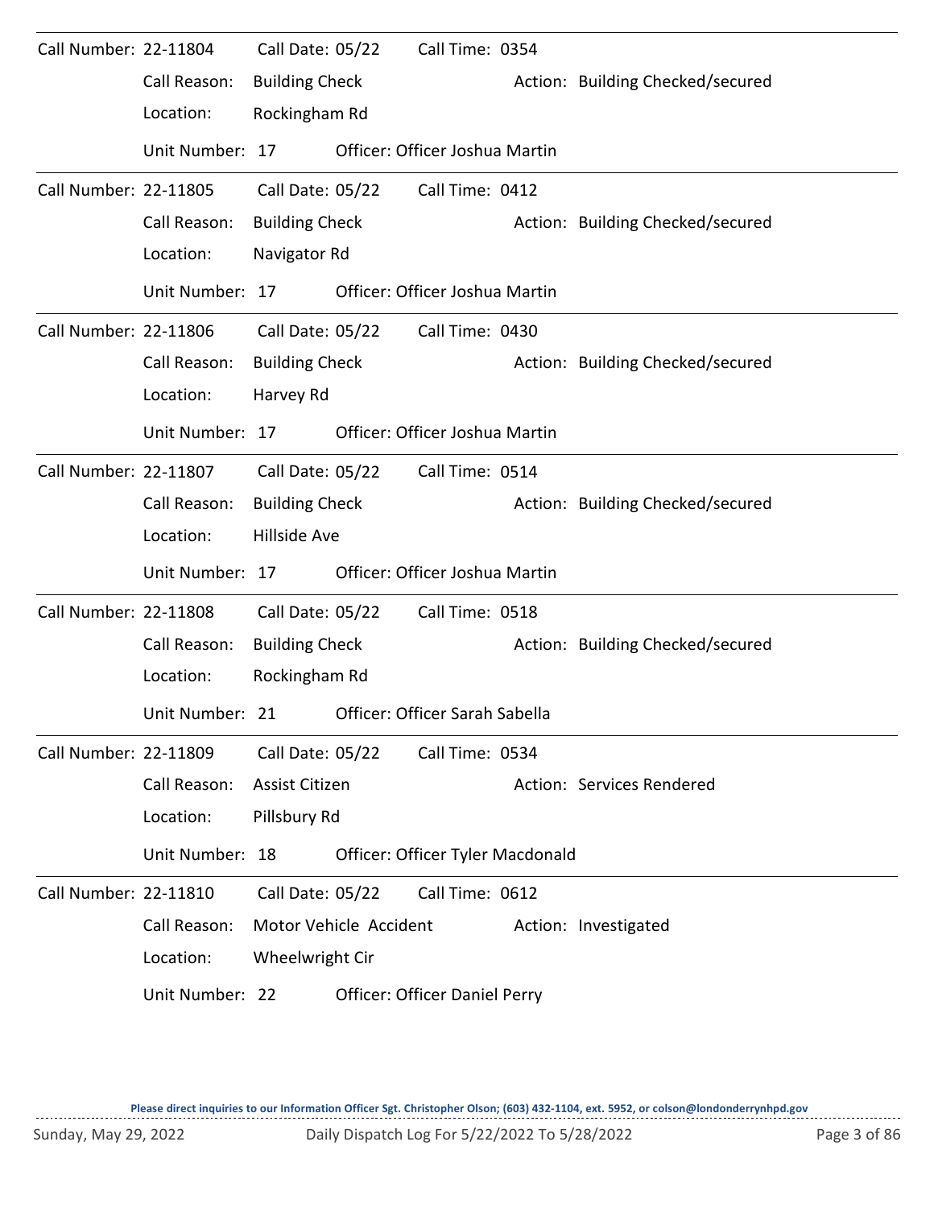Call Number: 22-11804 Call Date: 05/22 Call Time: 0354
Call Reason: Building Check Action: Building Checked/secured
Location: Rockingham Rd
Unit Number: 17 Officer: Officer Joshua Martin

---

Call Number: 22-11805 Call Date: 05/22 Call Time: 0412
Call Reason: Building Check Action: Building Checked/secured
Location: Navigator Rd
Unit Number: 17 Officer: Officer Joshua Martin

---

Call Number: 22-11806 Call Date: 05/22 Call Time: 0430
Call Reason: Building Check Action: Building Checked/secured
Location: Harvey Rd
Unit Number: 17 Officer: Officer Joshua Martin

---

Call Number: 22-11807 Call Date: 05/22 Call Time: 0514
Call Reason: Building Check Action: Building Checked/secured
Location: Hillside Ave
Unit Number: 17 Officer: Officer Joshua Martin

---

Call Number: 22-11808 Call Date: 05/22 Call Time: 0518
Call Reason: Building Check Action: Building Checked/secured
Location: Rockingham Rd
Unit Number: 21 Officer: Officer Sarah Sabella

---

Call Number: 22-11809 Call Date: 05/22 Call Time: 0534
Call Reason: Assist Citizen Action: Services Rendered
Location: Pillsbury Rd
Unit Number: 18 Officer: Officer Tyler Macdonald

---

Call Number: 22-11810 Call Date: 05/22 Call Time: 0612
Call Reason: Motor Vehicle Accident Action: Investigated
Location: Wheelwright Cir
Unit Number: 22 Officer: Officer Daniel Perry

**Please direct inquiries to our Information Officer Sgt. Christopher Olson; (603) 432-1104, ext. 5952, or colson@londonderrynhpd.gov**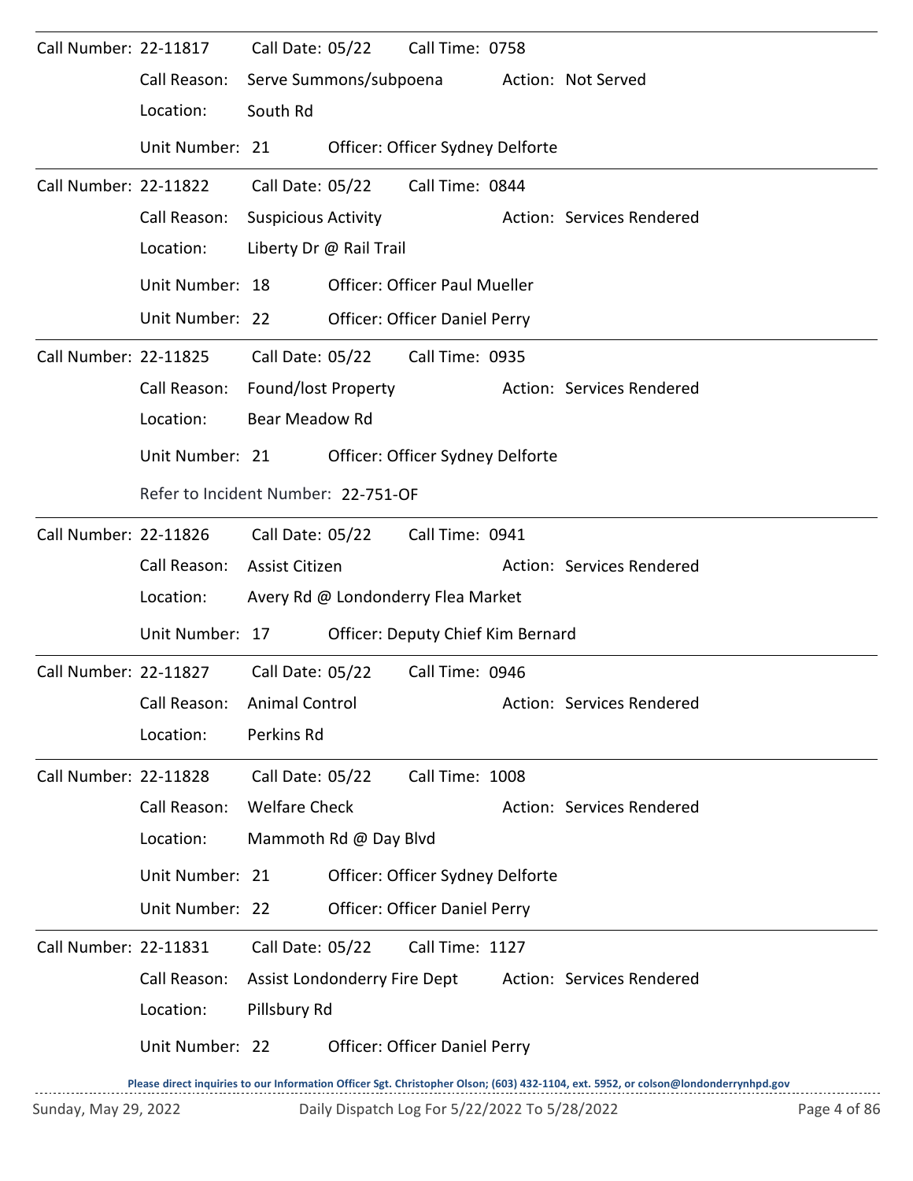Call Number: 22-11817 Call Date: 05/22 Call Time: 0758

Call Reason: Serve Summons/subpoena Action: Not Served

Location: South Rd

Unit Number: 21 Officer: Officer Sydney Delforte

---

Call Number: 22-11822 Call Date: 05/22 Call Time: 0844

Call Reason: Suspicious Activity Action: Services Rendered

Location: Liberty Dr @ Rail Trail

Unit Number: 18 Officer: Officer Paul Mueller

Unit Number: 22 Officer: Officer Daniel Perry

---

Call Number: 22-11825 Call Date: 05/22 Call Time: 0935

Call Reason: Found/lost Property Action: Services Rendered

Location: Bear Meadow Rd

Unit Number: 21 Officer: Officer Sydney Delforte

Refer to Incident Number: 22-751-OF

---

Call Number: 22-11826 Call Date: 05/22 Call Time: 0941

Call Reason: Assist Citizen Action: Services Rendered

Location: Avery Rd @ Londonderry Flea Market

Unit Number: 17 Officer: Deputy Chief Kim Bernard

---

Call Number: 22-11827 Call Date: 05/22 Call Time: 0946

Call Reason: Animal Control Action: Services Rendered

Location: Perkins Rd

---

Call Number: 22-11828 Call Date: 05/22 Call Time: 1008

Call Reason: Welfare Check Action: Services Rendered

Location: Mammoth Rd @ Day Blvd

Unit Number: 21 Officer: Officer Sydney Delforte

Unit Number: 22 Officer: Officer Daniel Perry

---

Call Number: 22-11831 Call Date: 05/22 Call Time: 1127

Call Reason: Assist Londonderry Fire Dept Action: Services Rendered

Location: Pillsbury Rd

Unit Number: 22 Officer: Officer Daniel Perry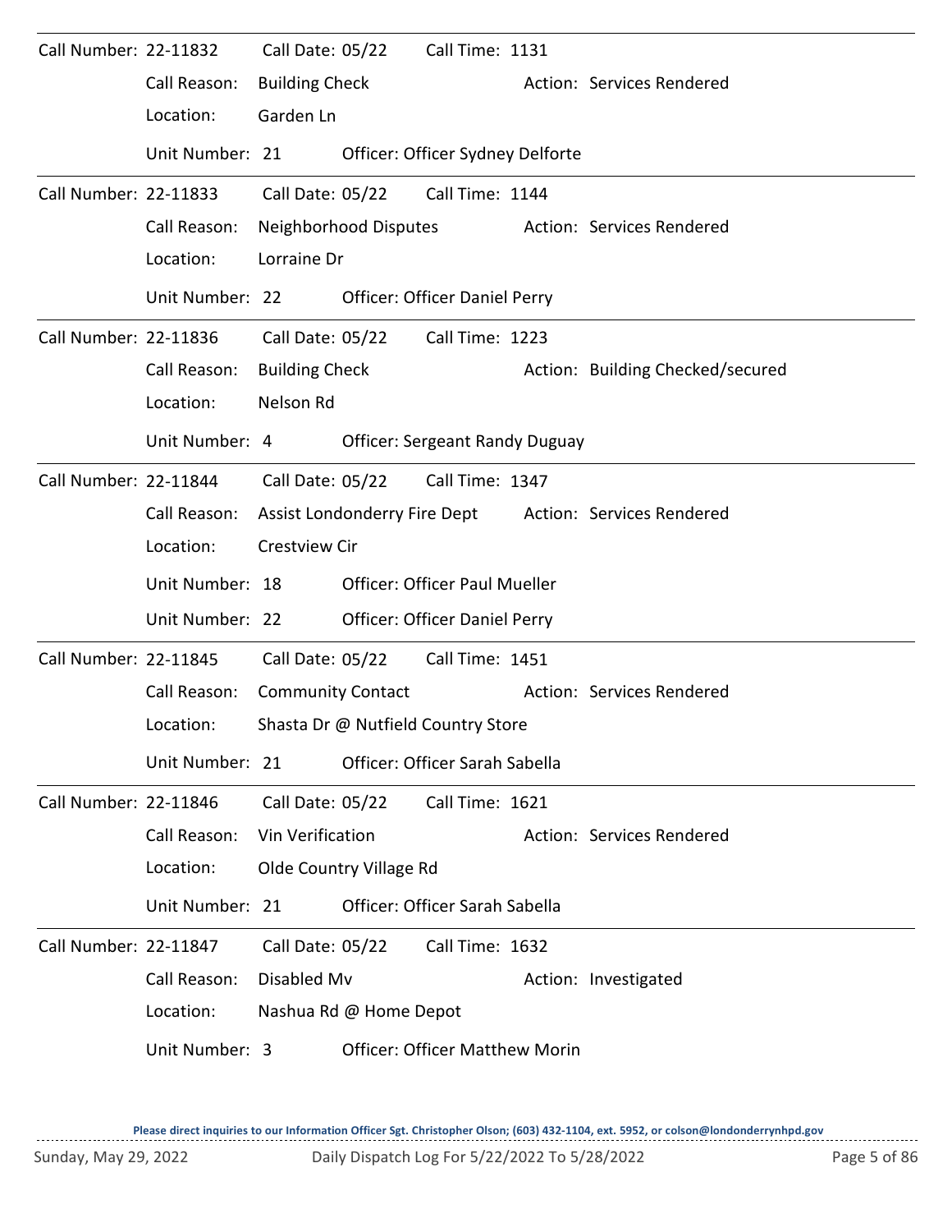Call Number: 22-11832 Call Date: 05/22 Call Time: 1131

Call Reason: Building Check Action: Services Rendered

Location: Garden Ln

Unit Number: 21 Officer: Officer Sydney Delforte

---

Call Number: 22-11833 Call Date: 05/22 Call Time: 1144

Call Reason: Neighborhood Disputes Action: Services Rendered

Location: Lorraine Dr

Unit Number: 22 Officer: Officer Daniel Perry

---

Call Number: 22-11836 Call Date: 05/22 Call Time: 1223

Call Reason: Building Check Action: Building Checked/secured

Location: Nelson Rd

Unit Number: 4 Officer: Sergeant Randy Duguay

---

Call Number: 22-11844 Call Date: 05/22 Call Time: 1347

Call Reason: Assist Londonderry Fire Dept Action: Services Rendered

Location: Crestview Cir

Unit Number: 18 Officer: Officer Paul Mueller

Unit Number: 22 Officer: Officer Daniel Perry

---

Call Number: 22-11845 Call Date: 05/22 Call Time: 1451

Call Reason: Community Contact Action: Services Rendered

Location: Shasta Dr @ Nutfield Country Store

Unit Number: 21 Officer: Officer Sarah Sabella

---

Call Number: 22-11846 Call Date: 05/22 Call Time: 1621

Call Reason: Vin Verification Action: Services Rendered

Location: Olde Country Village Rd

Unit Number: 21 Officer: Officer Sarah Sabella

---

Call Number: 22-11847 Call Date: 05/22 Call Time: 1632

Call Reason: Disabled Mv Action: Investigated

Location: Nashua Rd @ Home Depot

Unit Number: 3 Officer: Officer Matthew Morin

Please direct inquiries to our Information Officer Sgt. Christopher Olson; (603) 432-1104, ext. 5952, or colson@londonderrynhpd.gov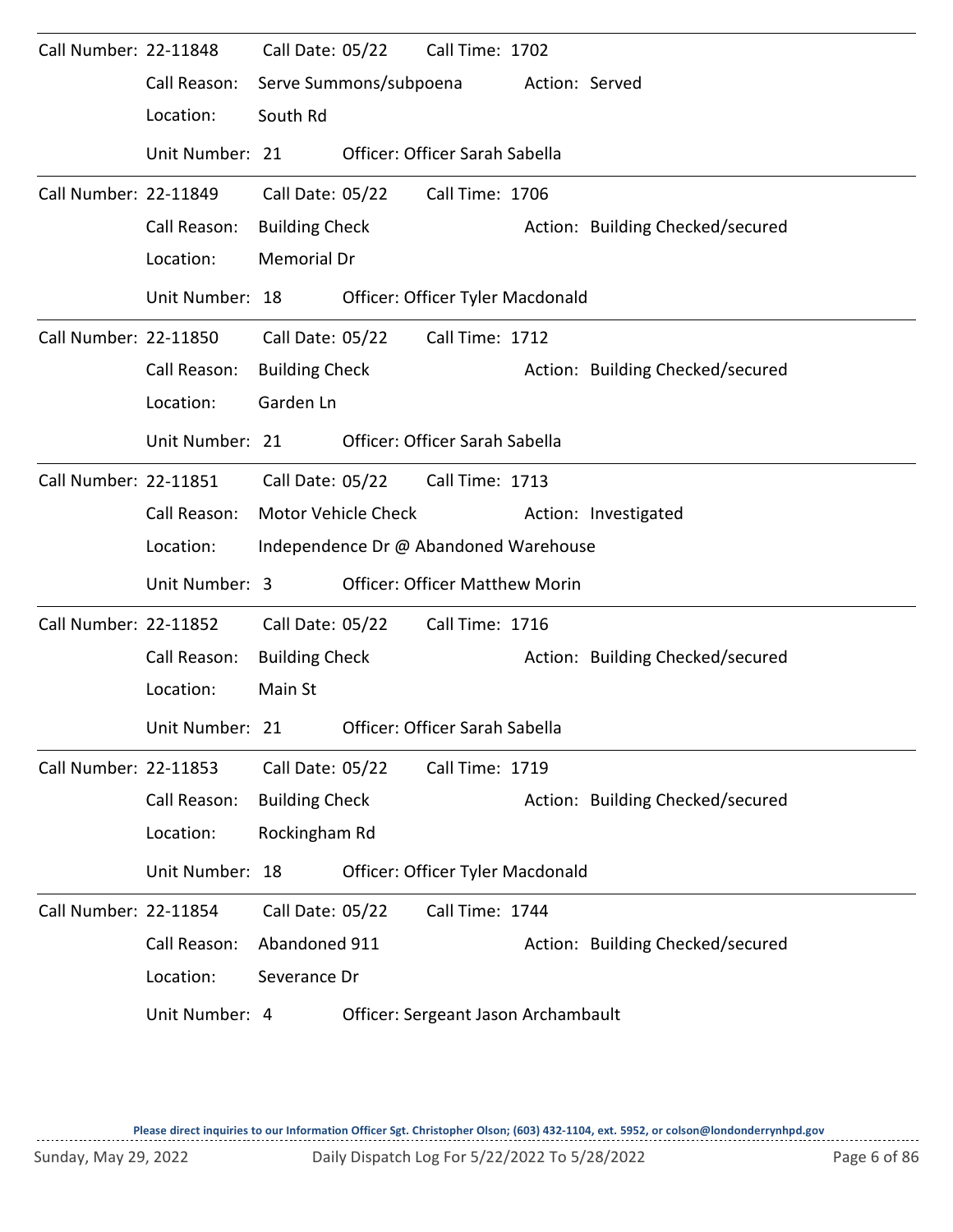Call Number: 22-11848 Call Date: 05/22 Call Time: 1702

Call Reason: Serve Summons/subpoena Action: Served

Location: South Rd

Unit Number: 21 Officer: Officer Sarah Sabella

---

Call Number: 22-11849 Call Date: 05/22 Call Time: 1706

Call Reason: Building Check Action: Building Checked/secured

Location: Memorial Dr

Unit Number: 18 Officer: Officer Tyler Macdonald

---

Call Number: 22-11850 Call Date: 05/22 Call Time: 1712

Call Reason: Building Check Action: Building Checked/secured

Location: Garden Ln

Unit Number: 21 Officer: Officer Sarah Sabella

---

Call Number: 22-11851 Call Date: 05/22 Call Time: 1713

Call Reason: Motor Vehicle Check Action: Investigated

Location: Independence Dr @ Abandoned Warehouse

Unit Number: 3 Officer: Officer Matthew Morin

---

Call Number: 22-11852 Call Date: 05/22 Call Time: 1716

Call Reason: Building Check Action: Building Checked/secured

Location: Main St

Unit Number: 21 Officer: Officer Sarah Sabella

---

Call Number: 22-11853 Call Date: 05/22 Call Time: 1719

Call Reason: Building Check Action: Building Checked/secured

Location: Rockingham Rd

Unit Number: 18 Officer: Officer Tyler Macdonald

---

Call Number: 22-11854 Call Date: 05/22 Call Time: 1744

Call Reason: Abandoned 911 Action: Building Checked/secured

Location: Severance Dr

Unit Number: 4 Officer: Sergeant Jason Archambault

Please direct inquiries to our Information Officer Sgt. Christopher Olson; (603) 432-1104, ext. 5952, or colson@londonderrynhpd.gov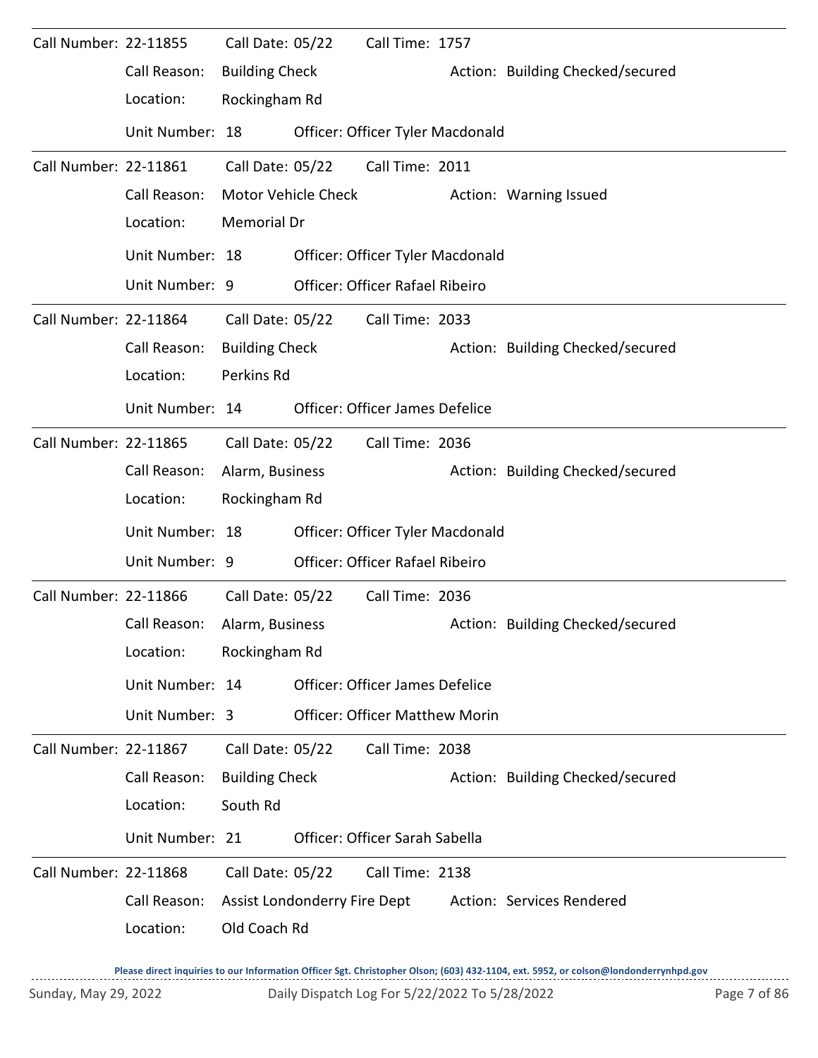Call Number: 22-11855 Call Date: 05/22 Call Time: 1757

Call Reason: Building Check Action: Building Checked/secured

Location: Rockingham Rd

Unit Number: 18 Officer: Officer Tyler Macdonald

---

Call Number: 22-11861 Call Date: 05/22 Call Time: 2011

Call Reason: Motor Vehicle Check Action: Warning Issued

Location: Memorial Dr

Unit Number: 18 Officer: Officer Tyler Macdonald

Unit Number: 9 Officer: Officer Rafael Ribeiro

---

Call Number: 22-11864 Call Date: 05/22 Call Time: 2033

Call Reason: Building Check Action: Building Checked/secured

Location: Perkins Rd

Unit Number: 14 Officer: Officer James Defelice

---

Call Number: 22-11865 Call Date: 05/22 Call Time: 2036

Call Reason: Alarm, Business Action: Building Checked/secured

Location: Rockingham Rd

Unit Number: 18 Officer: Officer Tyler Macdonald

Unit Number: 9 Officer: Officer Rafael Ribeiro

---

Call Number: 22-11866 Call Date: 05/22 Call Time: 2036

Call Reason: Alarm, Business Action: Building Checked/secured

Location: Rockingham Rd

Unit Number: 14 Officer: Officer James Defelice

Unit Number: 3 Officer: Officer Matthew Morin

---

Call Number: 22-11867 Call Date: 05/22 Call Time: 2038

Call Reason: Building Check Action: Building Checked/secured

Location: South Rd

Unit Number: 21 Officer: Officer Sarah Sabella

---

Call Number: 22-11868 Call Date: 05/22 Call Time: 2138

Call Reason: Assist Londonderry Fire Dept Action: Services Rendered

Location: Old Coach Rd

**Please direct inquiries to our Information Officer Sgt. Christopher Olson; (603) 432-1104, ext. 5952, or colson@londonderrynhpd.gov**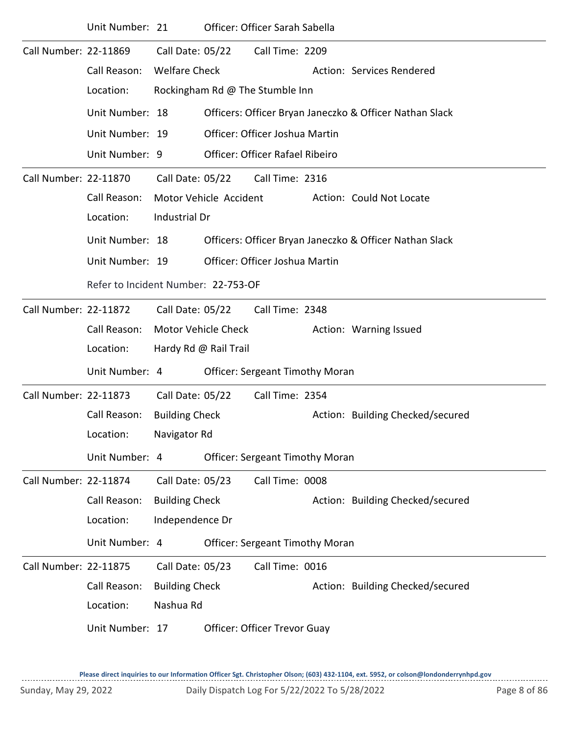Unit Number: 21 Officer: Officer Sarah Sabella

---

Call Number: 22-11869 Call Date: 05/22 Call Time: 2209

Call Reason: Welfare Check Action: Services Rendered

Location: Rockingham Rd @ The Stumble Inn

Unit Number: 18 Officers: Officer Bryan Janeczko & Officer Nathan Slack

Unit Number: 19 Officer: Officer Joshua Martin

Unit Number: 9 Officer: Officer Rafael Ribeiro

---

Call Number: 22-11870 Call Date: 05/22 Call Time: 2316

Call Reason: Motor Vehicle Accident Action: Could Not Locate

Location: Industrial Dr

Unit Number: 18 Officers: Officer Bryan Janeczko & Officer Nathan Slack

Unit Number: 19 Officer: Officer Joshua Martin

Refer to Incident Number: 22-753-OF

---

Call Number: 22-11872 Call Date: 05/22 Call Time: 2348

Call Reason: Motor Vehicle Check Action: Warning Issued

Location: Hardy Rd @ Rail Trail

Unit Number: 4 Officer: Sergeant Timothy Moran

---

Call Number: 22-11873 Call Date: 05/22 Call Time: 2354

Call Reason: Building Check Action: Building Checked/secured

Location: Navigator Rd

Unit Number: 4 Officer: Sergeant Timothy Moran

---

Call Number: 22-11874 Call Date: 05/23 Call Time: 0008

Call Reason: Building Check Action: Building Checked/secured

Location: Independence Dr

Unit Number: 4 Officer: Sergeant Timothy Moran

---

Call Number: 22-11875 Call Date: 05/23 Call Time: 0016

Call Reason: Building Check Action: Building Checked/secured

Location: Nashua Rd

Unit Number: 17 Officer: Officer Trevor Guay

**Please direct inquiries to our Information Officer Sgt. Christopher Olson; (603) 432-1104, ext. 5952, or colson@londonderrynhpd.gov**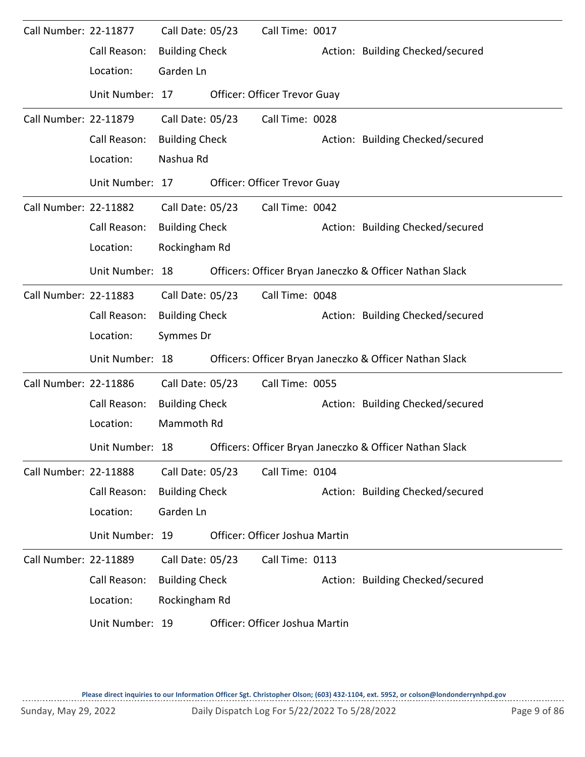Call Number: 22-11877 Call Date: 05/23 Call Time: 0017

Call Reason: Building Check Action: Building Checked/secured

Location: Garden Ln

Unit Number: 17 Officer: Officer Trevor Guay

---

Call Number: 22-11879 Call Date: 05/23 Call Time: 0028

Call Reason: Building Check Action: Building Checked/secured

Location: Nashua Rd

Unit Number: 17 Officer: Officer Trevor Guay

---

Call Number: 22-11882 Call Date: 05/23 Call Time: 0042

Call Reason: Building Check Action: Building Checked/secured

Location: Rockingham Rd

Unit Number: 18 Officers: Officer Bryan Janeczko & Officer Nathan Slack

---

Call Number: 22-11883 Call Date: 05/23 Call Time: 0048

Call Reason: Building Check Action: Building Checked/secured

Location: Symmes Dr

Unit Number: 18 Officers: Officer Bryan Janeczko & Officer Nathan Slack

---

Call Number: 22-11886 Call Date: 05/23 Call Time: 0055

Call Reason: Building Check Action: Building Checked/secured

Location: Mammoth Rd

Unit Number: 18 Officers: Officer Bryan Janeczko & Officer Nathan Slack

---

Call Number: 22-11888 Call Date: 05/23 Call Time: 0104

Call Reason: Building Check Action: Building Checked/secured

Location: Garden Ln

Unit Number: 19 Officer: Officer Joshua Martin

---

Call Number: 22-11889 Call Date: 05/23 Call Time: 0113

Call Reason: Building Check Action: Building Checked/secured

Location: Rockingham Rd

Unit Number: 19 Officer: Officer Joshua Martin

**Please direct inquiries to our Information Officer Sgt. Christopher Olson; (603) 432-1104, ext. 5952, or colson@londonderrynhpd.gov**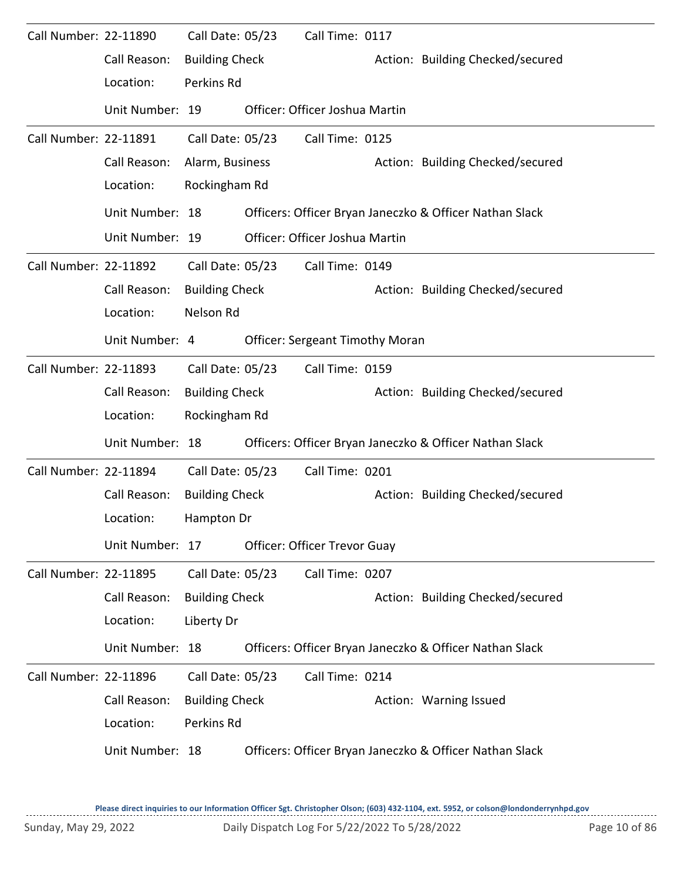Call Number: 22-11890 Call Date: 05/23 Call Time: 0117
Call Reason: Building Check Action: Building Checked/secured
Location: Perkins Rd
Unit Number: 19 Officer: Officer Joshua Martin

---

Call Number: 22-11891 Call Date: 05/23 Call Time: 0125
Call Reason: Alarm, Business Action: Building Checked/secured
Location: Rockingham Rd
Unit Number: 18 Officers: Officer Bryan Janeczko & Officer Nathan Slack
Unit Number: 19 Officer: Officer Joshua Martin

---

Call Number: 22-11892 Call Date: 05/23 Call Time: 0149
Call Reason: Building Check Action: Building Checked/secured
Location: Nelson Rd
Unit Number: 4 Officer: Sergeant Timothy Moran

---

Call Number: 22-11893 Call Date: 05/23 Call Time: 0159
Call Reason: Building Check Action: Building Checked/secured
Location: Rockingham Rd
Unit Number: 18 Officers: Officer Bryan Janeczko & Officer Nathan Slack

---

Call Number: 22-11894 Call Date: 05/23 Call Time: 0201
Call Reason: Building Check Action: Building Checked/secured
Location: Hampton Dr
Unit Number: 17 Officer: Officer Trevor Guay

---

Call Number: 22-11895 Call Date: 05/23 Call Time: 0207
Call Reason: Building Check Action: Building Checked/secured
Location: Liberty Dr
Unit Number: 18 Officers: Officer Bryan Janeczko & Officer Nathan Slack

---

Call Number: 22-11896 Call Date: 05/23 Call Time: 0214
Call Reason: Building Check Action: Warning Issued
Location: Perkins Rd
Unit Number: 18 Officers: Officer Bryan Janeczko & Officer Nathan Slack

**Please direct inquiries to our Information Officer Sgt. Christopher Olson; (603) 432-1104, ext. 5952, or colson@londonderrynhpd.gov**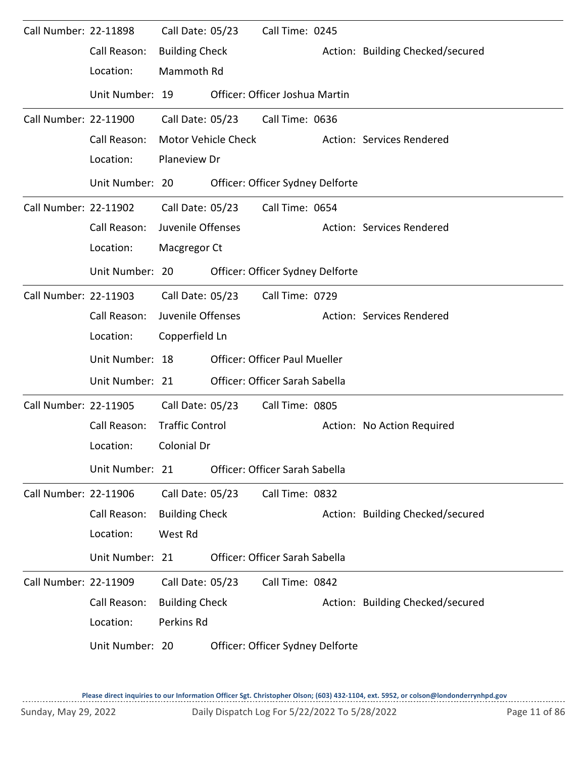Call Number: 22-11898 Call Date: 05/23 Call Time: 0245

Call Reason: Building Check Action: Building Checked/secured

Location: Mammoth Rd

Unit Number: 19 Officer: Officer Joshua Martin

---

Call Number: 22-11900 Call Date: 05/23 Call Time: 0636

Call Reason: Motor Vehicle Check Action: Services Rendered

Location: Planeview Dr

Unit Number: 20 Officer: Officer Sydney Delforte

---

Call Number: 22-11902 Call Date: 05/23 Call Time: 0654

Call Reason: Juvenile Offenses Action: Services Rendered

Location: Macgregor Ct

Unit Number: 20 Officer: Officer Sydney Delforte

---

Call Number: 22-11903 Call Date: 05/23 Call Time: 0729

Call Reason: Juvenile Offenses Action: Services Rendered

Location: Copperfield Ln

Unit Number: 18 Officer: Officer Paul Mueller

Unit Number: 21 Officer: Officer Sarah Sabella

---

Call Number: 22-11905 Call Date: 05/23 Call Time: 0805

Call Reason: Traffic Control Action: No Action Required

Location: Colonial Dr

Unit Number: 21 Officer: Officer Sarah Sabella

---

Call Number: 22-11906 Call Date: 05/23 Call Time: 0832

Call Reason: Building Check Action: Building Checked/secured

Location: West Rd

Unit Number: 21 Officer: Officer Sarah Sabella

---

Call Number: 22-11909 Call Date: 05/23 Call Time: 0842

Call Reason: Building Check Action: Building Checked/secured

Location: Perkins Rd

Unit Number: 20 Officer: Officer Sydney Delforte

Please direct inquiries to our Information Officer Sgt. Christopher Olson; (603) 432-1104, ext. 5952, or colson@londonderrynhpd.gov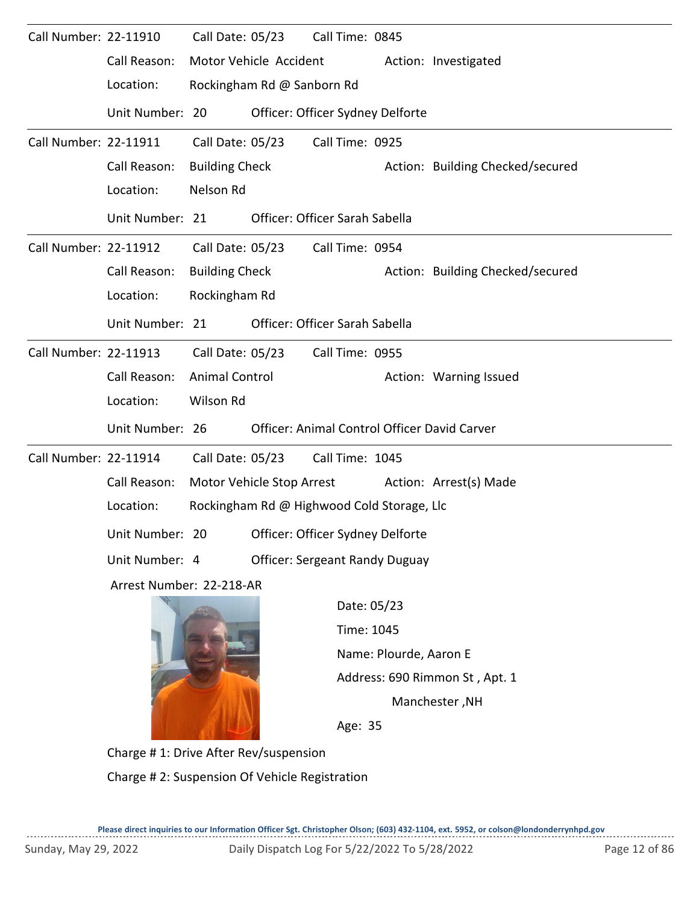Call Number: 22-11910 Call Date: 05/23 Call Time: 0845

Call Reason: Motor Vehicle Accident Action: Investigated

Location: Rockingham Rd @ Sanborn Rd

Unit Number: 20 Officer: Officer Sydney Delforte

---

Call Number: 22-11911 Call Date: 05/23 Call Time: 0925

Call Reason: Building Check Action: Building Checked/secured

Location: Nelson Rd

Unit Number: 21 Officer: Officer Sarah Sabella

---

Call Number: 22-11912 Call Date: 05/23 Call Time: 0954

Call Reason: Building Check Action: Building Checked/secured

Location: Rockingham Rd

Unit Number: 21 Officer: Officer Sarah Sabella

---

Call Number: 22-11913 Call Date: 05/23 Call Time: 0955

Call Reason: Animal Control Action: Warning Issued

Location: Wilson Rd

Unit Number: 26 Officer: Animal Control Officer David Carver

---

Call Number: 22-11914 Call Date: 05/23 Call Time: 1045

Call Reason: Motor Vehicle Stop Arrest Action: Arrest(s) Made

Location: Rockingham Rd @ Highwood Cold Storage, Llc

Unit Number: 20 Officer: Officer Sydney Delforte

Unit Number: 4 Officer: Sergeant Randy Duguay

Arrest Number: 22-218-AR

Date: 05/23

Time: 1045

Name: Plourde, Aaron E

Address: 690 Rimmon St , Apt. 1
Manchester ,NH

Age: 35

Charge # 1: Drive After Rev/suspension

Charge # 2: Suspension Of Vehicle Registration

Please direct inquiries to our Information Officer Sgt. Christopher Olson; (603) 432-1104, ext. 5952, or colson@londonderrynhpd.gov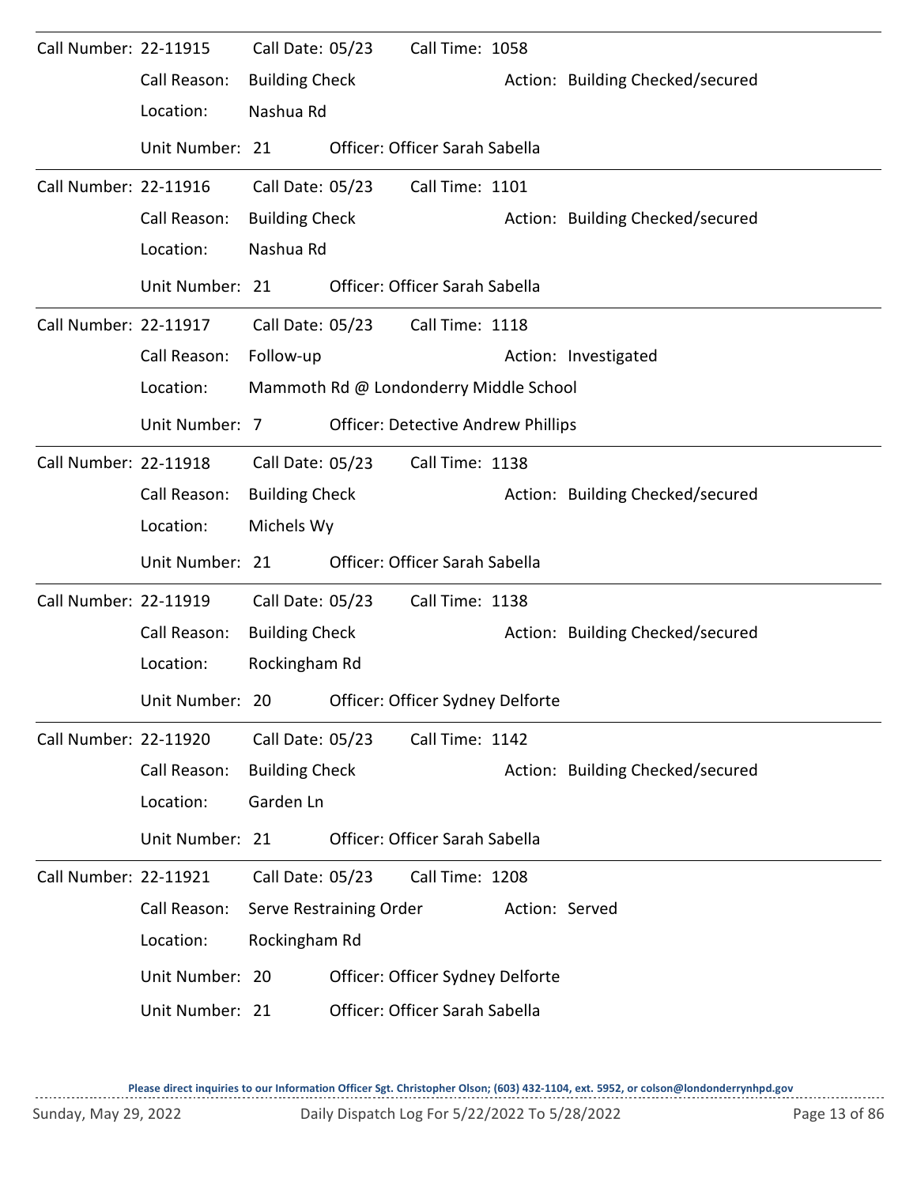Call Number: 22-11915 Call Date: 05/23 Call Time: 1058
Call Reason: Building Check Action: Building Checked/secured
Location: Nashua Rd
Unit Number: 21 Officer: Officer Sarah Sabella

---

Call Number: 22-11916 Call Date: 05/23 Call Time: 1101
Call Reason: Building Check Action: Building Checked/secured
Location: Nashua Rd
Unit Number: 21 Officer: Officer Sarah Sabella

---

Call Number: 22-11917 Call Date: 05/23 Call Time: 1118
Call Reason: Follow-up Action: Investigated
Location: Mammoth Rd @ Londonderry Middle School
Unit Number: 7 Officer: Detective Andrew Phillips

---

Call Number: 22-11918 Call Date: 05/23 Call Time: 1138
Call Reason: Building Check Action: Building Checked/secured
Location: Michels Wy
Unit Number: 21 Officer: Officer Sarah Sabella

---

Call Number: 22-11919 Call Date: 05/23 Call Time: 1138
Call Reason: Building Check Action: Building Checked/secured
Location: Rockingham Rd
Unit Number: 20 Officer: Officer Sydney Delforte

---

Call Number: 22-11920 Call Date: 05/23 Call Time: 1142
Call Reason: Building Check Action: Building Checked/secured
Location: Garden Ln
Unit Number: 21 Officer: Officer Sarah Sabella

---

Call Number: 22-11921 Call Date: 05/23 Call Time: 1208
Call Reason: Serve Restraining Order Action: Served
Location: Rockingham Rd
Unit Number: 20 Officer: Officer Sydney Delforte
Unit Number: 21 Officer: Officer Sarah Sabella

**Please direct inquiries to our Information Officer Sgt. Christopher Olson; (603) 432-1104, ext. 5952, or colson@londonderrynhpd.gov**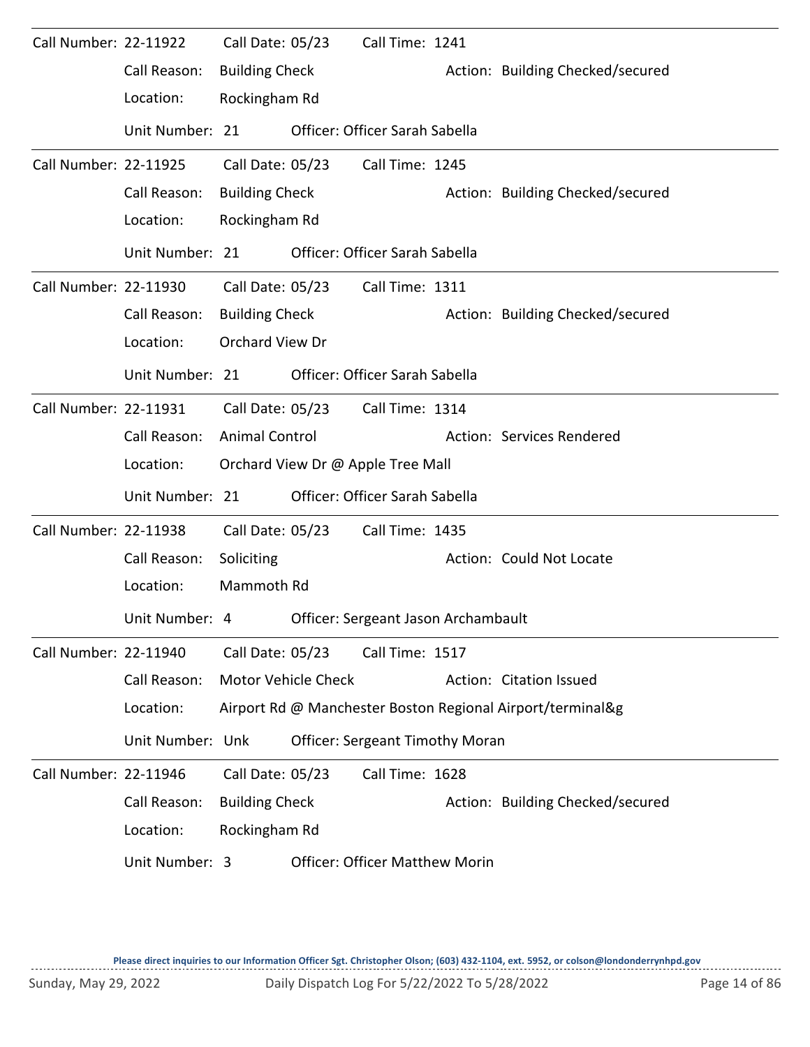Call Number: 22-11922 Call Date: 05/23 Call Time: 1241

Call Reason: Building Check Action: Building Checked/secured

Location: Rockingham Rd

Unit Number: 21 Officer: Officer Sarah Sabella

---

Call Number: 22-11925 Call Date: 05/23 Call Time: 1245

Call Reason: Building Check Action: Building Checked/secured

Location: Rockingham Rd

Unit Number: 21 Officer: Officer Sarah Sabella

---

Call Number: 22-11930 Call Date: 05/23 Call Time: 1311

Call Reason: Building Check Action: Building Checked/secured

Location: Orchard View Dr

Unit Number: 21 Officer: Officer Sarah Sabella

---

Call Number: 22-11931 Call Date: 05/23 Call Time: 1314

Call Reason: Animal Control Action: Services Rendered

Location: Orchard View Dr @ Apple Tree Mall

Unit Number: 21 Officer: Officer Sarah Sabella

---

Call Number: 22-11938 Call Date: 05/23 Call Time: 1435

Call Reason: Soliciting Action: Could Not Locate

Location: Mammoth Rd

Unit Number: 4 Officer: Sergeant Jason Archambault

---

Call Number: 22-11940 Call Date: 05/23 Call Time: 1517

Call Reason: Motor Vehicle Check Action: Citation Issued

Location: Airport Rd @ Manchester Boston Regional Airport/terminal&g

Unit Number: Unk Officer: Sergeant Timothy Moran

---

Call Number: 22-11946 Call Date: 05/23 Call Time: 1628

Call Reason: Building Check Action: Building Checked/secured

Location: Rockingham Rd

Unit Number: 3 Officer: Officer Matthew Morin

Please direct inquiries to our Information Officer Sgt. Christopher Olson; (603) 432-1104, ext. 5952, or colson@londonderrynhpd.gov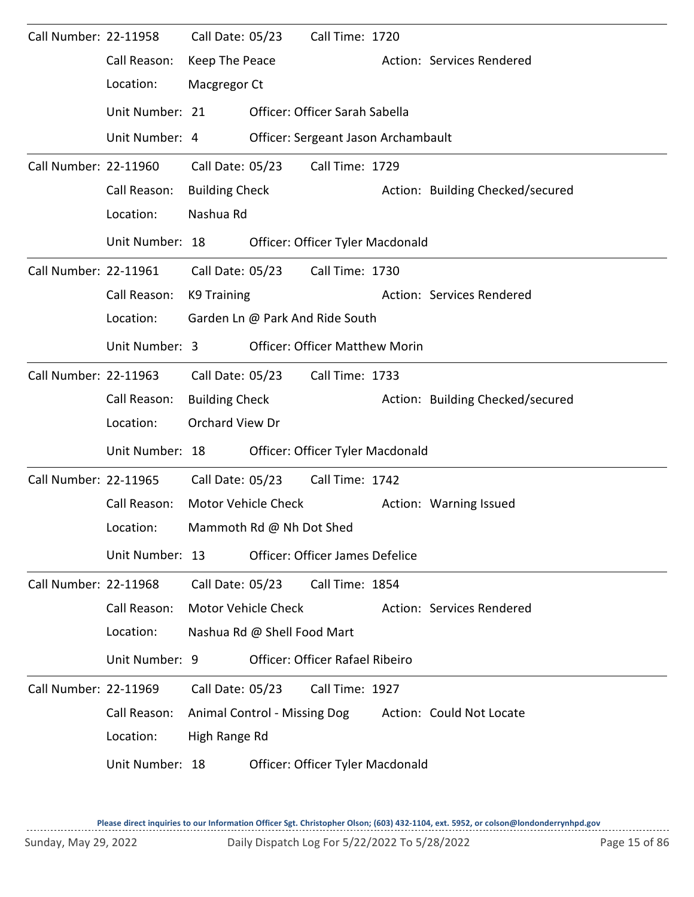Call Number: 22-11958 Call Date: 05/23 Call Time: 1720

Call Reason: Keep The Peace Action: Services Rendered

Location: Macgregor Ct

Unit Number: 21 Officer: Officer Sarah Sabella

Unit Number: 4 Officer: Sergeant Jason Archambault

---

Call Number: 22-11960 Call Date: 05/23 Call Time: 1729

Call Reason: Building Check Action: Building Checked/secured

Location: Nashua Rd

Unit Number: 18 Officer: Officer Tyler Macdonald

---

Call Number: 22-11961 Call Date: 05/23 Call Time: 1730

Call Reason: K9 Training Action: Services Rendered

Location: Garden Ln @ Park And Ride South

Unit Number: 3 Officer: Officer Matthew Morin

---

Call Number: 22-11963 Call Date: 05/23 Call Time: 1733

Call Reason: Building Check Action: Building Checked/secured

Location: Orchard View Dr

Unit Number: 18 Officer: Officer Tyler Macdonald

---

Call Number: 22-11965 Call Date: 05/23 Call Time: 1742

Call Reason: Motor Vehicle Check Action: Warning Issued

Location: Mammoth Rd @ Nh Dot Shed

Unit Number: 13 Officer: Officer James Defelice

---

Call Number: 22-11968 Call Date: 05/23 Call Time: 1854

Call Reason: Motor Vehicle Check Action: Services Rendered

Location: Nashua Rd @ Shell Food Mart

Unit Number: 9 Officer: Officer Rafael Ribeiro

---

Call Number: 22-11969 Call Date: 05/23 Call Time: 1927

Call Reason: Animal Control - Missing Dog Action: Could Not Locate

Location: High Range Rd

Unit Number: 18 Officer: Officer Tyler Macdonald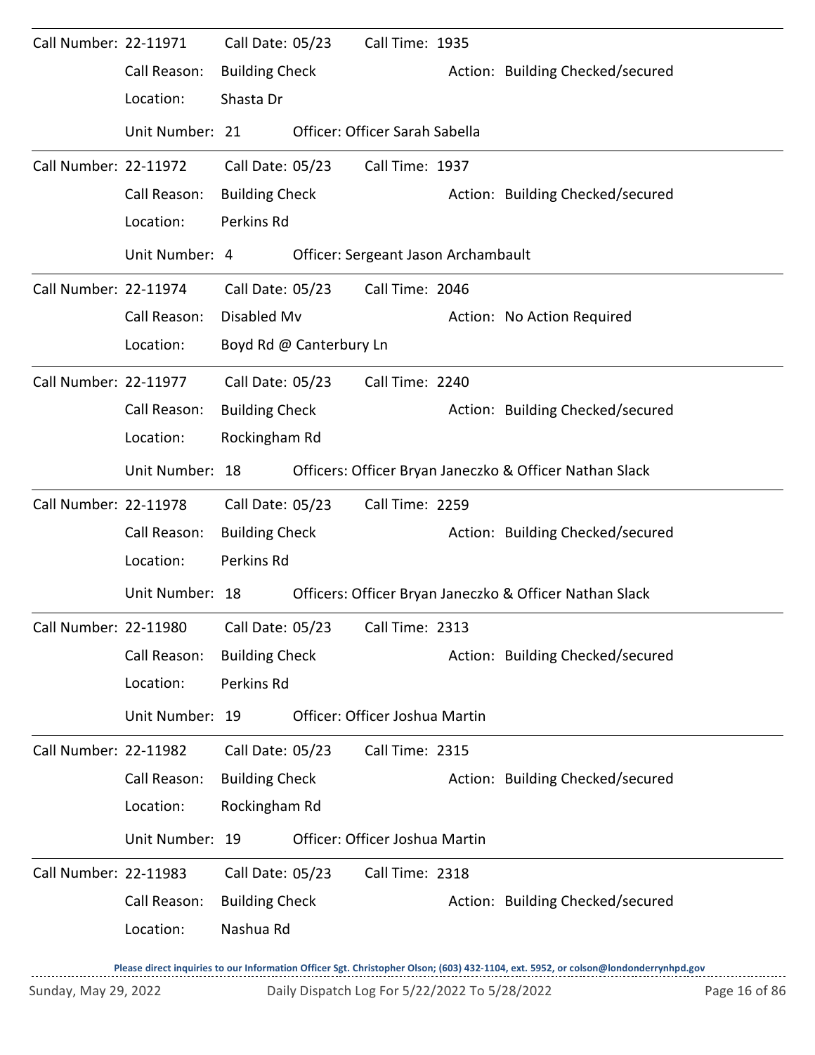Call Number: 22-11971 Call Date: 05/23 Call Time: 1935
Call Reason: Building Check Action: Building Checked/secured
Location: Shasta Dr
Unit Number: 21 Officer: Officer Sarah Sabella

---

Call Number: 22-11972 Call Date: 05/23 Call Time: 1937
Call Reason: Building Check Action: Building Checked/secured
Location: Perkins Rd
Unit Number: 4 Officer: Sergeant Jason Archambault

---

Call Number: 22-11974 Call Date: 05/23 Call Time: 2046
Call Reason: Disabled Mv Action: No Action Required
Location: Boyd Rd @ Canterbury Ln

---

Call Number: 22-11977 Call Date: 05/23 Call Time: 2240
Call Reason: Building Check Action: Building Checked/secured
Location: Rockingham Rd
Unit Number: 18 Officers: Officer Bryan Janeczko & Officer Nathan Slack

---

Call Number: 22-11978 Call Date: 05/23 Call Time: 2259
Call Reason: Building Check Action: Building Checked/secured
Location: Perkins Rd
Unit Number: 18 Officers: Officer Bryan Janeczko & Officer Nathan Slack

---

Call Number: 22-11980 Call Date: 05/23 Call Time: 2313
Call Reason: Building Check Action: Building Checked/secured
Location: Perkins Rd
Unit Number: 19 Officer: Officer Joshua Martin

---

Call Number: 22-11982 Call Date: 05/23 Call Time: 2315
Call Reason: Building Check Action: Building Checked/secured
Location: Rockingham Rd
Unit Number: 19 Officer: Officer Joshua Martin

---

Call Number: 22-11983 Call Date: 05/23 Call Time: 2318
Call Reason: Building Check Action: Building Checked/secured
Location: Nashua Rd

**Please direct inquiries to our Information Officer Sgt. Christopher Olson; (603) 432-1104, ext. 5952, or colson@londonderrynhpd.gov**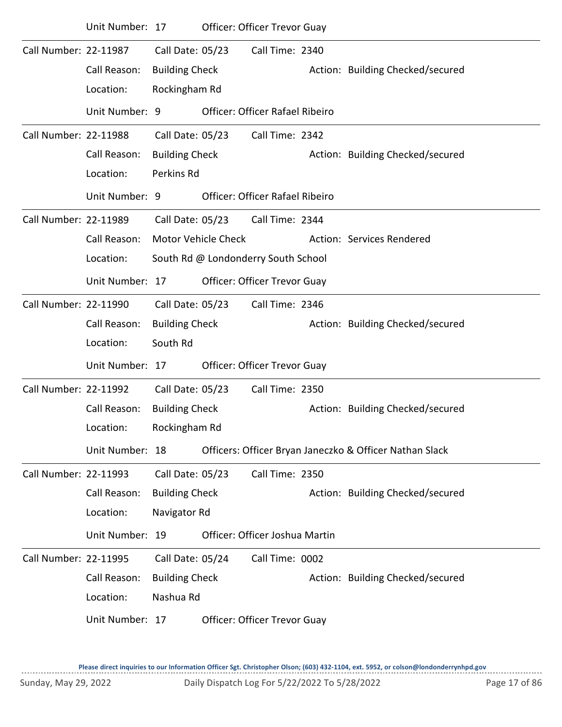Unit Number: 17 Officer: Officer Trevor Guay

---

Call Number: 22-11987 Call Date: 05/23 Call Time: 2340

Call Reason: Building Check Action: Building Checked/secured

Location: Rockingham Rd

Unit Number: 9 Officer: Officer Rafael Ribeiro

---

Call Number: 22-11988 Call Date: 05/23 Call Time: 2342

Call Reason: Building Check Action: Building Checked/secured

Location: Perkins Rd

Unit Number: 9 Officer: Officer Rafael Ribeiro

---

Call Number: 22-11989 Call Date: 05/23 Call Time: 2344

Call Reason: Motor Vehicle Check Action: Services Rendered

Location: South Rd @ Londonderry South School

Unit Number: 17 Officer: Officer Trevor Guay

---

Call Number: 22-11990 Call Date: 05/23 Call Time: 2346

Call Reason: Building Check Action: Building Checked/secured

Location: South Rd

Unit Number: 17 Officer: Officer Trevor Guay

---

Call Number: 22-11992 Call Date: 05/23 Call Time: 2350

Call Reason: Building Check Action: Building Checked/secured

Location: Rockingham Rd

Unit Number: 18 Officers: Officer Bryan Janeczko & Officer Nathan Slack

---

Call Number: 22-11993 Call Date: 05/23 Call Time: 2350

Call Reason: Building Check Action: Building Checked/secured

Location: Navigator Rd

Unit Number: 19 Officer: Officer Joshua Martin

---

Call Number: 22-11995 Call Date: 05/24 Call Time: 0002

Call Reason: Building Check Action: Building Checked/secured

Location: Nashua Rd

Unit Number: 17 Officer: Officer Trevor Guay

Please direct inquiries to our Information Officer Sgt. Christopher Olson; (603) 432-1104, ext. 5952, or colson@londonderrynhpd.gov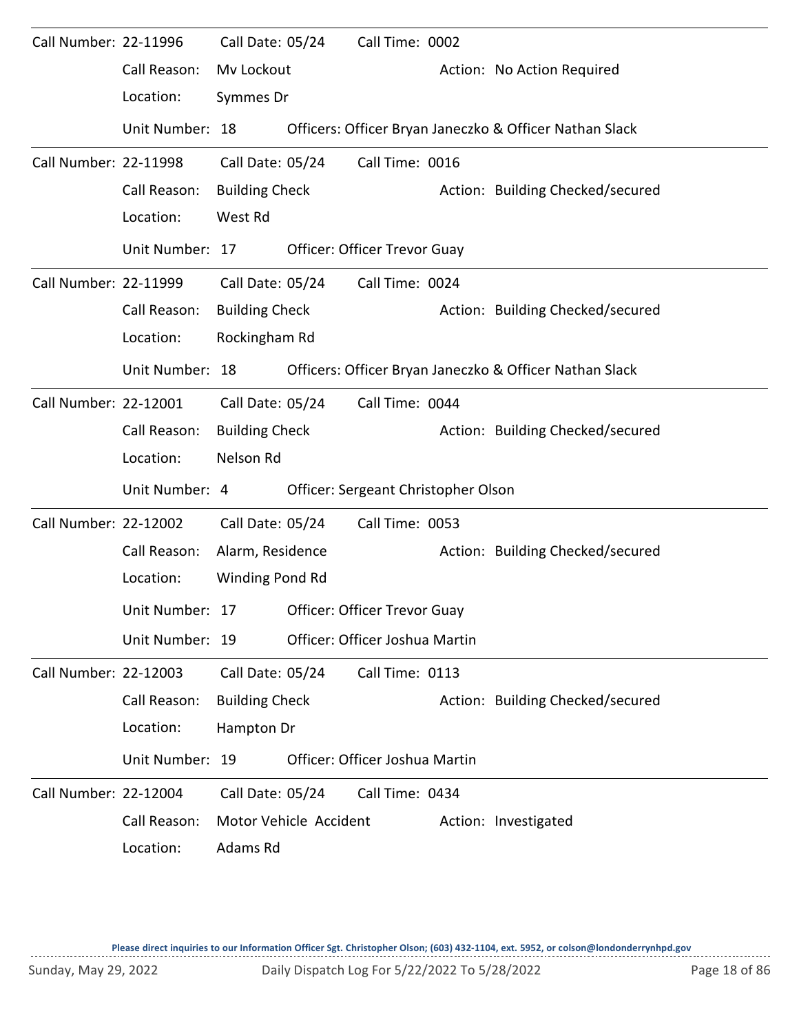Call Number: 22-11996 Call Date: 05/24 Call Time: 0002
Call Reason: Mv Lockout Action: No Action Required
Location: Symmes Dr
Unit Number: 18 Officers: Officer Bryan Janeczko & Officer Nathan Slack

---

Call Number: 22-11998 Call Date: 05/24 Call Time: 0016
Call Reason: Building Check Action: Building Checked/secured
Location: West Rd
Unit Number: 17 Officer: Officer Trevor Guay

---

Call Number: 22-11999 Call Date: 05/24 Call Time: 0024
Call Reason: Building Check Action: Building Checked/secured
Location: Rockingham Rd
Unit Number: 18 Officers: Officer Bryan Janeczko & Officer Nathan Slack

---

Call Number: 22-12001 Call Date: 05/24 Call Time: 0044
Call Reason: Building Check Action: Building Checked/secured
Location: Nelson Rd
Unit Number: 4 Officer: Sergeant Christopher Olson

---

Call Number: 22-12002 Call Date: 05/24 Call Time: 0053
Call Reason: Alarm, Residence Action: Building Checked/secured
Location: Winding Pond Rd
Unit Number: 17 Officer: Officer Trevor Guay
Unit Number: 19 Officer: Officer Joshua Martin

---

Call Number: 22-12003 Call Date: 05/24 Call Time: 0113
Call Reason: Building Check Action: Building Checked/secured
Location: Hampton Dr
Unit Number: 19 Officer: Officer Joshua Martin

---

Call Number: 22-12004 Call Date: 05/24 Call Time: 0434
Call Reason: Motor Vehicle Accident Action: Investigated
Location: Adams Rd

**Please direct inquiries to our Information Officer Sgt. Christopher Olson; (603) 432-1104, ext. 5952, or colson@londonderrynhpd.gov**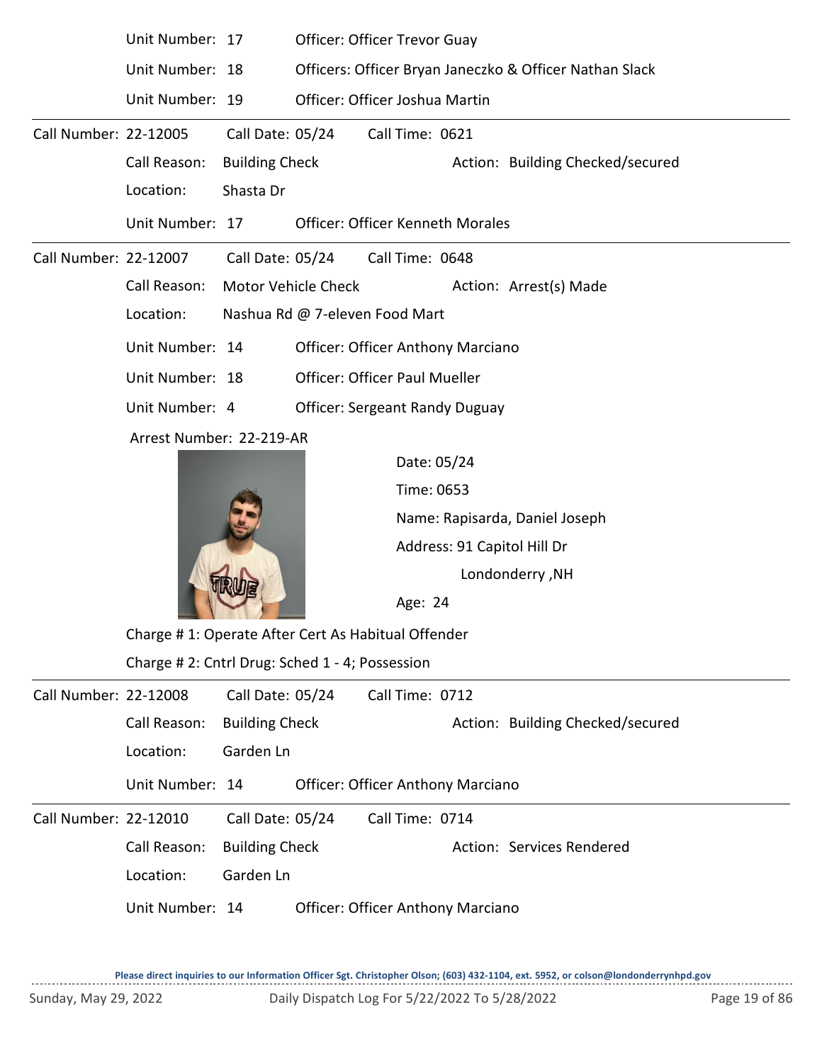Unit Number: 17 Officer: Officer Trevor Guay

Unit Number: 18 Officers: Officer Bryan Janeczko & Officer Nathan Slack

Unit Number: 19 Officer: Officer Joshua Martin

---

Call Number: 22-12005 Call Date: 05/24 Call Time: 0621

Call Reason: Building Check Action: Building Checked/secured

Location: Shasta Dr

Unit Number: 17 Officer: Officer Kenneth Morales

---

Call Number: 22-12007 Call Date: 05/24 Call Time: 0648

Call Reason: Motor Vehicle Check Action: Arrest(s) Made

Location: Nashua Rd @ 7-eleven Food Mart

Unit Number: 14 Officer: Officer Anthony Marciano

Unit Number: 18 Officer: Officer Paul Mueller

Unit Number: 4 Officer: Sergeant Randy Duguay

Arrest Number: 22-219-AR

Date: 05/24

Time: 0653

Name: Rapisarda, Daniel Joseph

Address: 91 Capitol Hill Dr

Londonderry ,NH

Age: 24

Charge # 1: Operate After Cert As Habitual Offender

Charge # 2: Cntrl Drug: Sched 1 - 4; Possession

---

Call Number: 22-12008 Call Date: 05/24 Call Time: 0712

Call Reason: Building Check Action: Building Checked/secured

Location: Garden Ln

Unit Number: 14 Officer: Officer Anthony Marciano

---

Call Number: 22-12010 Call Date: 05/24 Call Time: 0714

Call Reason: Building Check Action: Services Rendered

Location: Garden Ln

Unit Number: 14 Officer: Officer Anthony Marciano

Please direct inquiries to our Information Officer Sgt. Christopher Olson; (603) 432-1104, ext. 5952, or colson@londonderrynhpd.gov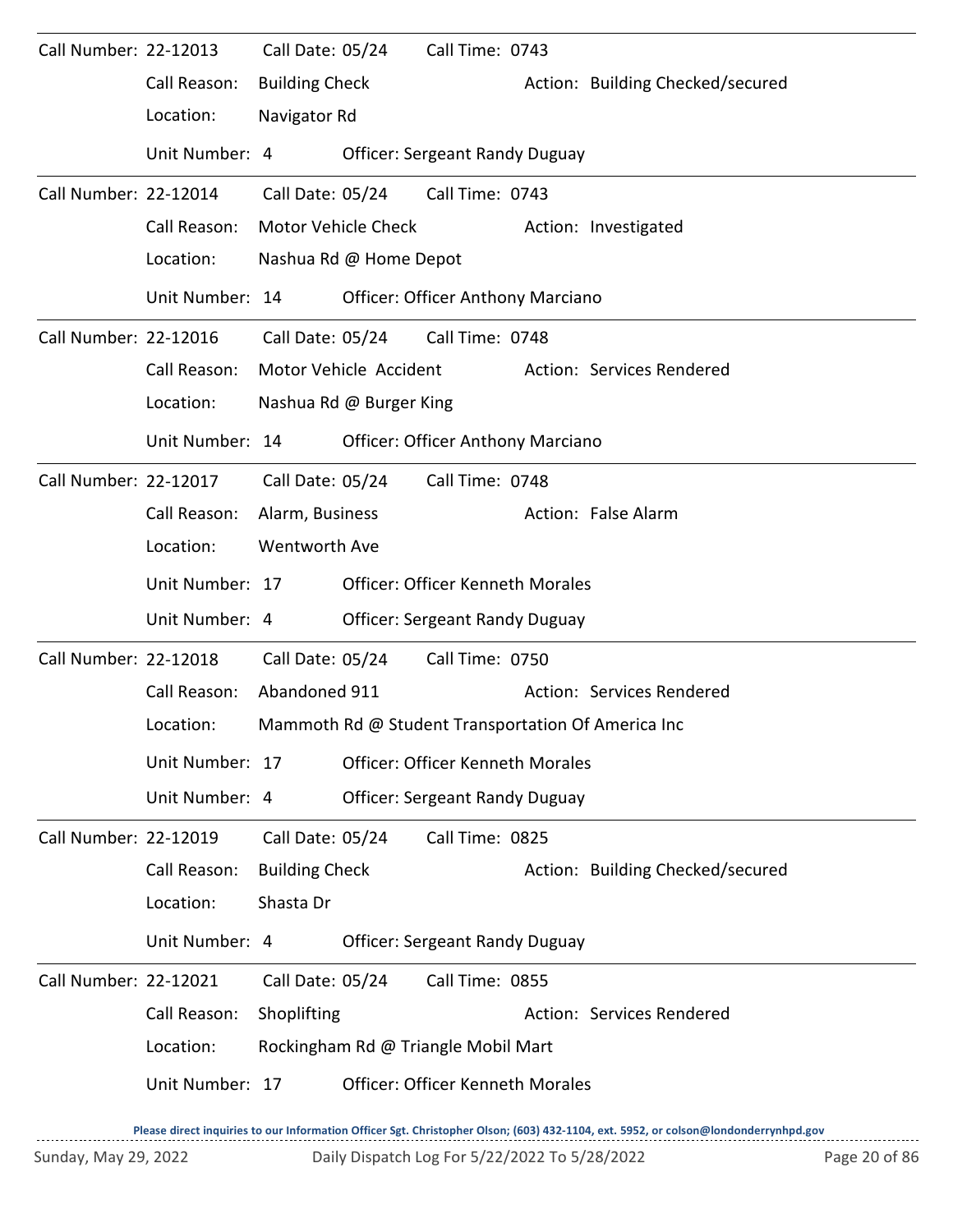Call Number: 22-12013 Call Date: 05/24 Call Time: 0743

Call Reason: Building Check Action: Building Checked/secured

Location: Navigator Rd

Unit Number: 4 Officer: Sergeant Randy Duguay

---

Call Number: 22-12014 Call Date: 05/24 Call Time: 0743

Call Reason: Motor Vehicle Check Action: Investigated

Location: Nashua Rd @ Home Depot

Unit Number: 14 Officer: Officer Anthony Marciano

---

Call Number: 22-12016 Call Date: 05/24 Call Time: 0748

Call Reason: Motor Vehicle Accident Action: Services Rendered

Location: Nashua Rd @ Burger King

Unit Number: 14 Officer: Officer Anthony Marciano

---

Call Number: 22-12017 Call Date: 05/24 Call Time: 0748

Call Reason: Alarm, Business Action: False Alarm

Location: Wentworth Ave

Unit Number: 17 Officer: Officer Kenneth Morales

Unit Number: 4 Officer: Sergeant Randy Duguay

---

Call Number: 22-12018 Call Date: 05/24 Call Time: 0750

Call Reason: Abandoned 911 Action: Services Rendered

Location: Mammoth Rd @ Student Transportation Of America Inc

Unit Number: 17 Officer: Officer Kenneth Morales

Unit Number: 4 Officer: Sergeant Randy Duguay

---

Call Number: 22-12019 Call Date: 05/24 Call Time: 0825

Call Reason: Building Check Action: Building Checked/secured

Location: Shasta Dr

Unit Number: 4 Officer: Sergeant Randy Duguay

---

Call Number: 22-12021 Call Date: 05/24 Call Time: 0855

Call Reason: Shoplifting Action: Services Rendered

Location: Rockingham Rd @ Triangle Mobil Mart

Unit Number: 17 Officer: Officer Kenneth Morales

**Please direct inquiries to our Information Officer Sgt. Christopher Olson; (603) 432-1104, ext. 5952, or colson@londonderrynhpd.gov**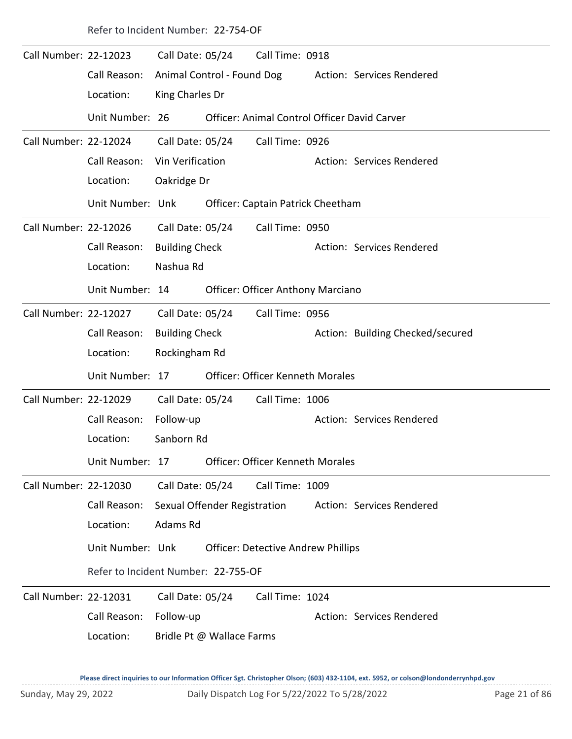Refer to Incident Number: 22-754-OF

---

Call Number: 22-12023 Call Date: 05/24 Call Time: 0918
Call Reason: Animal Control - Found Dog Action: Services Rendered
Location: King Charles Dr
Unit Number: 26 Officer: Animal Control Officer David Carver

---

Call Number: 22-12024 Call Date: 05/24 Call Time: 0926
Call Reason: Vin Verification Action: Services Rendered
Location: Oakridge Dr
Unit Number: Unk Officer: Captain Patrick Cheetham

---

Call Number: 22-12026 Call Date: 05/24 Call Time: 0950
Call Reason: Building Check Action: Services Rendered
Location: Nashua Rd
Unit Number: 14 Officer: Officer Anthony Marciano

---

Call Number: 22-12027 Call Date: 05/24 Call Time: 0956
Call Reason: Building Check Action: Building Checked/secured
Location: Rockingham Rd
Unit Number: 17 Officer: Officer Kenneth Morales

---

Call Number: 22-12029 Call Date: 05/24 Call Time: 1006
Call Reason: Follow-up Action: Services Rendered
Location: Sanborn Rd
Unit Number: 17 Officer: Officer Kenneth Morales

---

Call Number: 22-12030 Call Date: 05/24 Call Time: 1009
Call Reason: Sexual Offender Registration Action: Services Rendered
Location: Adams Rd
Unit Number: Unk Officer: Detective Andrew Phillips
Refer to Incident Number: 22-755-OF

---

Call Number: 22-12031 Call Date: 05/24 Call Time: 1024
Call Reason: Follow-up Action: Services Rendered
Location: Bridle Pt @ Wallace Farms

**Please direct inquiries to our Information Officer Sgt. Christopher Olson; (603) 432-1104, ext. 5952, or colson@londonderrynhpd.gov**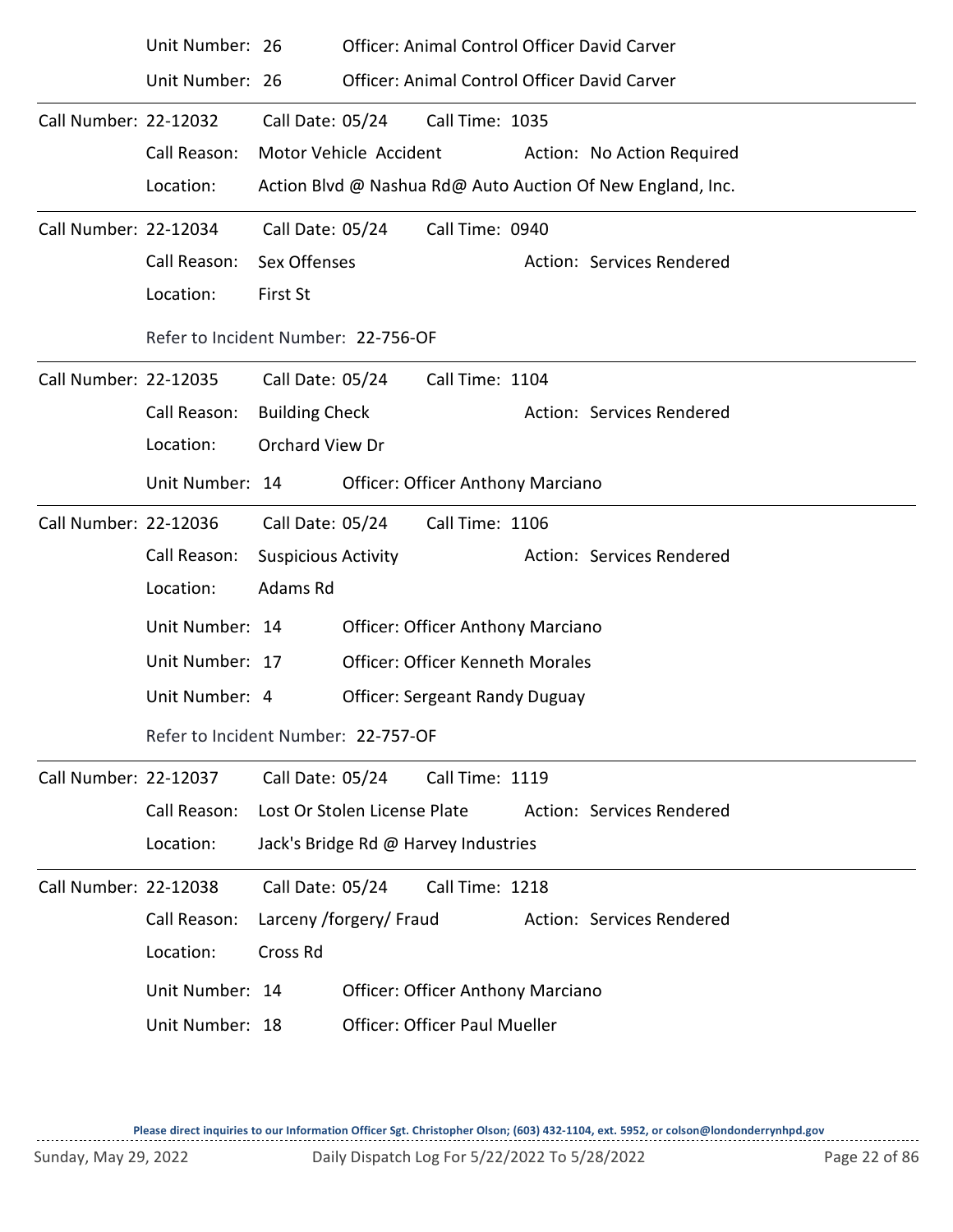Unit Number: 26    Officer: Animal Control Officer David Carver

Unit Number: 26    Officer: Animal Control Officer David Carver

---

Call Number: 22-12032    Call Date: 05/24    Call Time: 1035

Call Reason: Motor Vehicle Accident    Action: No Action Required

Location: Action Blvd @ Nashua Rd@ Auto Auction Of New England, Inc.

---

Call Number: 22-12034    Call Date: 05/24    Call Time: 0940

Call Reason: Sex Offenses    Action: Services Rendered

Location: First St

Refer to Incident Number: 22-756-OF

---

Call Number: 22-12035    Call Date: 05/24    Call Time: 1104

Call Reason: Building Check    Action: Services Rendered

Location: Orchard View Dr

Unit Number: 14    Officer: Officer Anthony Marciano

---

Call Number: 22-12036    Call Date: 05/24    Call Time: 1106

Call Reason: Suspicious Activity    Action: Services Rendered

Location: Adams Rd

Unit Number: 14    Officer: Officer Anthony Marciano

Unit Number: 17    Officer: Officer Kenneth Morales

Unit Number: 4    Officer: Sergeant Randy Duguay

Refer to Incident Number: 22-757-OF

---

Call Number: 22-12037    Call Date: 05/24    Call Time: 1119

Call Reason: Lost Or Stolen License Plate    Action: Services Rendered

Location: Jack's Bridge Rd @ Harvey Industries

---

Call Number: 22-12038    Call Date: 05/24    Call Time: 1218

Call Reason: Larceny /forgery/ Fraud    Action: Services Rendered

Location: Cross Rd

Unit Number: 14    Officer: Officer Anthony Marciano

Unit Number: 18    Officer: Officer Paul Mueller

**Please direct inquiries to our Information Officer Sgt. Christopher Olson; (603) 432-1104, ext. 5952, or colson@londonderrynhpd.gov**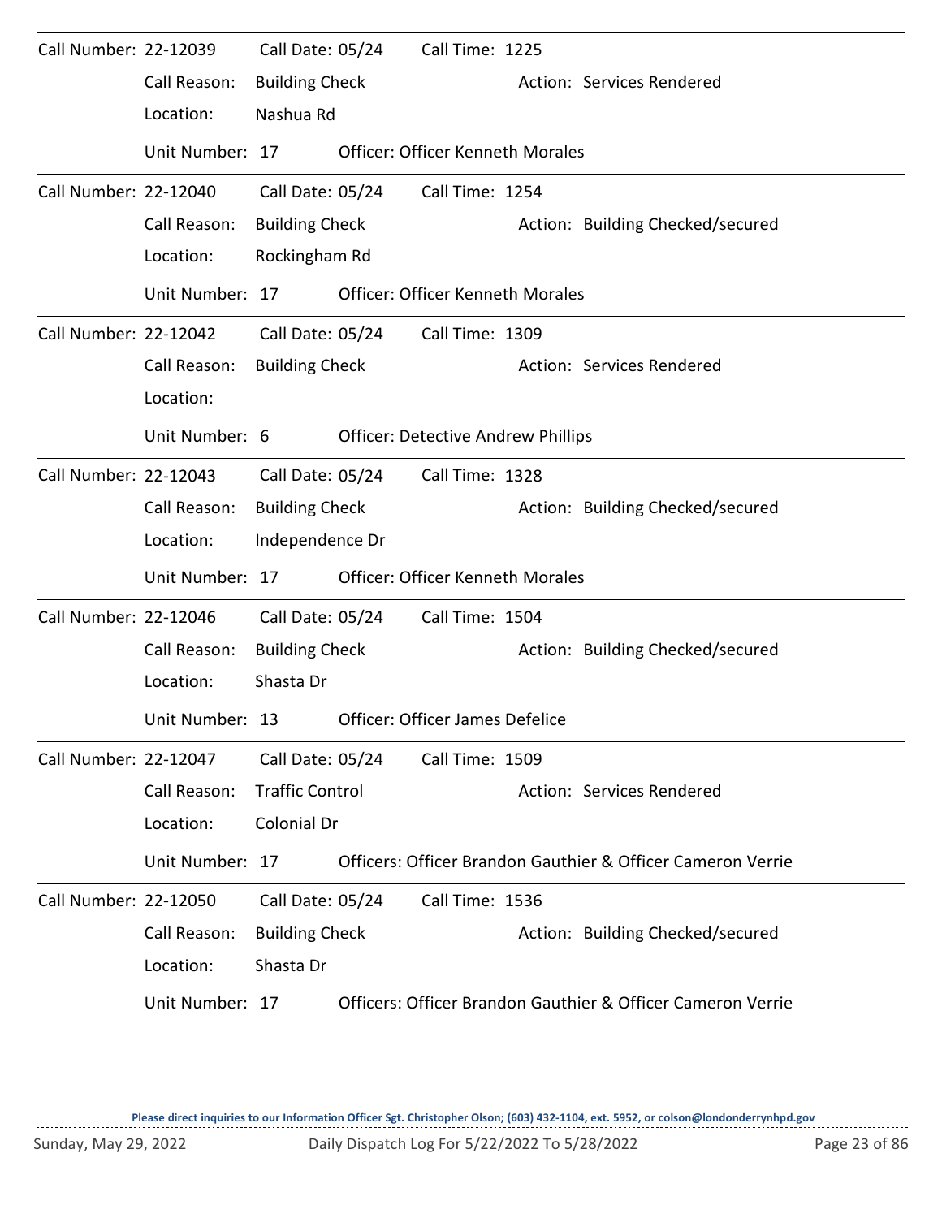Call Number: 22-12039 Call Date: 05/24 Call Time: 1225

Call Reason: Building Check Action: Services Rendered

Location: Nashua Rd

Unit Number: 17 Officer: Officer Kenneth Morales

---

Call Number: 22-12040 Call Date: 05/24 Call Time: 1254

Call Reason: Building Check Action: Building Checked/secured

Location: Rockingham Rd

Unit Number: 17 Officer: Officer Kenneth Morales

---

Call Number: 22-12042 Call Date: 05/24 Call Time: 1309

Call Reason: Building Check Action: Services Rendered

Location:

Unit Number: 6 Officer: Detective Andrew Phillips

---

Call Number: 22-12043 Call Date: 05/24 Call Time: 1328

Call Reason: Building Check Action: Building Checked/secured

Location: Independence Dr

Unit Number: 17 Officer: Officer Kenneth Morales

---

Call Number: 22-12046 Call Date: 05/24 Call Time: 1504

Call Reason: Building Check Action: Building Checked/secured

Location: Shasta Dr

Unit Number: 13 Officer: Officer James Defelice

---

Call Number: 22-12047 Call Date: 05/24 Call Time: 1509

Call Reason: Traffic Control Action: Services Rendered

Location: Colonial Dr

Unit Number: 17 Officers: Officer Brandon Gauthier & Officer Cameron Verrie

---

Call Number: 22-12050 Call Date: 05/24 Call Time: 1536

Call Reason: Building Check Action: Building Checked/secured

Location: Shasta Dr

Unit Number: 17 Officers: Officer Brandon Gauthier & Officer Cameron Verrie

Please direct inquiries to our Information Officer Sgt. Christopher Olson; (603) 432-1104, ext. 5952, or colson@londonderrynhpd.gov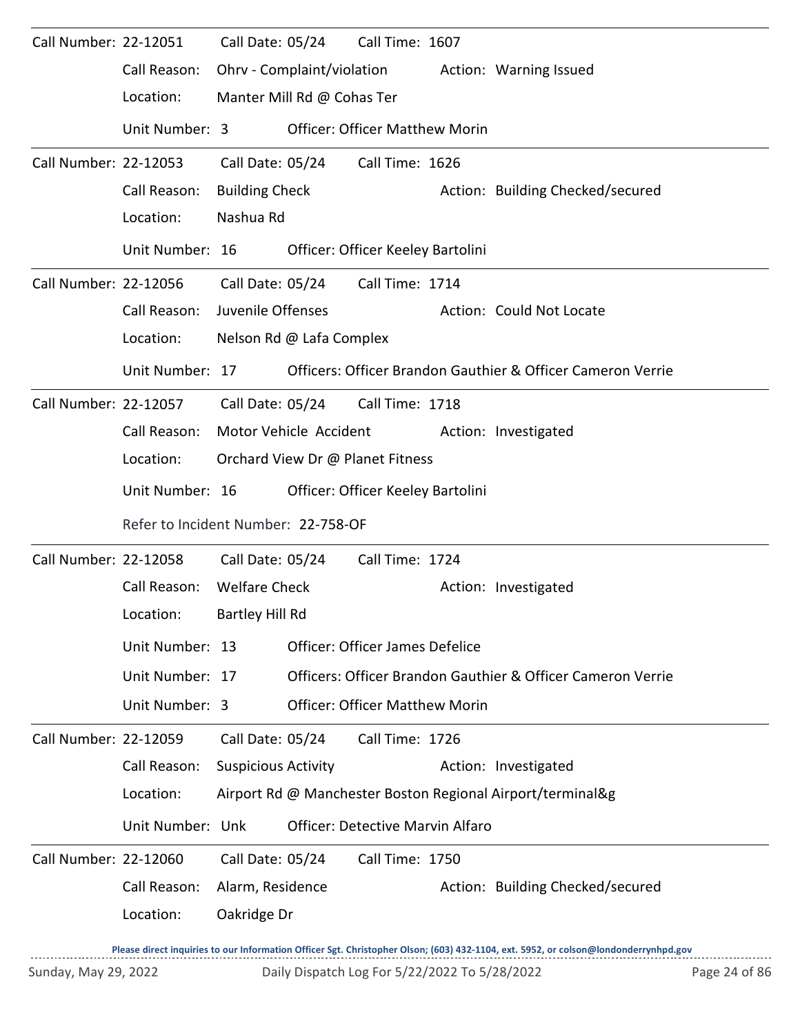Call Number: 22-12051    Call Date: 05/24    Call Time: 1607

Call Reason: Ohrv - Complaint/violation    Action: Warning Issued

Location: Manter Mill Rd @ Cohas Ter

Unit Number: 3    Officer: Officer Matthew Morin

---

Call Number: 22-12053    Call Date: 05/24    Call Time: 1626

Call Reason: Building Check    Action: Building Checked/secured

Location: Nashua Rd

Unit Number: 16    Officer: Officer Keeley Bartolini

---

Call Number: 22-12056    Call Date: 05/24    Call Time: 1714

Call Reason: Juvenile Offenses    Action: Could Not Locate

Location: Nelson Rd @ Lafa Complex

Unit Number: 17    Officers: Officer Brandon Gauthier & Officer Cameron Verrie

---

Call Number: 22-12057    Call Date: 05/24    Call Time: 1718

Call Reason: Motor Vehicle Accident    Action: Investigated

Location: Orchard View Dr @ Planet Fitness

Unit Number: 16    Officer: Officer Keeley Bartolini

Refer to Incident Number: 22-758-OF

---

Call Number: 22-12058    Call Date: 05/24    Call Time: 1724

Call Reason: Welfare Check    Action: Investigated

Location: Bartley Hill Rd

Unit Number: 13    Officer: Officer James Defelice

Unit Number: 17    Officers: Officer Brandon Gauthier & Officer Cameron Verrie

Unit Number: 3    Officer: Officer Matthew Morin

---

Call Number: 22-12059    Call Date: 05/24    Call Time: 1726

Call Reason: Suspicious Activity    Action: Investigated

Location: Airport Rd @ Manchester Boston Regional Airport/terminal&g

Unit Number: Unk    Officer: Detective Marvin Alfaro

---

Call Number: 22-12060    Call Date: 05/24    Call Time: 1750

Call Reason: Alarm, Residence    Action: Building Checked/secured

Location: Oakridge Dr

Please direct inquiries to our Information Officer Sgt. Christopher Olson; (603) 432-1104, ext. 5952, or colson@londonderrynhpd.gov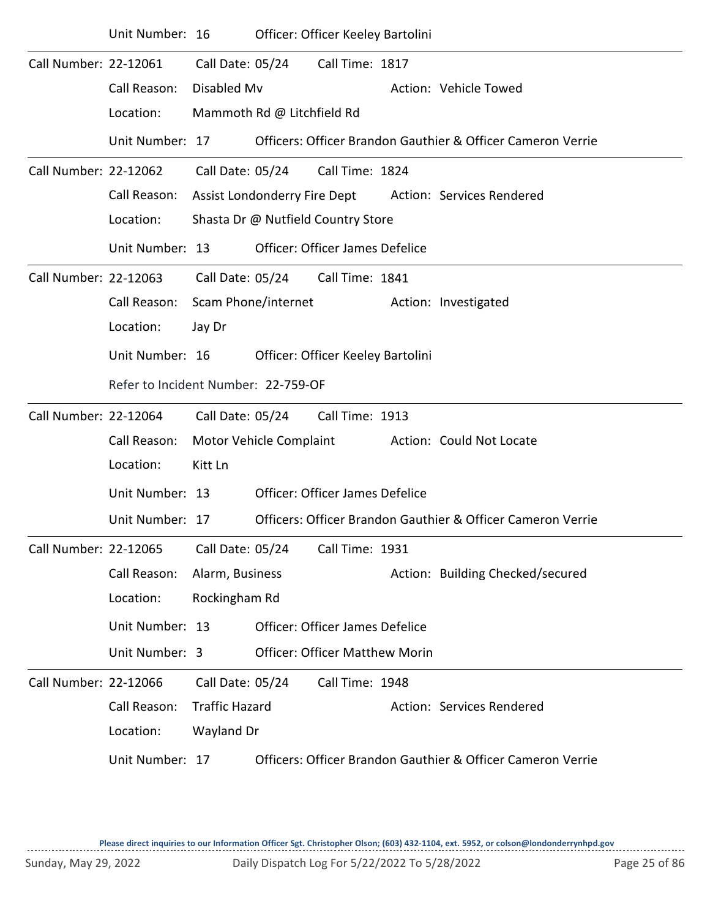Unit Number: 16 Officer: Officer Keeley Bartolini

---

Call Number: 22-12061 Call Date: 05/24 Call Time: 1817

Call Reason: Disabled Mv Action: Vehicle Towed

Location: Mammoth Rd @ Litchfield Rd

Unit Number: 17 Officers: Officer Brandon Gauthier & Officer Cameron Verrie

---

Call Number: 22-12062 Call Date: 05/24 Call Time: 1824

Call Reason: Assist Londonderry Fire Dept Action: Services Rendered

Location: Shasta Dr @ Nutfield Country Store

Unit Number: 13 Officer: Officer James Defelice

---

Call Number: 22-12063 Call Date: 05/24 Call Time: 1841

Call Reason: Scam Phone/internet Action: Investigated

Location: Jay Dr

Unit Number: 16 Officer: Officer Keeley Bartolini

Refer to Incident Number: 22-759-OF

---

Call Number: 22-12064 Call Date: 05/24 Call Time: 1913

Call Reason: Motor Vehicle Complaint Action: Could Not Locate

Location: Kitt Ln

Unit Number: 13 Officer: Officer James Defelice

Unit Number: 17 Officers: Officer Brandon Gauthier & Officer Cameron Verrie

---

Call Number: 22-12065 Call Date: 05/24 Call Time: 1931

Call Reason: Alarm, Business Action: Building Checked/secured

Location: Rockingham Rd

Unit Number: 13 Officer: Officer James Defelice

Unit Number: 3 Officer: Officer Matthew Morin

---

Call Number: 22-12066 Call Date: 05/24 Call Time: 1948

Call Reason: Traffic Hazard Action: Services Rendered

Location: Wayland Dr

Unit Number: 17 Officers: Officer Brandon Gauthier & Officer Cameron Verrie

Please direct inquiries to our Information Officer Sgt. Christopher Olson; (603) 432-1104, ext. 5952, or colson@londonderrynhpd.gov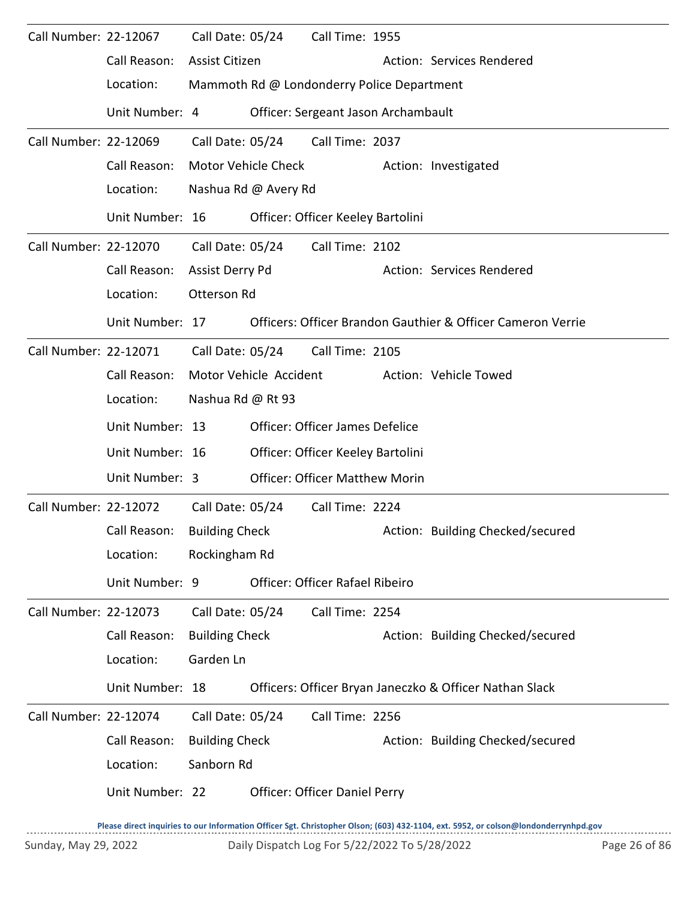Call Number: 22-12067 Call Date: 05/24 Call Time: 1955

Call Reason: Assist Citizen Action: Services Rendered

Location: Mammoth Rd @ Londonderry Police Department

Unit Number: 4 Officer: Sergeant Jason Archambault

---

Call Number: 22-12069 Call Date: 05/24 Call Time: 2037

Call Reason: Motor Vehicle Check Action: Investigated

Location: Nashua Rd @ Avery Rd

Unit Number: 16 Officer: Officer Keeley Bartolini

---

Call Number: 22-12070 Call Date: 05/24 Call Time: 2102

Call Reason: Assist Derry Pd Action: Services Rendered

Location: Otterson Rd

Unit Number: 17 Officers: Officer Brandon Gauthier & Officer Cameron Verrie

---

Call Number: 22-12071 Call Date: 05/24 Call Time: 2105

Call Reason: Motor Vehicle Accident Action: Vehicle Towed

Location: Nashua Rd @ Rt 93

Unit Number: 13 Officer: Officer James Defelice

Unit Number: 16 Officer: Officer Keeley Bartolini

Unit Number: 3 Officer: Officer Matthew Morin

---

Call Number: 22-12072 Call Date: 05/24 Call Time: 2224

Call Reason: Building Check Action: Building Checked/secured

Location: Rockingham Rd

Unit Number: 9 Officer: Officer Rafael Ribeiro

---

Call Number: 22-12073 Call Date: 05/24 Call Time: 2254

Call Reason: Building Check Action: Building Checked/secured

Location: Garden Ln

Unit Number: 18 Officers: Officer Bryan Janeczko & Officer Nathan Slack

---

Call Number: 22-12074 Call Date: 05/24 Call Time: 2256

Call Reason: Building Check Action: Building Checked/secured

Location: Sanborn Rd

Unit Number: 22 Officer: Officer Daniel Perry

Please direct inquiries to our Information Officer Sgt. Christopher Olson; (603) 432-1104, ext. 5952, or colson@londonderrynhpd.gov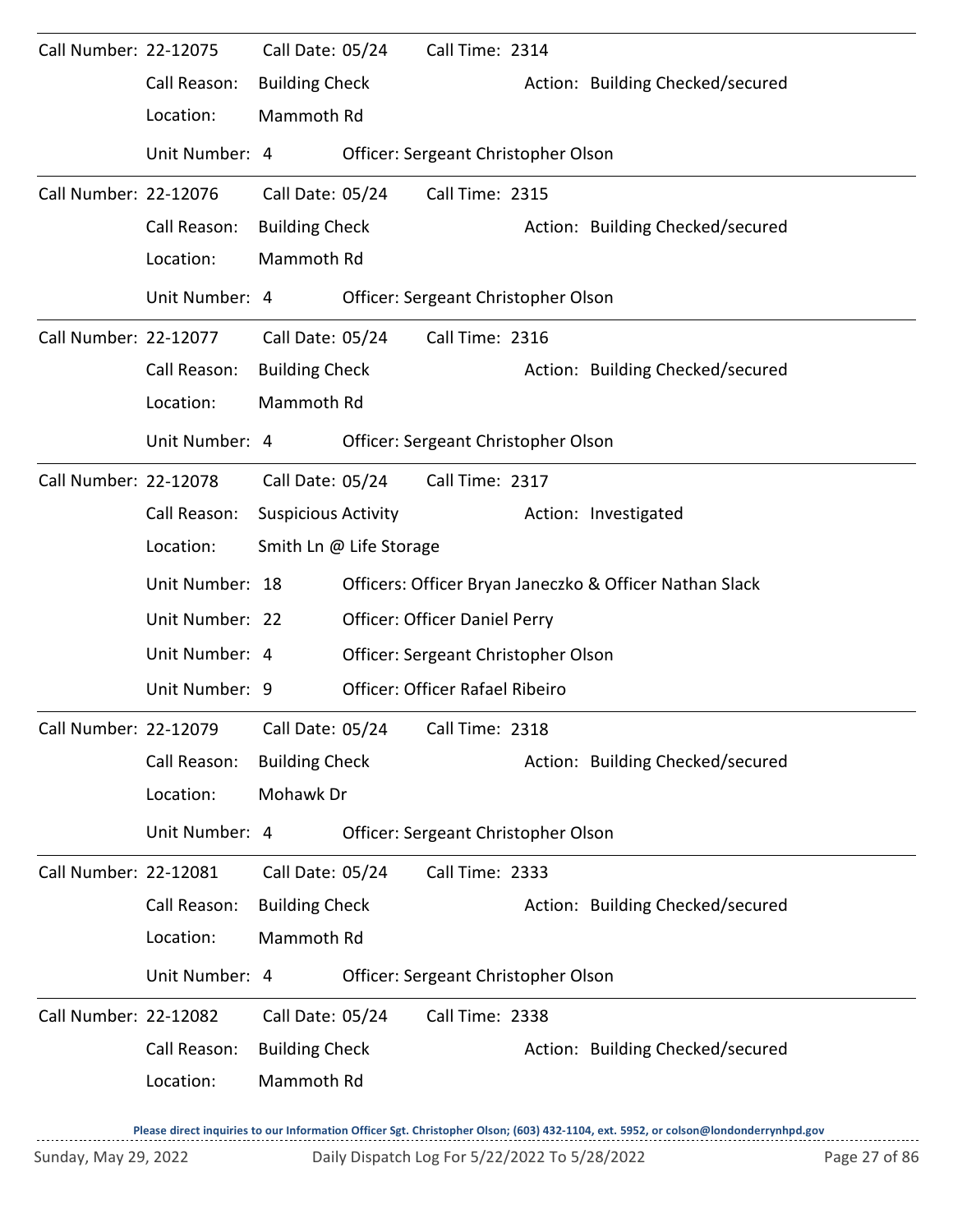Call Number: 22-12075 Call Date: 05/24 Call Time: 2314

Call Reason: Building Check Action: Building Checked/secured

Location: Mammoth Rd

Unit Number: 4 Officer: Sergeant Christopher Olson

---

Call Number: 22-12076 Call Date: 05/24 Call Time: 2315

Call Reason: Building Check Action: Building Checked/secured

Location: Mammoth Rd

Unit Number: 4 Officer: Sergeant Christopher Olson

---

Call Number: 22-12077 Call Date: 05/24 Call Time: 2316

Call Reason: Building Check Action: Building Checked/secured

Location: Mammoth Rd

Unit Number: 4 Officer: Sergeant Christopher Olson

---

Call Number: 22-12078 Call Date: 05/24 Call Time: 2317

Call Reason: Suspicious Activity Action: Investigated

Location: Smith Ln @ Life Storage

Unit Number: 18 Officers: Officer Bryan Janeczko & Officer Nathan Slack

Unit Number: 22 Officer: Officer Daniel Perry

Unit Number: 4 Officer: Sergeant Christopher Olson

Unit Number: 9 Officer: Officer Rafael Ribeiro

---

Call Number: 22-12079 Call Date: 05/24 Call Time: 2318

Call Reason: Building Check Action: Building Checked/secured

Location: Mohawk Dr

Unit Number: 4 Officer: Sergeant Christopher Olson

---

Call Number: 22-12081 Call Date: 05/24 Call Time: 2333

Call Reason: Building Check Action: Building Checked/secured

Location: Mammoth Rd

Unit Number: 4 Officer: Sergeant Christopher Olson

---

Call Number: 22-12082 Call Date: 05/24 Call Time: 2338

Call Reason: Building Check Action: Building Checked/secured

Location: Mammoth Rd

Please direct inquiries to our Information Officer Sgt. Christopher Olson; (603) 432-1104, ext. 5952, or colson@londonderrynhpd.gov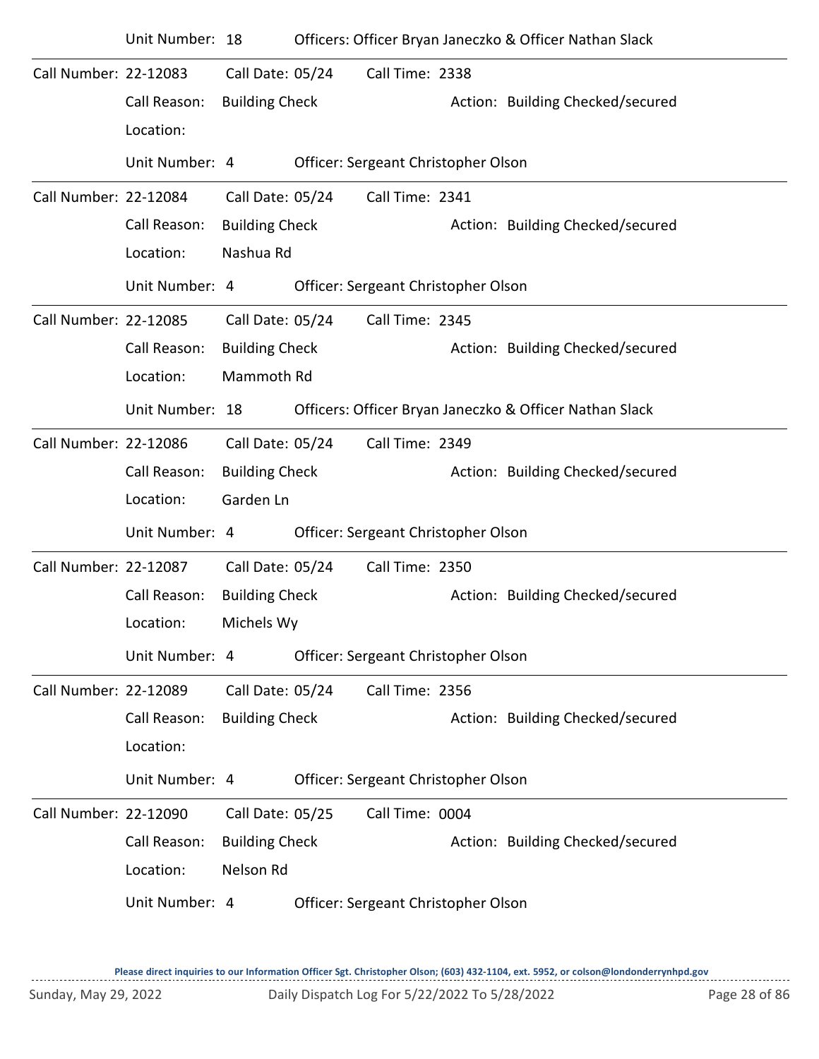Unit Number: 18 Officers: Officer Bryan Janeczko & Officer Nathan Slack

---

Call Number: 22-12083 Call Date: 05/24 Call Time: 2338

Call Reason: Building Check Action: Building Checked/secured

Location:

Unit Number: 4 Officer: Sergeant Christopher Olson

---

Call Number: 22-12084 Call Date: 05/24 Call Time: 2341

Call Reason: Building Check Action: Building Checked/secured

Location: Nashua Rd

Unit Number: 4 Officer: Sergeant Christopher Olson

---

Call Number: 22-12085 Call Date: 05/24 Call Time: 2345

Call Reason: Building Check Action: Building Checked/secured

Location: Mammoth Rd

Unit Number: 18 Officers: Officer Bryan Janeczko & Officer Nathan Slack

---

Call Number: 22-12086 Call Date: 05/24 Call Time: 2349

Call Reason: Building Check Action: Building Checked/secured

Location: Garden Ln

Unit Number: 4 Officer: Sergeant Christopher Olson

---

Call Number: 22-12087 Call Date: 05/24 Call Time: 2350

Call Reason: Building Check Action: Building Checked/secured

Location: Michels Wy

Unit Number: 4 Officer: Sergeant Christopher Olson

---

Call Number: 22-12089 Call Date: 05/24 Call Time: 2356

Call Reason: Building Check Action: Building Checked/secured

Location:

Unit Number: 4 Officer: Sergeant Christopher Olson

---

Call Number: 22-12090 Call Date: 05/25 Call Time: 0004

Call Reason: Building Check Action: Building Checked/secured

Location: Nelson Rd

Unit Number: 4 Officer: Sergeant Christopher Olson

**Please direct inquiries to our Information Officer Sgt. Christopher Olson; (603) 432-1104, ext. 5952, or colson@londonderrynhpd.gov**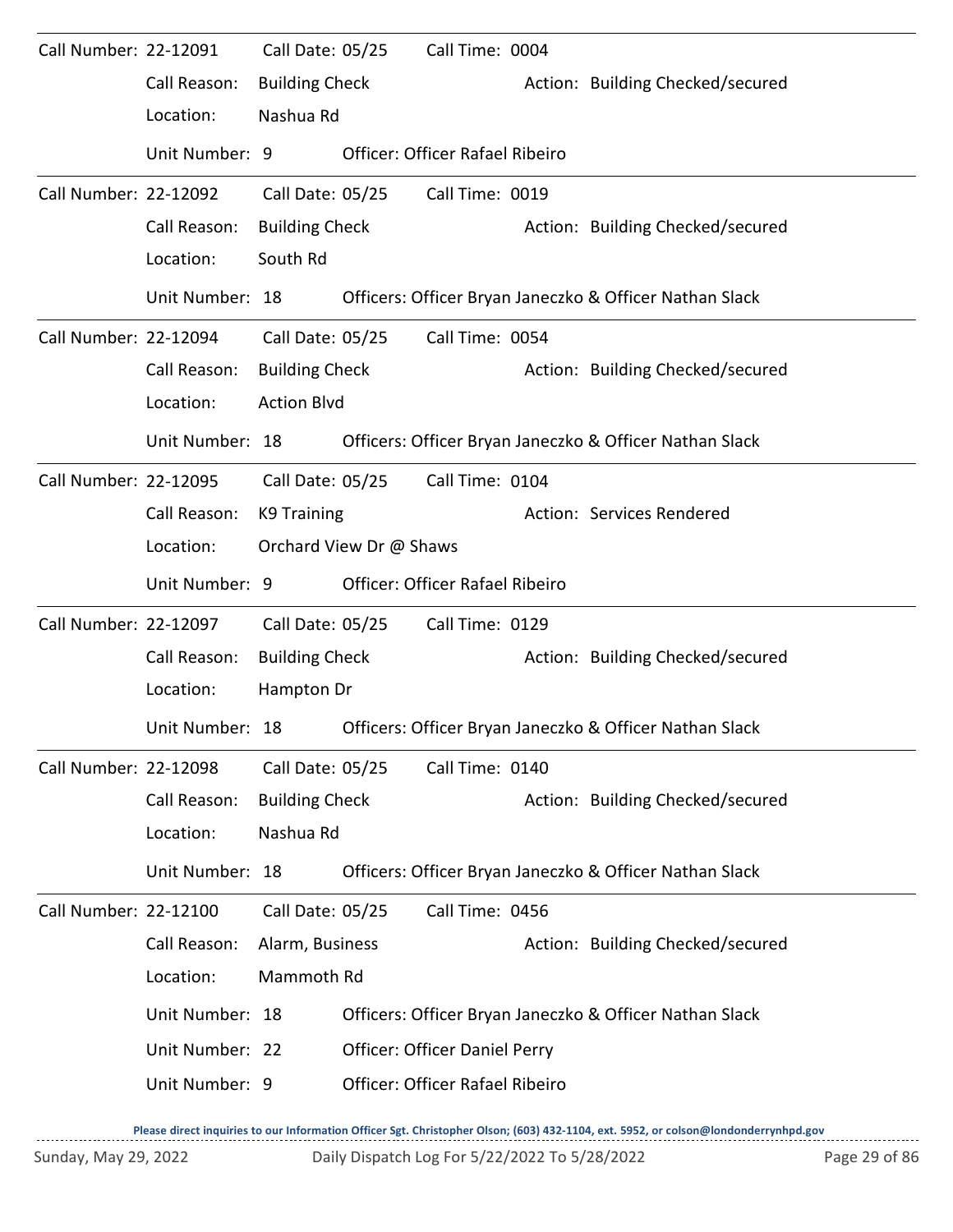Call Number: 22-12091 Call Date: 05/25 Call Time: 0004
Call Reason: Building Check Action: Building Checked/secured
Location: Nashua Rd
Unit Number: 9 Officer: Officer Rafael Ribeiro

---

Call Number: 22-12092 Call Date: 05/25 Call Time: 0019
Call Reason: Building Check Action: Building Checked/secured
Location: South Rd
Unit Number: 18 Officers: Officer Bryan Janeczko & Officer Nathan Slack

---

Call Number: 22-12094 Call Date: 05/25 Call Time: 0054
Call Reason: Building Check Action: Building Checked/secured
Location: Action Blvd
Unit Number: 18 Officers: Officer Bryan Janeczko & Officer Nathan Slack

---

Call Number: 22-12095 Call Date: 05/25 Call Time: 0104
Call Reason: K9 Training Action: Services Rendered
Location: Orchard View Dr @ Shaws
Unit Number: 9 Officer: Officer Rafael Ribeiro

---

Call Number: 22-12097 Call Date: 05/25 Call Time: 0129
Call Reason: Building Check Action: Building Checked/secured
Location: Hampton Dr
Unit Number: 18 Officers: Officer Bryan Janeczko & Officer Nathan Slack

---

Call Number: 22-12098 Call Date: 05/25 Call Time: 0140
Call Reason: Building Check Action: Building Checked/secured
Location: Nashua Rd
Unit Number: 18 Officers: Officer Bryan Janeczko & Officer Nathan Slack

---

Call Number: 22-12100 Call Date: 05/25 Call Time: 0456
Call Reason: Alarm, Business Action: Building Checked/secured
Location: Mammoth Rd
Unit Number: 18 Officers: Officer Bryan Janeczko & Officer Nathan Slack
Unit Number: 22 Officer: Officer Daniel Perry
Unit Number: 9 Officer: Officer Rafael Ribeiro

Please direct inquiries to our Information Officer Sgt. Christopher Olson; (603) 432-1104, ext. 5952, or colson@londonderrynhpd.gov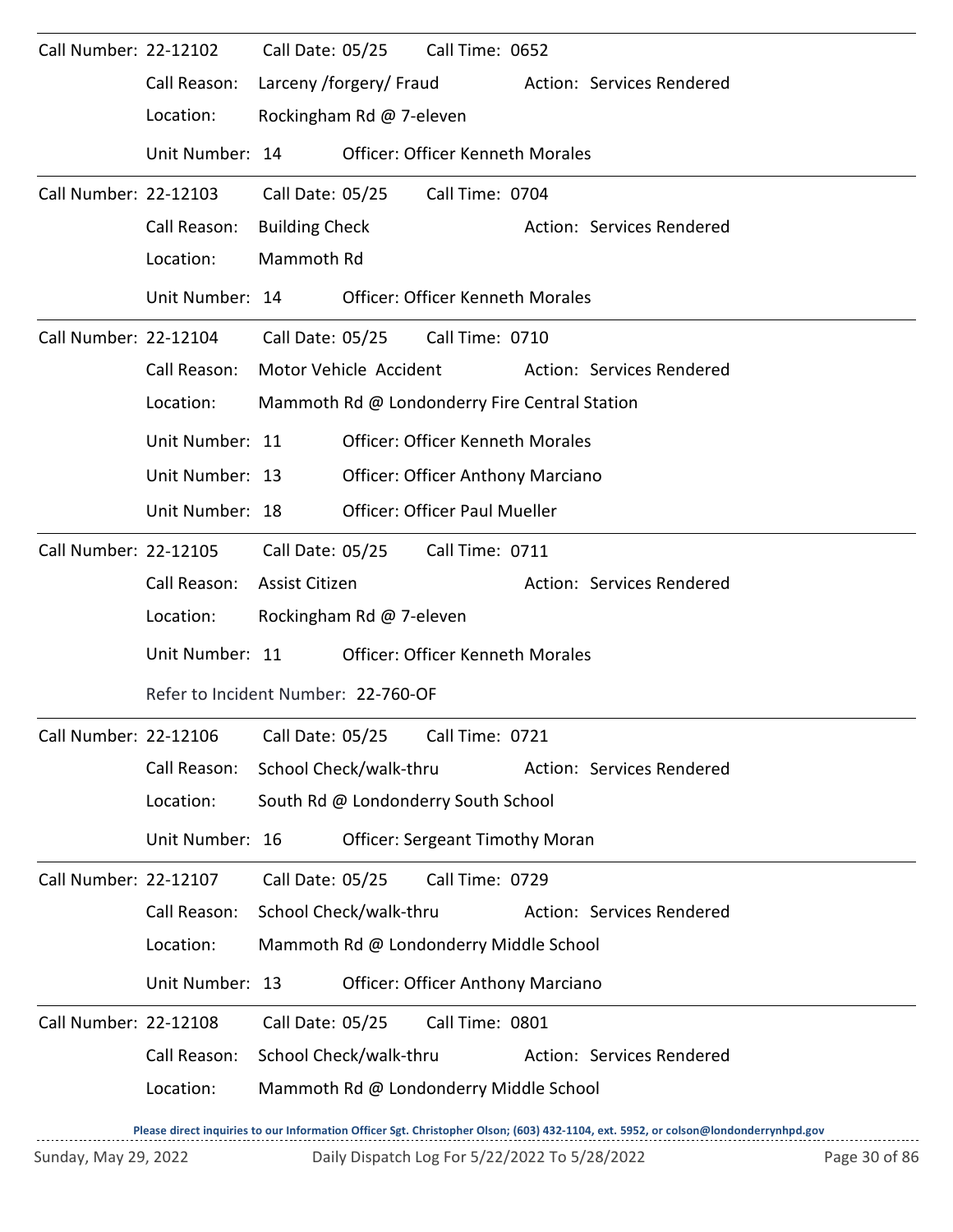Call Number: 22-12102    Call Date: 05/25    Call Time: 0652

Call Reason: Larceny /forgery/ Fraud    Action: Services Rendered

Location: Rockingham Rd @ 7-eleven

Unit Number: 14    Officer: Officer Kenneth Morales

---

Call Number: 22-12103    Call Date: 05/25    Call Time: 0704

Call Reason: Building Check    Action: Services Rendered

Location: Mammoth Rd

Unit Number: 14    Officer: Officer Kenneth Morales

---

Call Number: 22-12104    Call Date: 05/25    Call Time: 0710

Call Reason: Motor Vehicle Accident    Action: Services Rendered

Location: Mammoth Rd @ Londonderry Fire Central Station

Unit Number: 11    Officer: Officer Kenneth Morales

Unit Number: 13    Officer: Officer Anthony Marciano

Unit Number: 18    Officer: Officer Paul Mueller

---

Call Number: 22-12105    Call Date: 05/25    Call Time: 0711

Call Reason: Assist Citizen    Action: Services Rendered

Location: Rockingham Rd @ 7-eleven

Unit Number: 11    Officer: Officer Kenneth Morales

Refer to Incident Number: 22-760-OF

---

Call Number: 22-12106    Call Date: 05/25    Call Time: 0721

Call Reason: School Check/walk-thru    Action: Services Rendered

Location: South Rd @ Londonderry South School

Unit Number: 16    Officer: Sergeant Timothy Moran

---

Call Number: 22-12107    Call Date: 05/25    Call Time: 0729

Call Reason: School Check/walk-thru    Action: Services Rendered

Location: Mammoth Rd @ Londonderry Middle School

Unit Number: 13    Officer: Officer Anthony Marciano

---

Call Number: 22-12108    Call Date: 05/25    Call Time: 0801

Call Reason: School Check/walk-thru    Action: Services Rendered

Location: Mammoth Rd @ Londonderry Middle School

**Please direct inquiries to our Information Officer Sgt. Christopher Olson; (603) 432-1104, ext. 5952, or colson@londonderrynhpd.gov**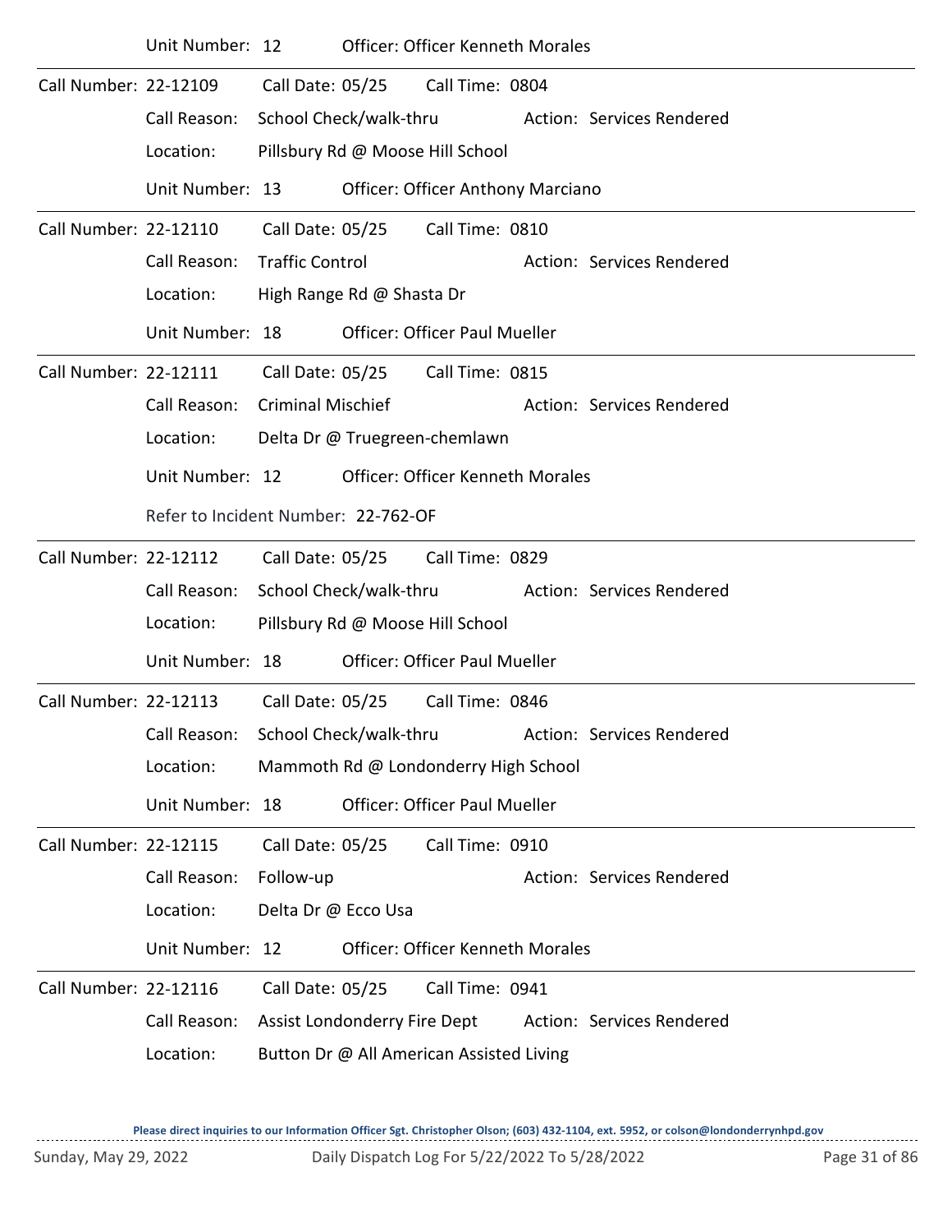Unit Number: 12    Officer: Officer Kenneth Morales

---

Call Number: 22-12109    Call Date: 05/25    Call Time: 0804

Call Reason: School Check/walk-thru    Action: Services Rendered

Location: Pillsbury Rd @ Moose Hill School

Unit Number: 13    Officer: Officer Anthony Marciano

---

Call Number: 22-12110    Call Date: 05/25    Call Time: 0810

Call Reason: Traffic Control    Action: Services Rendered

Location: High Range Rd @ Shasta Dr

Unit Number: 18    Officer: Officer Paul Mueller

---

Call Number: 22-12111    Call Date: 05/25    Call Time: 0815

Call Reason: Criminal Mischief    Action: Services Rendered

Location: Delta Dr @ Truegreen-chemlawn

Unit Number: 12    Officer: Officer Kenneth Morales

Refer to Incident Number: 22-762-OF

---

Call Number: 22-12112    Call Date: 05/25    Call Time: 0829

Call Reason: School Check/walk-thru    Action: Services Rendered

Location: Pillsbury Rd @ Moose Hill School

Unit Number: 18    Officer: Officer Paul Mueller

---

Call Number: 22-12113    Call Date: 05/25    Call Time: 0846

Call Reason: School Check/walk-thru    Action: Services Rendered

Location: Mammoth Rd @ Londonderry High School

Unit Number: 18    Officer: Officer Paul Mueller

---

Call Number: 22-12115    Call Date: 05/25    Call Time: 0910

Call Reason: Follow-up    Action: Services Rendered

Location: Delta Dr @ Ecco Usa

Unit Number: 12    Officer: Officer Kenneth Morales

---

Call Number: 22-12116    Call Date: 05/25    Call Time: 0941

Call Reason: Assist Londonderry Fire Dept    Action: Services Rendered

Location: Button Dr @ All American Assisted Living

Please direct inquiries to our Information Officer Sgt. Christopher Olson; (603) 432-1104, ext. 5952, or colson@londonderrynhpd.gov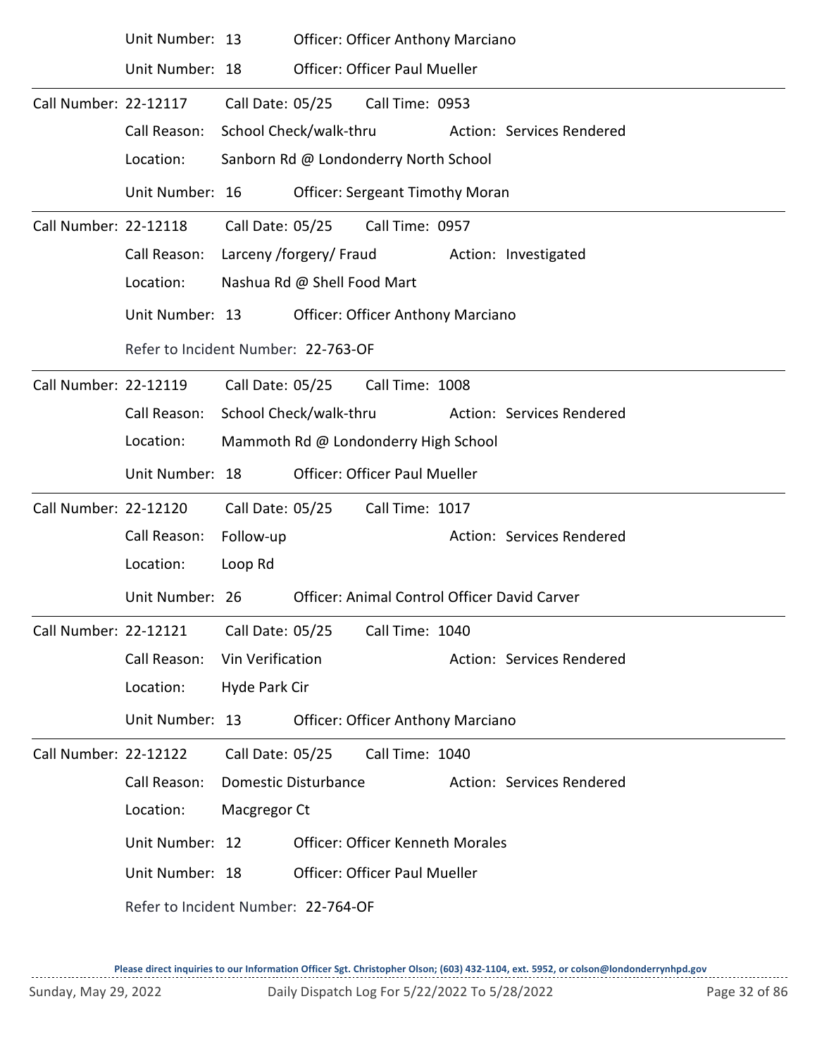Unit Number: 13 Officer: Officer Anthony Marciano

Unit Number: 18 Officer: Officer Paul Mueller

---

Call Number: 22-12117 Call Date: 05/25 Call Time: 0953

Call Reason: School Check/walk-thru Action: Services Rendered

Location: Sanborn Rd @ Londonderry North School

Unit Number: 16 Officer: Sergeant Timothy Moran

---

Call Number: 22-12118 Call Date: 05/25 Call Time: 0957

Call Reason: Larceny /forgery/ Fraud Action: Investigated

Location: Nashua Rd @ Shell Food Mart

Unit Number: 13 Officer: Officer Anthony Marciano

Refer to Incident Number: 22-763-OF

---

Call Number: 22-12119 Call Date: 05/25 Call Time: 1008

Call Reason: School Check/walk-thru Action: Services Rendered

Location: Mammoth Rd @ Londonderry High School

Unit Number: 18 Officer: Officer Paul Mueller

---

Call Number: 22-12120 Call Date: 05/25 Call Time: 1017

Call Reason: Follow-up Action: Services Rendered

Location: Loop Rd

Unit Number: 26 Officer: Animal Control Officer David Carver

---

Call Number: 22-12121 Call Date: 05/25 Call Time: 1040

Call Reason: Vin Verification Action: Services Rendered

Location: Hyde Park Cir

Unit Number: 13 Officer: Officer Anthony Marciano

---

Call Number: 22-12122 Call Date: 05/25 Call Time: 1040

Call Reason: Domestic Disturbance Action: Services Rendered

Location: Macgregor Ct

Unit Number: 12 Officer: Officer Kenneth Morales

Unit Number: 18 Officer: Officer Paul Mueller

Refer to Incident Number: 22-764-OF

**Please direct inquiries to our Information Officer Sgt. Christopher Olson; (603) 432-1104, ext. 5952, or colson@londonderrynhpd.gov**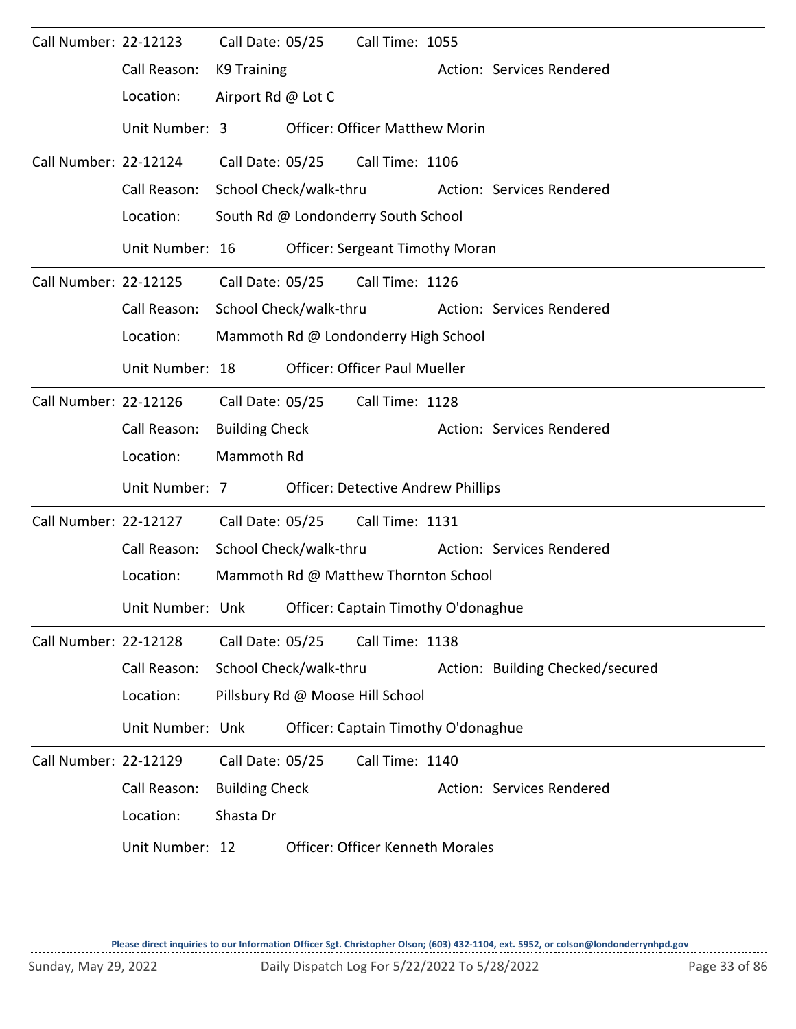Call Number: 22-12123 Call Date: 05/25 Call Time: 1055
Call Reason: K9 Training Action: Services Rendered
Location: Airport Rd @ Lot C
Unit Number: 3 Officer: Officer Matthew Morin

---

Call Number: 22-12124 Call Date: 05/25 Call Time: 1106
Call Reason: School Check/walk-thru Action: Services Rendered
Location: South Rd @ Londonderry South School
Unit Number: 16 Officer: Sergeant Timothy Moran

---

Call Number: 22-12125 Call Date: 05/25 Call Time: 1126
Call Reason: School Check/walk-thru Action: Services Rendered
Location: Mammoth Rd @ Londonderry High School
Unit Number: 18 Officer: Officer Paul Mueller

---

Call Number: 22-12126 Call Date: 05/25 Call Time: 1128
Call Reason: Building Check Action: Services Rendered
Location: Mammoth Rd
Unit Number: 7 Officer: Detective Andrew Phillips

---

Call Number: 22-12127 Call Date: 05/25 Call Time: 1131
Call Reason: School Check/walk-thru Action: Services Rendered
Location: Mammoth Rd @ Matthew Thornton School
Unit Number: Unk Officer: Captain Timothy O'donaghue

---

Call Number: 22-12128 Call Date: 05/25 Call Time: 1138
Call Reason: School Check/walk-thru Action: Building Checked/secured
Location: Pillsbury Rd @ Moose Hill School
Unit Number: Unk Officer: Captain Timothy O'donaghue

---

Call Number: 22-12129 Call Date: 05/25 Call Time: 1140
Call Reason: Building Check Action: Services Rendered
Location: Shasta Dr
Unit Number: 12 Officer: Officer Kenneth Morales

Please direct inquiries to our Information Officer Sgt. Christopher Olson; (603) 432-1104, ext. 5952, or colson@londonderrynhpd.gov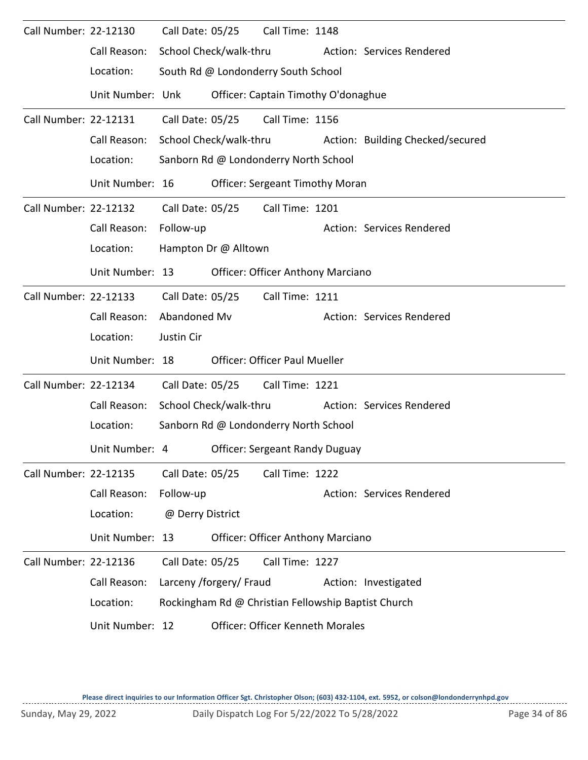Call Number: 22-12130 Call Date: 05/25 Call Time: 1148

Call Reason: School Check/walk-thru Action: Services Rendered

Location: South Rd @ Londonderry South School

Unit Number: Unk Officer: Captain Timothy O'donaghue

---

Call Number: 22-12131 Call Date: 05/25 Call Time: 1156

Call Reason: School Check/walk-thru Action: Building Checked/secured

Location: Sanborn Rd @ Londonderry North School

Unit Number: 16 Officer: Sergeant Timothy Moran

---

Call Number: 22-12132 Call Date: 05/25 Call Time: 1201

Call Reason: Follow-up Action: Services Rendered

Location: Hampton Dr @ Alltown

Unit Number: 13 Officer: Officer Anthony Marciano

---

Call Number: 22-12133 Call Date: 05/25 Call Time: 1211

Call Reason: Abandoned Mv Action: Services Rendered

Location: Justin Cir

Unit Number: 18 Officer: Officer Paul Mueller

---

Call Number: 22-12134 Call Date: 05/25 Call Time: 1221

Call Reason: School Check/walk-thru Action: Services Rendered

Location: Sanborn Rd @ Londonderry North School

Unit Number: 4 Officer: Sergeant Randy Duguay

---

Call Number: 22-12135 Call Date: 05/25 Call Time: 1222

Call Reason: Follow-up Action: Services Rendered

Location: @ Derry District

Unit Number: 13 Officer: Officer Anthony Marciano

---

Call Number: 22-12136 Call Date: 05/25 Call Time: 1227

Call Reason: Larceny /forgery/ Fraud Action: Investigated

Location: Rockingham Rd @ Christian Fellowship Baptist Church

Unit Number: 12 Officer: Officer Kenneth Morales

Please direct inquiries to our Information Officer Sgt. Christopher Olson; (603) 432-1104, ext. 5952, or colson@londonderrynhpd.gov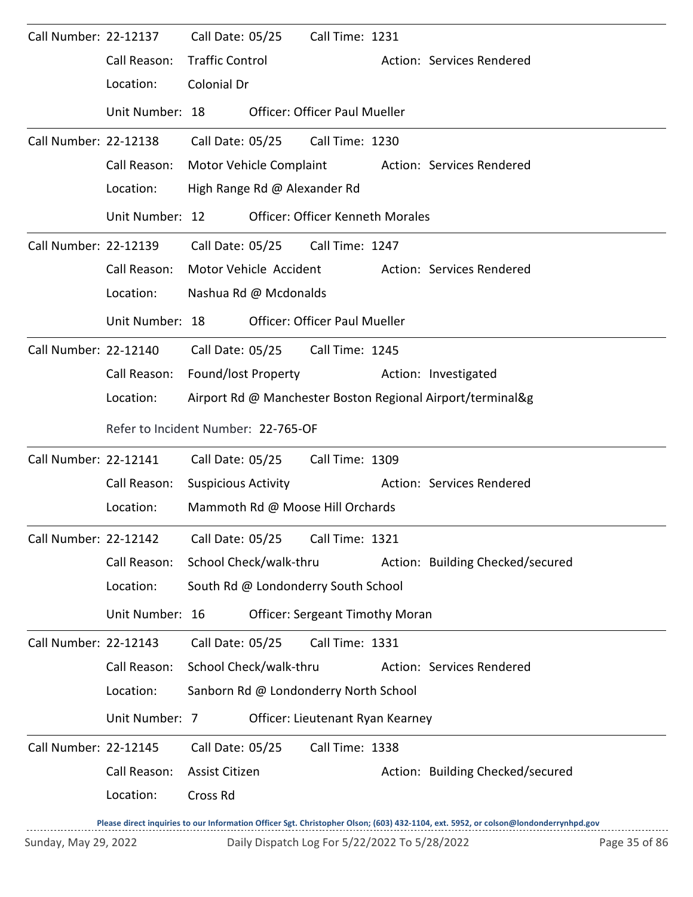Call Number: 22-12137 Call Date: 05/25 Call Time: 1231

Call Reason: Traffic Control Action: Services Rendered

Location: Colonial Dr

Unit Number: 18 Officer: Officer Paul Mueller

---

Call Number: 22-12138 Call Date: 05/25 Call Time: 1230

Call Reason: Motor Vehicle Complaint Action: Services Rendered

Location: High Range Rd @ Alexander Rd

Unit Number: 12 Officer: Officer Kenneth Morales

---

Call Number: 22-12139 Call Date: 05/25 Call Time: 1247

Call Reason: Motor Vehicle Accident Action: Services Rendered

Location: Nashua Rd @ Mcdonalds

Unit Number: 18 Officer: Officer Paul Mueller

---

Call Number: 22-12140 Call Date: 05/25 Call Time: 1245

Call Reason: Found/lost Property Action: Investigated

Location: Airport Rd @ Manchester Boston Regional Airport/terminal&g

Refer to Incident Number: 22-765-OF

---

Call Number: 22-12141 Call Date: 05/25 Call Time: 1309

Call Reason: Suspicious Activity Action: Services Rendered

Location: Mammoth Rd @ Moose Hill Orchards

---

Call Number: 22-12142 Call Date: 05/25 Call Time: 1321

Call Reason: School Check/walk-thru Action: Building Checked/secured

Location: South Rd @ Londonderry South School

Unit Number: 16 Officer: Sergeant Timothy Moran

---

Call Number: 22-12143 Call Date: 05/25 Call Time: 1331

Call Reason: School Check/walk-thru Action: Services Rendered

Location: Sanborn Rd @ Londonderry North School

Unit Number: 7 Officer: Lieutenant Ryan Kearney

---

Call Number: 22-12145 Call Date: 05/25 Call Time: 1338

Call Reason: Assist Citizen Action: Building Checked/secured

Location: Cross Rd

Please direct inquiries to our Information Officer Sgt. Christopher Olson; (603) 432-1104, ext. 5952, or colson@londonderrynhpd.gov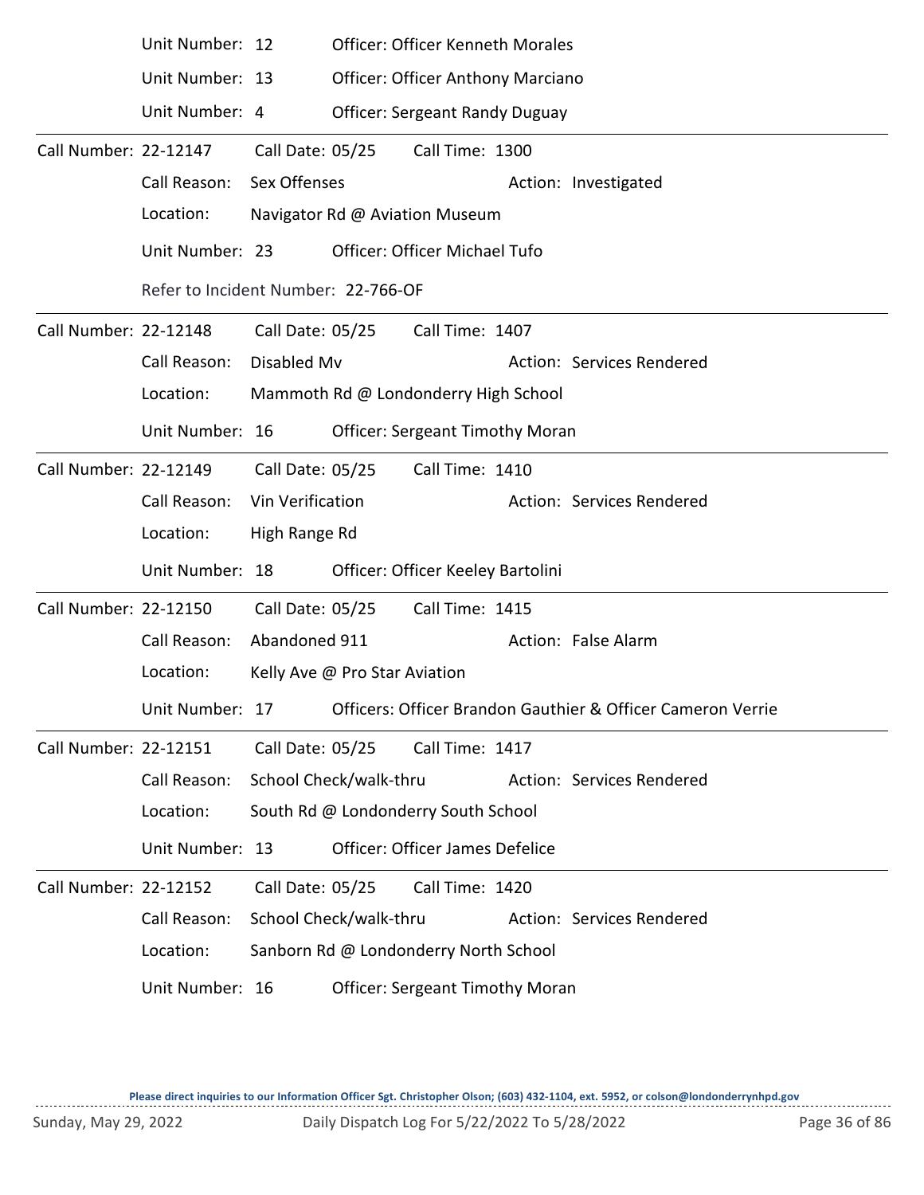Unit Number: 12 Officer: Officer Kenneth Morales

Unit Number: 13 Officer: Officer Anthony Marciano

Unit Number: 4 Officer: Sergeant Randy Duguay

---

Call Number: 22-12147 Call Date: 05/25 Call Time: 1300

Call Reason: Sex Offenses Action: Investigated

Location: Navigator Rd @ Aviation Museum

Unit Number: 23 Officer: Officer Michael Tufo

Refer to Incident Number: 22-766-OF

---

Call Number: 22-12148 Call Date: 05/25 Call Time: 1407

Call Reason: Disabled Mv Action: Services Rendered

Location: Mammoth Rd @ Londonderry High School

Unit Number: 16 Officer: Sergeant Timothy Moran

---

Call Number: 22-12149 Call Date: 05/25 Call Time: 1410

Call Reason: Vin Verification Action: Services Rendered

Location: High Range Rd

Unit Number: 18 Officer: Officer Keeley Bartolini

---

Call Number: 22-12150 Call Date: 05/25 Call Time: 1415

Call Reason: Abandoned 911 Action: False Alarm

Location: Kelly Ave @ Pro Star Aviation

Unit Number: 17 Officers: Officer Brandon Gauthier & Officer Cameron Verrie

---

Call Number: 22-12151 Call Date: 05/25 Call Time: 1417

Call Reason: School Check/walk-thru Action: Services Rendered

Location: South Rd @ Londonderry South School

Unit Number: 13 Officer: Officer James Defelice

---

Call Number: 22-12152 Call Date: 05/25 Call Time: 1420

Call Reason: School Check/walk-thru Action: Services Rendered

Location: Sanborn Rd @ Londonderry North School

Unit Number: 16 Officer: Sergeant Timothy Moran

Please direct inquiries to our Information Officer Sgt. Christopher Olson; (603) 432-1104, ext. 5952, or colson@londonderrynhpd.gov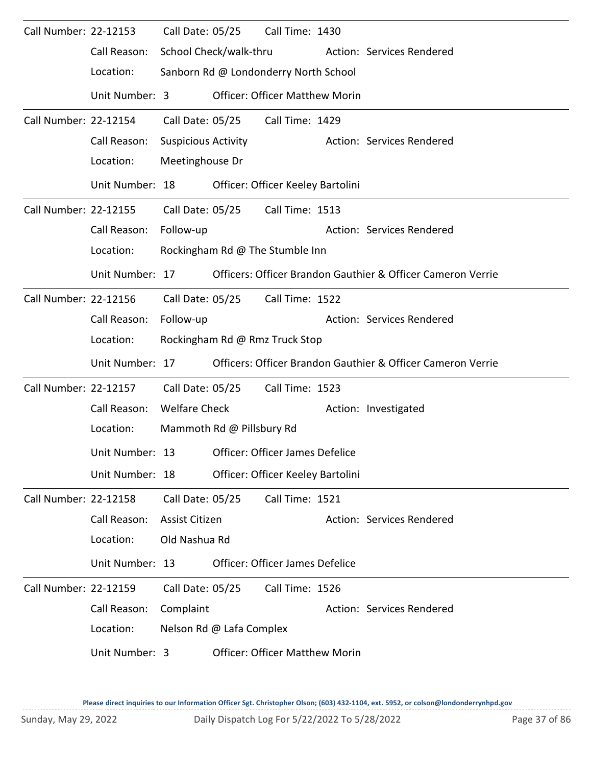Call Number: 22-12153 Call Date: 05/25 Call Time: 1430

Call Reason: School Check/walk-thru Action: Services Rendered

Location: Sanborn Rd @ Londonderry North School

Unit Number: 3 Officer: Officer Matthew Morin

---

Call Number: 22-12154 Call Date: 05/25 Call Time: 1429

Call Reason: Suspicious Activity Action: Services Rendered

Location: Meetinghouse Dr

Unit Number: 18 Officer: Officer Keeley Bartolini

---

Call Number: 22-12155 Call Date: 05/25 Call Time: 1513

Call Reason: Follow-up Action: Services Rendered

Location: Rockingham Rd @ The Stumble Inn

Unit Number: 17 Officers: Officer Brandon Gauthier & Officer Cameron Verrie

---

Call Number: 22-12156 Call Date: 05/25 Call Time: 1522

Call Reason: Follow-up Action: Services Rendered

Location: Rockingham Rd @ Rmz Truck Stop

Unit Number: 17 Officers: Officer Brandon Gauthier & Officer Cameron Verrie

---

Call Number: 22-12157 Call Date: 05/25 Call Time: 1523

Call Reason: Welfare Check Action: Investigated

Location: Mammoth Rd @ Pillsbury Rd

Unit Number: 13 Officer: Officer James Defelice

Unit Number: 18 Officer: Officer Keeley Bartolini

---

Call Number: 22-12158 Call Date: 05/25 Call Time: 1521

Call Reason: Assist Citizen Action: Services Rendered

Location: Old Nashua Rd

Unit Number: 13 Officer: Officer James Defelice

---

Call Number: 22-12159 Call Date: 05/25 Call Time: 1526

Call Reason: Complaint Action: Services Rendered

Location: Nelson Rd @ Lafa Complex

Unit Number: 3 Officer: Officer Matthew Morin

Please direct inquiries to our Information Officer Sgt. Christopher Olson; (603) 432-1104, ext. 5952, or colson@londonderrynhpd.gov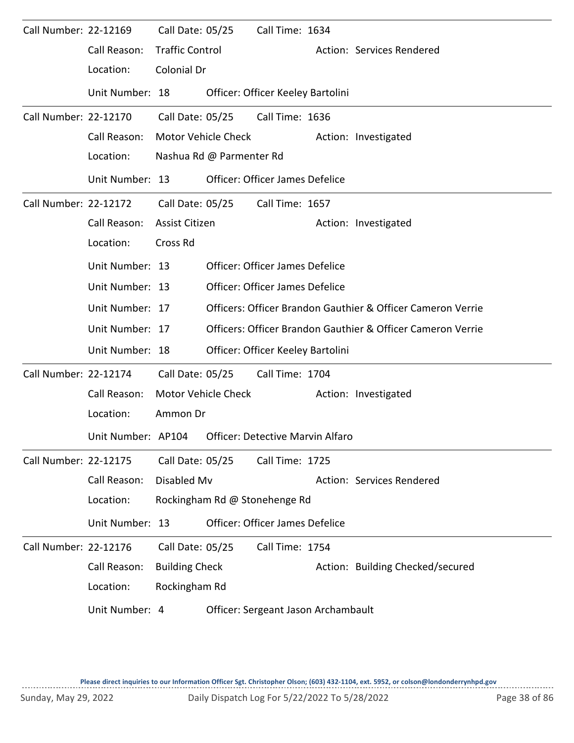Call Number: 22-12169 Call Date: 05/25 Call Time: 1634

Call Reason: Traffic Control Action: Services Rendered

Location: Colonial Dr

Unit Number: 18 Officer: Officer Keeley Bartolini

---

Call Number: 22-12170 Call Date: 05/25 Call Time: 1636

Call Reason: Motor Vehicle Check Action: Investigated

Location: Nashua Rd @ Parmenter Rd

Unit Number: 13 Officer: Officer James Defelice

---

Call Number: 22-12172 Call Date: 05/25 Call Time: 1657

Call Reason: Assist Citizen Action: Investigated

Location: Cross Rd

Unit Number: 13 Officer: Officer James Defelice

Unit Number: 13 Officer: Officer James Defelice

Unit Number: 17 Officers: Officer Brandon Gauthier & Officer Cameron Verrie

Unit Number: 17 Officers: Officer Brandon Gauthier & Officer Cameron Verrie

Unit Number: 18 Officer: Officer Keeley Bartolini

---

Call Number: 22-12174 Call Date: 05/25 Call Time: 1704

Call Reason: Motor Vehicle Check Action: Investigated

Location: Ammon Dr

Unit Number: AP104 Officer: Detective Marvin Alfaro

---

Call Number: 22-12175 Call Date: 05/25 Call Time: 1725

Call Reason: Disabled Mv Action: Services Rendered

Location: Rockingham Rd @ Stonehenge Rd

Unit Number: 13 Officer: Officer James Defelice

---

Call Number: 22-12176 Call Date: 05/25 Call Time: 1754

Call Reason: Building Check Action: Building Checked/secured

Location: Rockingham Rd

Unit Number: 4 Officer: Sergeant Jason Archambault

Please direct inquiries to our Information Officer Sgt. Christopher Olson; (603) 432-1104, ext. 5952, or colson@londonderrynhpd.gov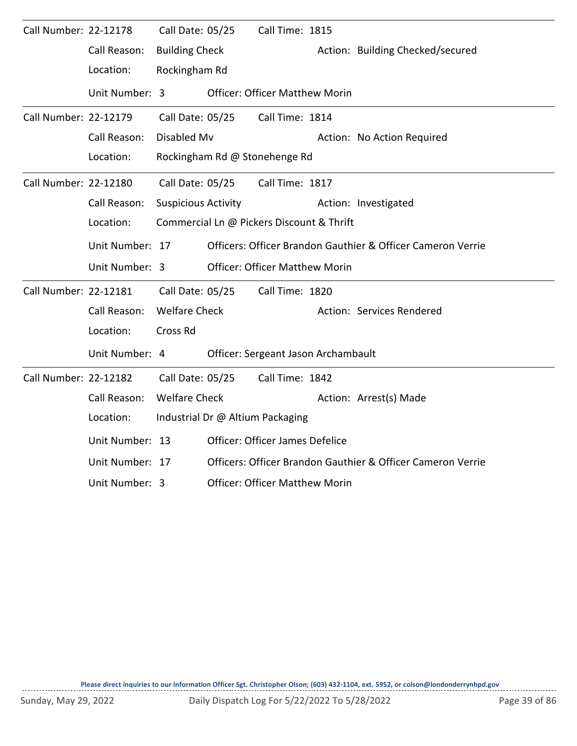Call Number: 22-12178 Call Date: 05/25 Call Time: 1815

Call Reason: Building Check Action: Building Checked/secured

Location: Rockingham Rd

Unit Number: 3 Officer: Officer Matthew Morin

---

Call Number: 22-12179 Call Date: 05/25 Call Time: 1814

Call Reason: Disabled Mv Action: No Action Required

Location: Rockingham Rd @ Stonehenge Rd

---

Call Number: 22-12180 Call Date: 05/25 Call Time: 1817

Call Reason: Suspicious Activity Action: Investigated

Location: Commercial Ln @ Pickers Discount & Thrift

Unit Number: 17 Officers: Officer Brandon Gauthier & Officer Cameron Verrie

Unit Number: 3 Officer: Officer Matthew Morin

---

Call Number: 22-12181 Call Date: 05/25 Call Time: 1820

Call Reason: Welfare Check Action: Services Rendered

Location: Cross Rd

Unit Number: 4 Officer: Sergeant Jason Archambault

---

Call Number: 22-12182 Call Date: 05/25 Call Time: 1842

Call Reason: Welfare Check Action: Arrest(s) Made

Location: Industrial Dr @ Altium Packaging

Unit Number: 13 Officer: Officer James Defelice

Unit Number: 17 Officers: Officer Brandon Gauthier & Officer Cameron Verrie

Unit Number: 3 Officer: Officer Matthew Morin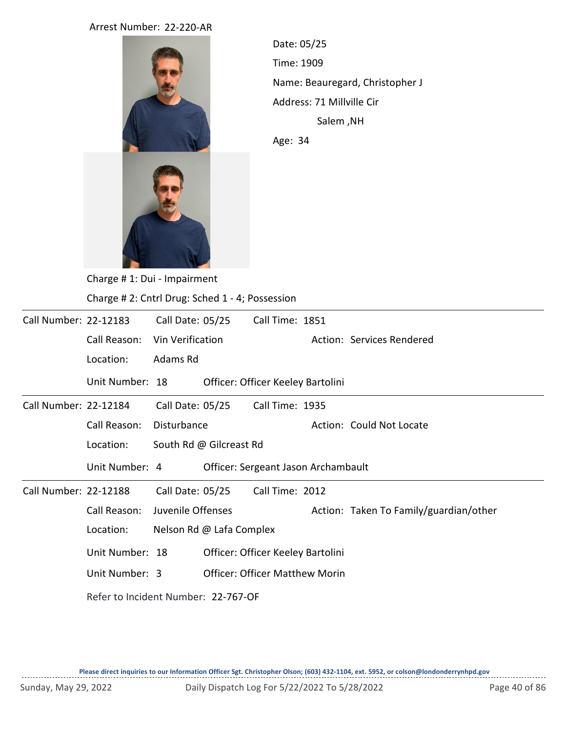Arrest Number: 22-220-AR

Date: 05/25

Time: 1909

Name: Beauregard, Christopher J

Address: 71 Millville Cir

Salem ,NH

Age: 34

Charge # 1: Dui - Impairment

Charge # 2: Cntrl Drug: Sched 1 - 4; Possession

---

Call Number: 22-12183 Call Date: 05/25 Call Time: 1851

Call Reason: Vin Verification Action: Services Rendered

Location: Adams Rd

Unit Number: 18 Officer: Officer Keeley Bartolini

---

Call Number: 22-12184 Call Date: 05/25 Call Time: 1935

Call Reason: Disturbance Action: Could Not Locate

Location: South Rd @ Gilcreast Rd

Unit Number: 4 Officer: Sergeant Jason Archambault

---

Call Number: 22-12188 Call Date: 05/25 Call Time: 2012

Call Reason: Juvenile Offenses Action: Taken To Family/guardian/other

Location: Nelson Rd @ Lafa Complex

Unit Number: 18 Officer: Officer Keeley Bartolini

Unit Number: 3 Officer: Officer Matthew Morin

Refer to Incident Number: 22-767-OF

**Please direct inquiries to our Information Officer Sgt. Christopher Olson; (603) 432-1104, ext. 5952, or colson@londonderrynhpd.gov**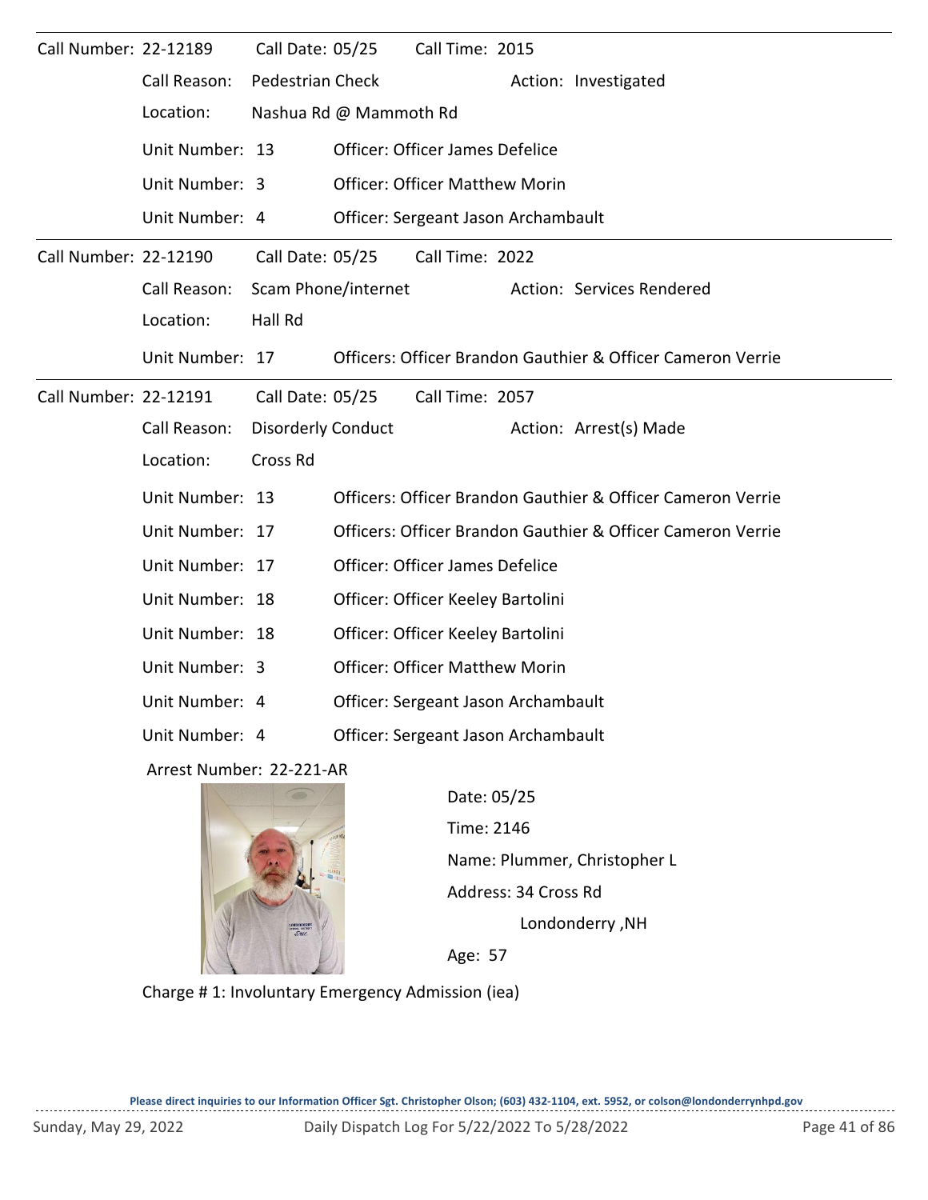Call Number: 22-12189 Call Date: 05/25 Call Time: 2015

Call Reason: Pedestrian Check Action: Investigated

Location: Nashua Rd @ Mammoth Rd

Unit Number: 13 Officer: Officer James Defelice

Unit Number: 3 Officer: Officer Matthew Morin

Unit Number: 4 Officer: Sergeant Jason Archambault

---

Call Number: 22-12190 Call Date: 05/25 Call Time: 2022

Call Reason: Scam Phone/internet Action: Services Rendered

Location: Hall Rd

Unit Number: 17 Officers: Officer Brandon Gauthier & Officer Cameron Verrie

---

Call Number: 22-12191 Call Date: 05/25 Call Time: 2057

Call Reason: Disorderly Conduct Action: Arrest(s) Made

Location: Cross Rd

Unit Number: 13 Officers: Officer Brandon Gauthier & Officer Cameron Verrie

Unit Number: 17 Officers: Officer Brandon Gauthier & Officer Cameron Verrie

Unit Number: 17 Officer: Officer James Defelice

Unit Number: 18 Officer: Officer Keeley Bartolini

Unit Number: 18 Officer: Officer Keeley Bartolini

Unit Number: 3 Officer: Officer Matthew Morin

Unit Number: 4 Officer: Sergeant Jason Archambault

Unit Number: 4 Officer: Sergeant Jason Archambault

Arrest Number: 22-221-AR

Date: 05/25

Time: 2146

Name: Plummer, Christopher L

Address: 34 Cross Rd

Londonderry ,NH

Age: 57

Charge # 1: Involuntary Emergency Admission (iea)

Please direct inquiries to our Information Officer Sgt. Christopher Olson; (603) 432-1104, ext. 5952, or colson@londonderrynhpd.gov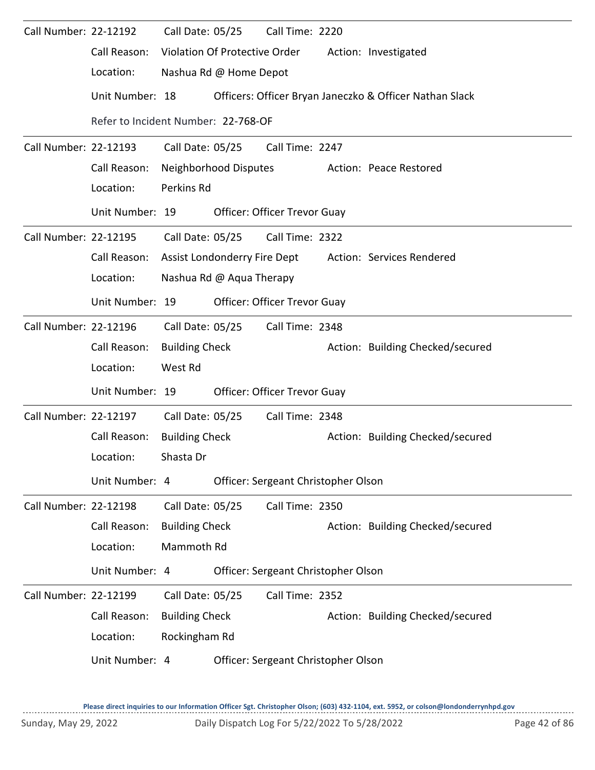Call Number: 22-12192   Call Date: 05/25   Call Time: 2220

Call Reason: Violation Of Protective Order   Action: Investigated

Location: Nashua Rd @ Home Depot

Unit Number: 18   Officers: Officer Bryan Janeczko & Officer Nathan Slack

Refer to Incident Number: 22-768-OF

---

Call Number: 22-12193   Call Date: 05/25   Call Time: 2247

Call Reason: Neighborhood Disputes   Action: Peace Restored

Location: Perkins Rd

Unit Number: 19   Officer: Officer Trevor Guay

---

Call Number: 22-12195   Call Date: 05/25   Call Time: 2322

Call Reason: Assist Londonderry Fire Dept   Action: Services Rendered

Location: Nashua Rd @ Aqua Therapy

Unit Number: 19   Officer: Officer Trevor Guay

---

Call Number: 22-12196   Call Date: 05/25   Call Time: 2348

Call Reason: Building Check   Action: Building Checked/secured

Location: West Rd

Unit Number: 19   Officer: Officer Trevor Guay

---

Call Number: 22-12197   Call Date: 05/25   Call Time: 2348

Call Reason: Building Check   Action: Building Checked/secured

Location: Shasta Dr

Unit Number: 4   Officer: Sergeant Christopher Olson

---

Call Number: 22-12198   Call Date: 05/25   Call Time: 2350

Call Reason: Building Check   Action: Building Checked/secured

Location: Mammoth Rd

Unit Number: 4   Officer: Sergeant Christopher Olson

---

Call Number: 22-12199   Call Date: 05/25   Call Time: 2352

Call Reason: Building Check   Action: Building Checked/secured

Location: Rockingham Rd

Unit Number: 4   Officer: Sergeant Christopher Olson

**Please direct inquiries to our Information Officer Sgt. Christopher Olson; (603) 432-1104, ext. 5952, or colson@londonderrynhpd.gov**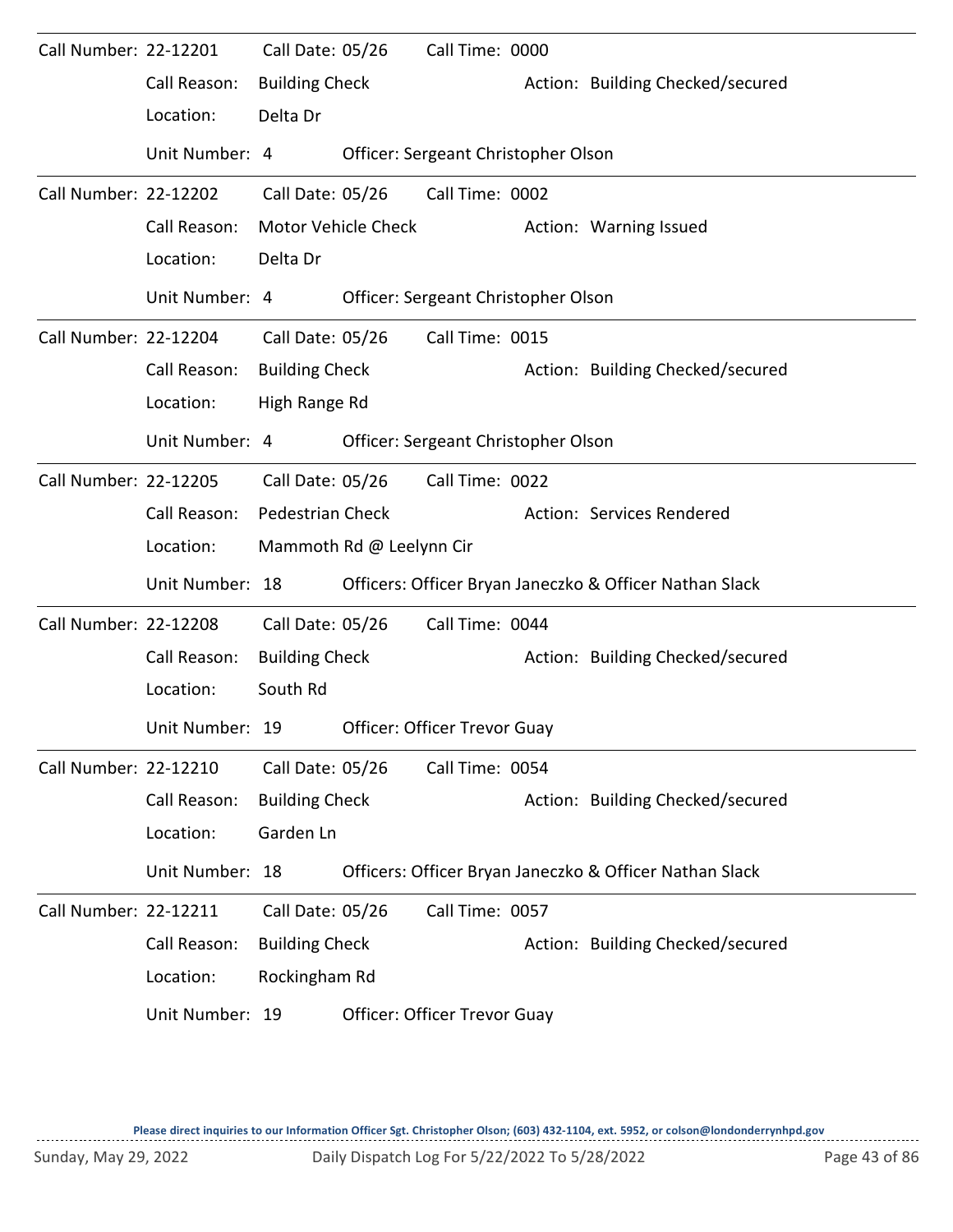Call Number: 22-12201 Call Date: 05/26 Call Time: 0000

Call Reason: Building Check Action: Building Checked/secured

Location: Delta Dr

Unit Number: 4 Officer: Sergeant Christopher Olson

---

Call Number: 22-12202 Call Date: 05/26 Call Time: 0002

Call Reason: Motor Vehicle Check Action: Warning Issued

Location: Delta Dr

Unit Number: 4 Officer: Sergeant Christopher Olson

---

Call Number: 22-12204 Call Date: 05/26 Call Time: 0015

Call Reason: Building Check Action: Building Checked/secured

Location: High Range Rd

Unit Number: 4 Officer: Sergeant Christopher Olson

---

Call Number: 22-12205 Call Date: 05/26 Call Time: 0022

Call Reason: Pedestrian Check Action: Services Rendered

Location: Mammoth Rd @ Leelynn Cir

Unit Number: 18 Officers: Officer Bryan Janeczko & Officer Nathan Slack

---

Call Number: 22-12208 Call Date: 05/26 Call Time: 0044

Call Reason: Building Check Action: Building Checked/secured

Location: South Rd

Unit Number: 19 Officer: Officer Trevor Guay

---

Call Number: 22-12210 Call Date: 05/26 Call Time: 0054

Call Reason: Building Check Action: Building Checked/secured

Location: Garden Ln

Unit Number: 18 Officers: Officer Bryan Janeczko & Officer Nathan Slack

---

Call Number: 22-12211 Call Date: 05/26 Call Time: 0057

Call Reason: Building Check Action: Building Checked/secured

Location: Rockingham Rd

Unit Number: 19 Officer: Officer Trevor Guay

Please direct inquiries to our Information Officer Sgt. Christopher Olson; (603) 432-1104, ext. 5952, or colson@londonderrynhpd.gov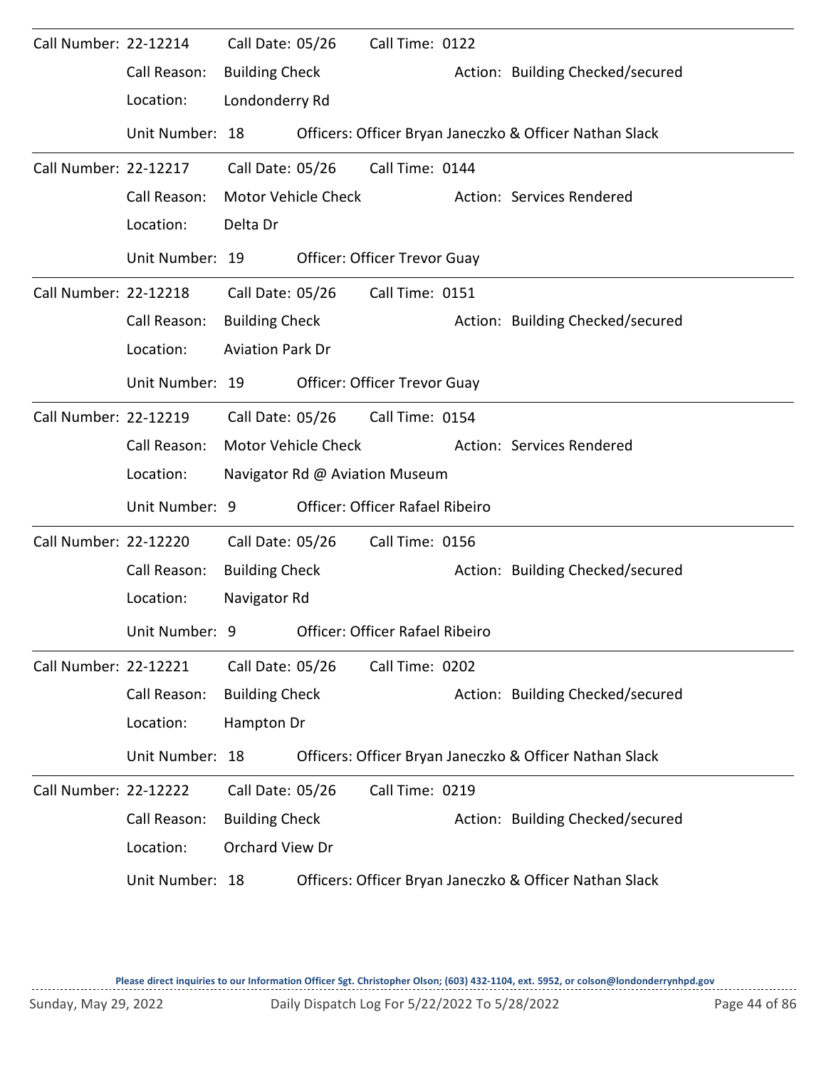Call Number: 22-12214 Call Date: 05/26 Call Time: 0122

Call Reason: Building Check Action: Building Checked/secured

Location: Londonderry Rd

Unit Number: 18 Officers: Officer Bryan Janeczko & Officer Nathan Slack

---

Call Number: 22-12217 Call Date: 05/26 Call Time: 0144

Call Reason: Motor Vehicle Check Action: Services Rendered

Location: Delta Dr

Unit Number: 19 Officer: Officer Trevor Guay

---

Call Number: 22-12218 Call Date: 05/26 Call Time: 0151

Call Reason: Building Check Action: Building Checked/secured

Location: Aviation Park Dr

Unit Number: 19 Officer: Officer Trevor Guay

---

Call Number: 22-12219 Call Date: 05/26 Call Time: 0154

Call Reason: Motor Vehicle Check Action: Services Rendered

Location: Navigator Rd @ Aviation Museum

Unit Number: 9 Officer: Officer Rafael Ribeiro

---

Call Number: 22-12220 Call Date: 05/26 Call Time: 0156

Call Reason: Building Check Action: Building Checked/secured

Location: Navigator Rd

Unit Number: 9 Officer: Officer Rafael Ribeiro

---

Call Number: 22-12221 Call Date: 05/26 Call Time: 0202

Call Reason: Building Check Action: Building Checked/secured

Location: Hampton Dr

Unit Number: 18 Officers: Officer Bryan Janeczko & Officer Nathan Slack

---

Call Number: 22-12222 Call Date: 05/26 Call Time: 0219

Call Reason: Building Check Action: Building Checked/secured

Location: Orchard View Dr

Unit Number: 18 Officers: Officer Bryan Janeczko & Officer Nathan Slack

Please direct inquiries to our Information Officer Sgt. Christopher Olson; (603) 432-1104, ext. 5952, or colson@londonderrynhpd.gov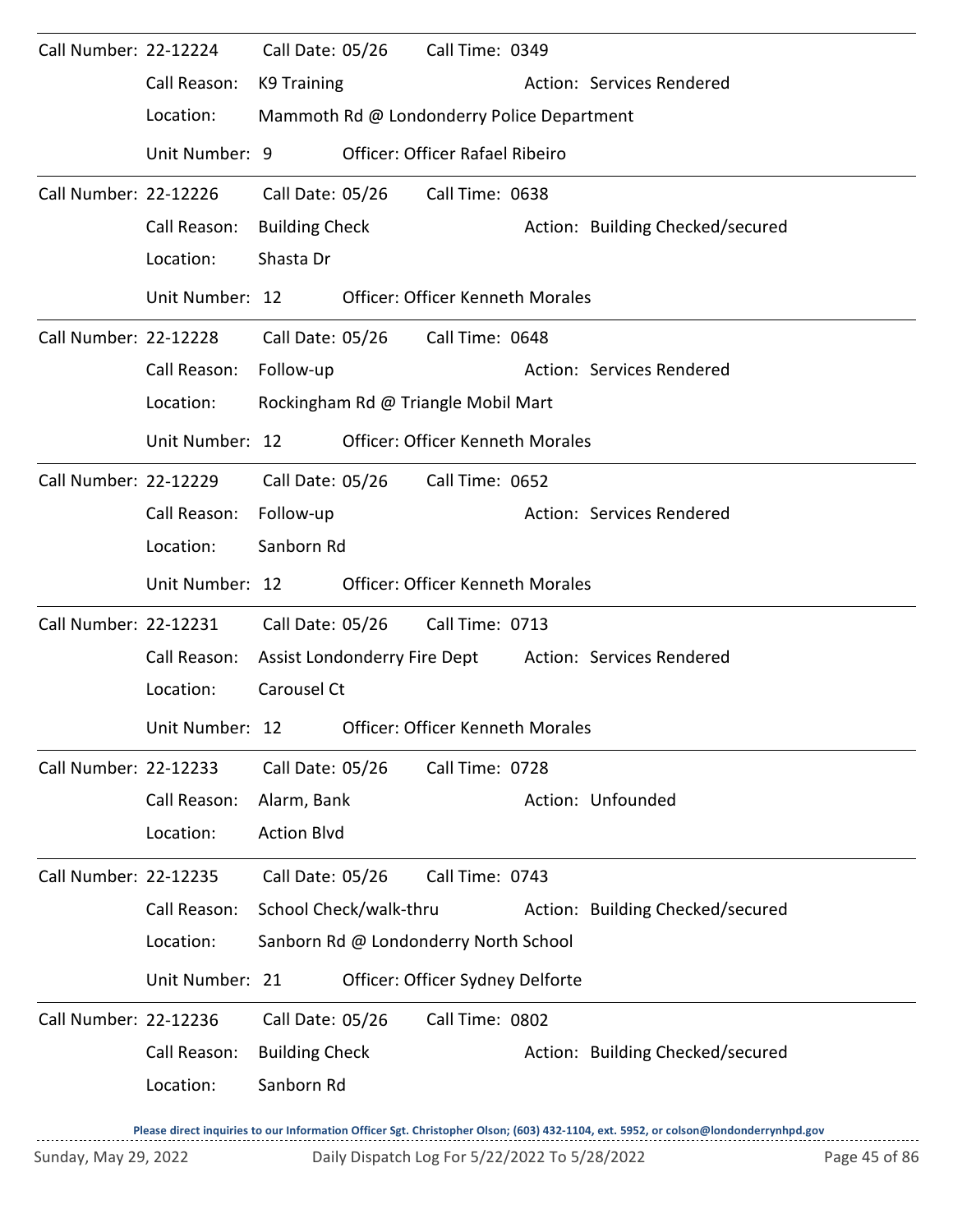Call Number: 22-12224 Call Date: 05/26 Call Time: 0349

Call Reason: K9 Training Action: Services Rendered

Location: Mammoth Rd @ Londonderry Police Department

Unit Number: 9 Officer: Officer Rafael Ribeiro

---

Call Number: 22-12226 Call Date: 05/26 Call Time: 0638

Call Reason: Building Check Action: Building Checked/secured

Location: Shasta Dr

Unit Number: 12 Officer: Officer Kenneth Morales

---

Call Number: 22-12228 Call Date: 05/26 Call Time: 0648

Call Reason: Follow-up Action: Services Rendered

Location: Rockingham Rd @ Triangle Mobil Mart

Unit Number: 12 Officer: Officer Kenneth Morales

---

Call Number: 22-12229 Call Date: 05/26 Call Time: 0652

Call Reason: Follow-up Action: Services Rendered

Location: Sanborn Rd

Unit Number: 12 Officer: Officer Kenneth Morales

---

Call Number: 22-12231 Call Date: 05/26 Call Time: 0713

Call Reason: Assist Londonderry Fire Dept Action: Services Rendered

Location: Carousel Ct

Unit Number: 12 Officer: Officer Kenneth Morales

---

Call Number: 22-12233 Call Date: 05/26 Call Time: 0728

Call Reason: Alarm, Bank Action: Unfounded

Location: Action Blvd

---

Call Number: 22-12235 Call Date: 05/26 Call Time: 0743

Call Reason: School Check/walk-thru Action: Building Checked/secured

Location: Sanborn Rd @ Londonderry North School

Unit Number: 21 Officer: Officer Sydney Delforte

---

Call Number: 22-12236 Call Date: 05/26 Call Time: 0802

Call Reason: Building Check Action: Building Checked/secured

Location: Sanborn Rd

Please direct inquiries to our Information Officer Sgt. Christopher Olson; (603) 432-1104, ext. 5952, or colson@londonderrynhpd.gov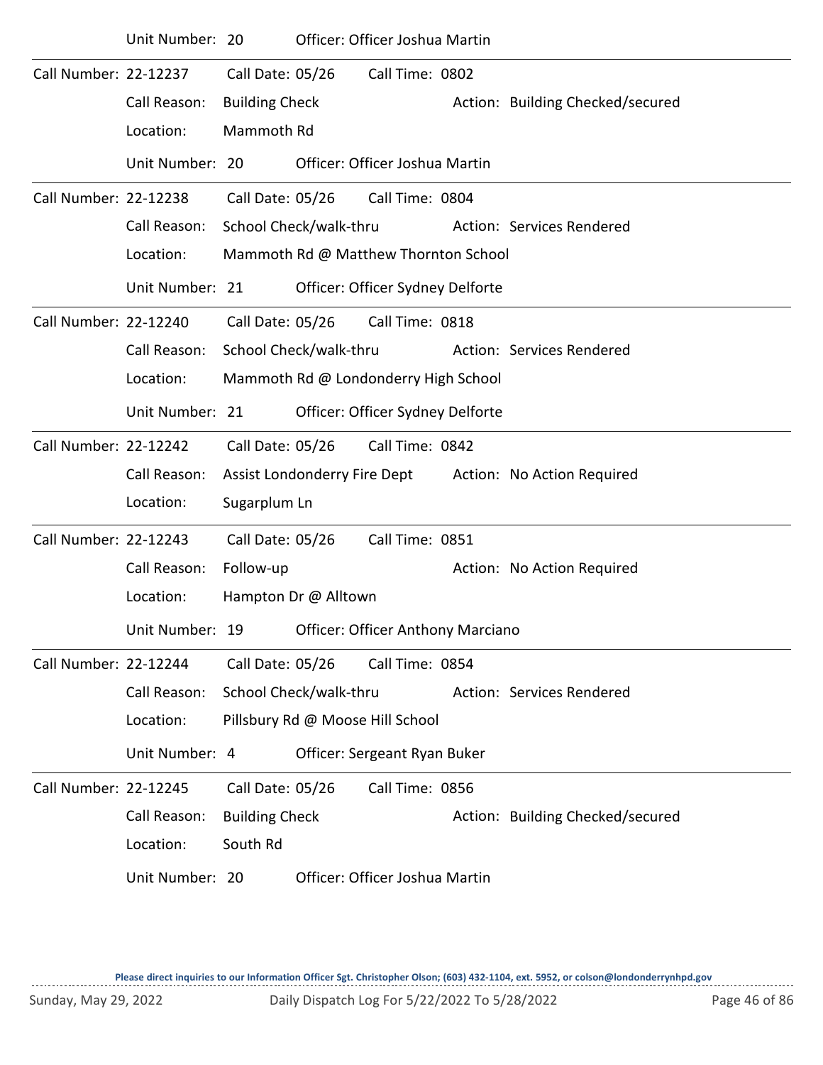Unit Number: 20 Officer: Officer Joshua Martin

---

Call Number: 22-12237 Call Date: 05/26 Call Time: 0802

Call Reason: Building Check Action: Building Checked/secured

Location: Mammoth Rd

Unit Number: 20 Officer: Officer Joshua Martin

---

Call Number: 22-12238 Call Date: 05/26 Call Time: 0804

Call Reason: School Check/walk-thru Action: Services Rendered

Location: Mammoth Rd @ Matthew Thornton School

Unit Number: 21 Officer: Officer Sydney Delforte

---

Call Number: 22-12240 Call Date: 05/26 Call Time: 0818

Call Reason: School Check/walk-thru Action: Services Rendered

Location: Mammoth Rd @ Londonderry High School

Unit Number: 21 Officer: Officer Sydney Delforte

---

Call Number: 22-12242 Call Date: 05/26 Call Time: 0842

Call Reason: Assist Londonderry Fire Dept Action: No Action Required

Location: Sugarplum Ln

---

Call Number: 22-12243 Call Date: 05/26 Call Time: 0851

Call Reason: Follow-up Action: No Action Required

Location: Hampton Dr @ Alltown

Unit Number: 19 Officer: Officer Anthony Marciano

---

Call Number: 22-12244 Call Date: 05/26 Call Time: 0854

Call Reason: School Check/walk-thru Action: Services Rendered

Location: Pillsbury Rd @ Moose Hill School

Unit Number: 4 Officer: Sergeant Ryan Buker

---

Call Number: 22-12245 Call Date: 05/26 Call Time: 0856

Call Reason: Building Check Action: Building Checked/secured

Location: South Rd

Unit Number: 20 Officer: Officer Joshua Martin

---

Please direct inquiries to our Information Officer Sgt. Christopher Olson; (603) 432-1104, ext. 5952, or colson@londonderrynhpd.gov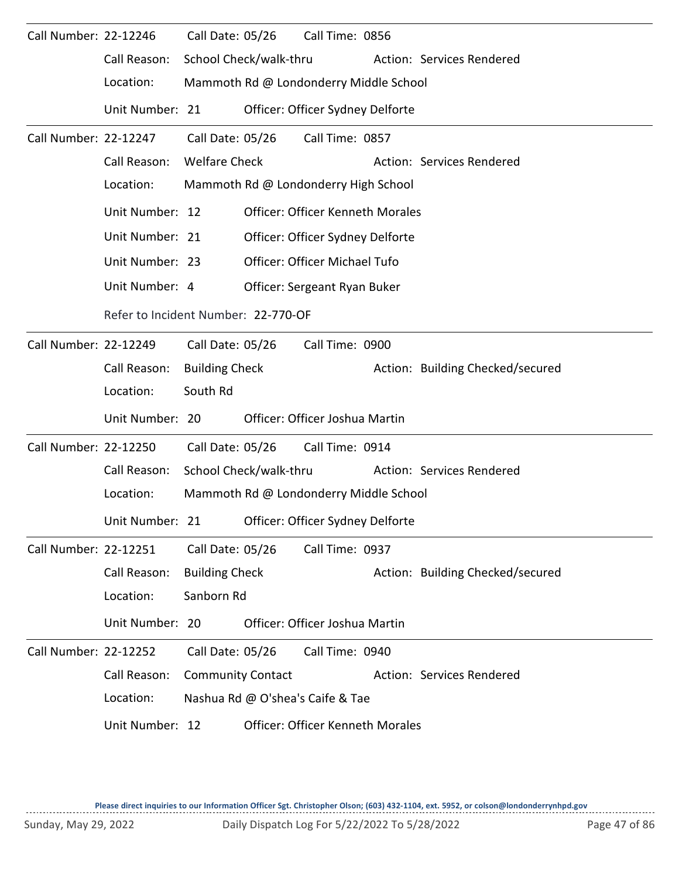Call Number: 22-12246 Call Date: 05/26 Call Time: 0856

Call Reason: School Check/walk-thru Action: Services Rendered

Location: Mammoth Rd @ Londonderry Middle School

Unit Number: 21 Officer: Officer Sydney Delforte

---

Call Number: 22-12247 Call Date: 05/26 Call Time: 0857

Call Reason: Welfare Check Action: Services Rendered

Location: Mammoth Rd @ Londonderry High School

Unit Number: 12 Officer: Officer Kenneth Morales

Unit Number: 21 Officer: Officer Sydney Delforte

Unit Number: 23 Officer: Officer Michael Tufo

Unit Number: 4 Officer: Sergeant Ryan Buker

Refer to Incident Number: 22-770-OF

---

Call Number: 22-12249 Call Date: 05/26 Call Time: 0900

Call Reason: Building Check Action: Building Checked/secured

Location: South Rd

Unit Number: 20 Officer: Officer Joshua Martin

---

Call Number: 22-12250 Call Date: 05/26 Call Time: 0914

Call Reason: School Check/walk-thru Action: Services Rendered

Location: Mammoth Rd @ Londonderry Middle School

Unit Number: 21 Officer: Officer Sydney Delforte

---

Call Number: 22-12251 Call Date: 05/26 Call Time: 0937

Call Reason: Building Check Action: Building Checked/secured

Location: Sanborn Rd

Unit Number: 20 Officer: Officer Joshua Martin

---

Call Number: 22-12252 Call Date: 05/26 Call Time: 0940

Call Reason: Community Contact Action: Services Rendered

Location: Nashua Rd @ O'shea's Caife & Tae

Unit Number: 12 Officer: Officer Kenneth Morales

Please direct inquiries to our Information Officer Sgt. Christopher Olson; (603) 432-1104, ext. 5952, or colson@londonderrynhpd.gov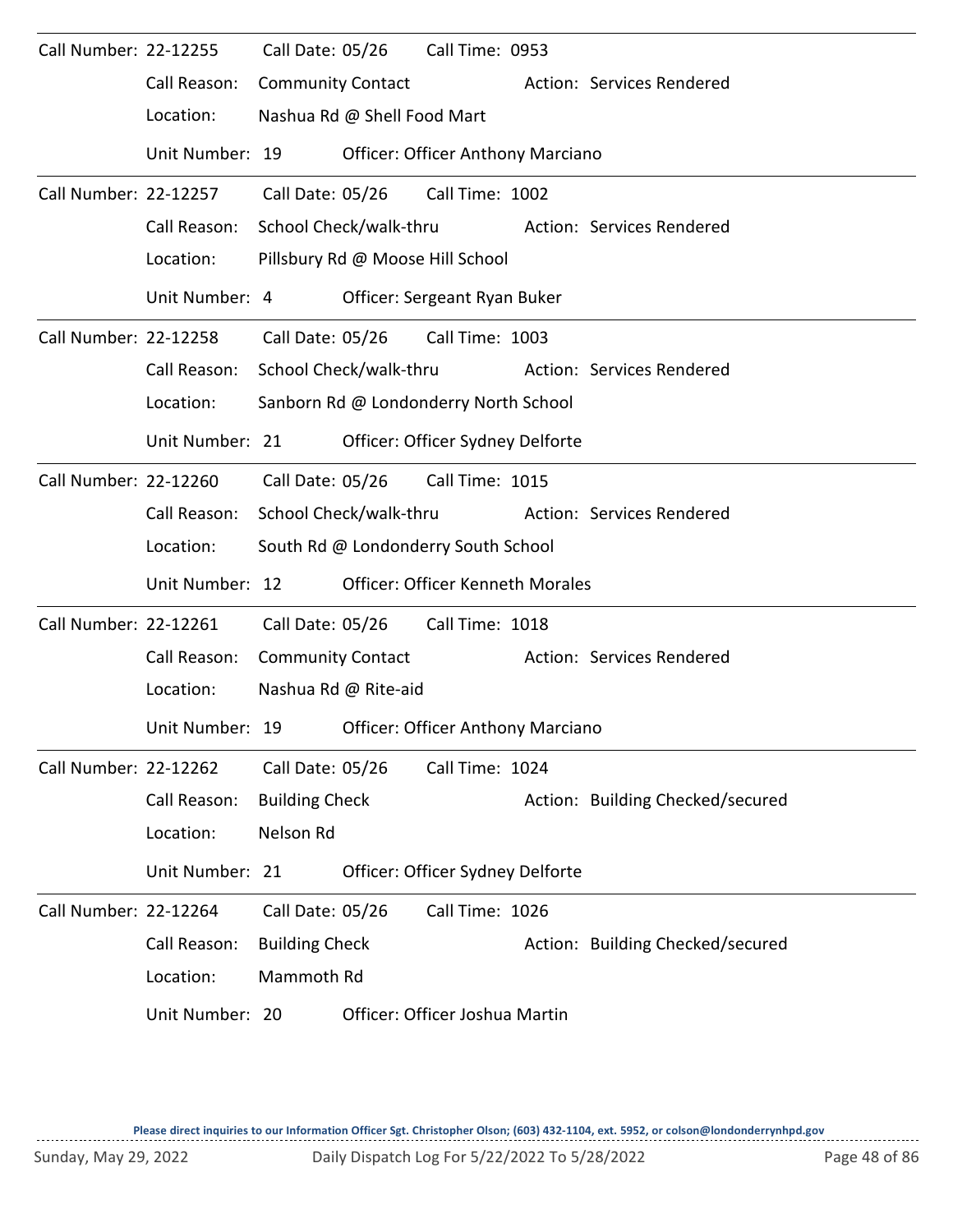Call Number: 22-12255 Call Date: 05/26 Call Time: 0953

Call Reason: Community Contact Action: Services Rendered

Location: Nashua Rd @ Shell Food Mart

Unit Number: 19 Officer: Officer Anthony Marciano

---

Call Number: 22-12257 Call Date: 05/26 Call Time: 1002

Call Reason: School Check/walk-thru Action: Services Rendered

Location: Pillsbury Rd @ Moose Hill School

Unit Number: 4 Officer: Sergeant Ryan Buker

---

Call Number: 22-12258 Call Date: 05/26 Call Time: 1003

Call Reason: School Check/walk-thru Action: Services Rendered

Location: Sanborn Rd @ Londonderry North School

Unit Number: 21 Officer: Officer Sydney Delforte

---

Call Number: 22-12260 Call Date: 05/26 Call Time: 1015

Call Reason: School Check/walk-thru Action: Services Rendered

Location: South Rd @ Londonderry South School

Unit Number: 12 Officer: Officer Kenneth Morales

---

Call Number: 22-12261 Call Date: 05/26 Call Time: 1018

Call Reason: Community Contact Action: Services Rendered

Location: Nashua Rd @ Rite-aid

Unit Number: 19 Officer: Officer Anthony Marciano

---

Call Number: 22-12262 Call Date: 05/26 Call Time: 1024

Call Reason: Building Check Action: Building Checked/secured

Location: Nelson Rd

Unit Number: 21 Officer: Officer Sydney Delforte

---

Call Number: 22-12264 Call Date: 05/26 Call Time: 1026

Call Reason: Building Check Action: Building Checked/secured

Location: Mammoth Rd

Unit Number: 20 Officer: Officer Joshua Martin

Please direct inquiries to our Information Officer Sgt. Christopher Olson; (603) 432-1104, ext. 5952, or colson@londonderrynhpd.gov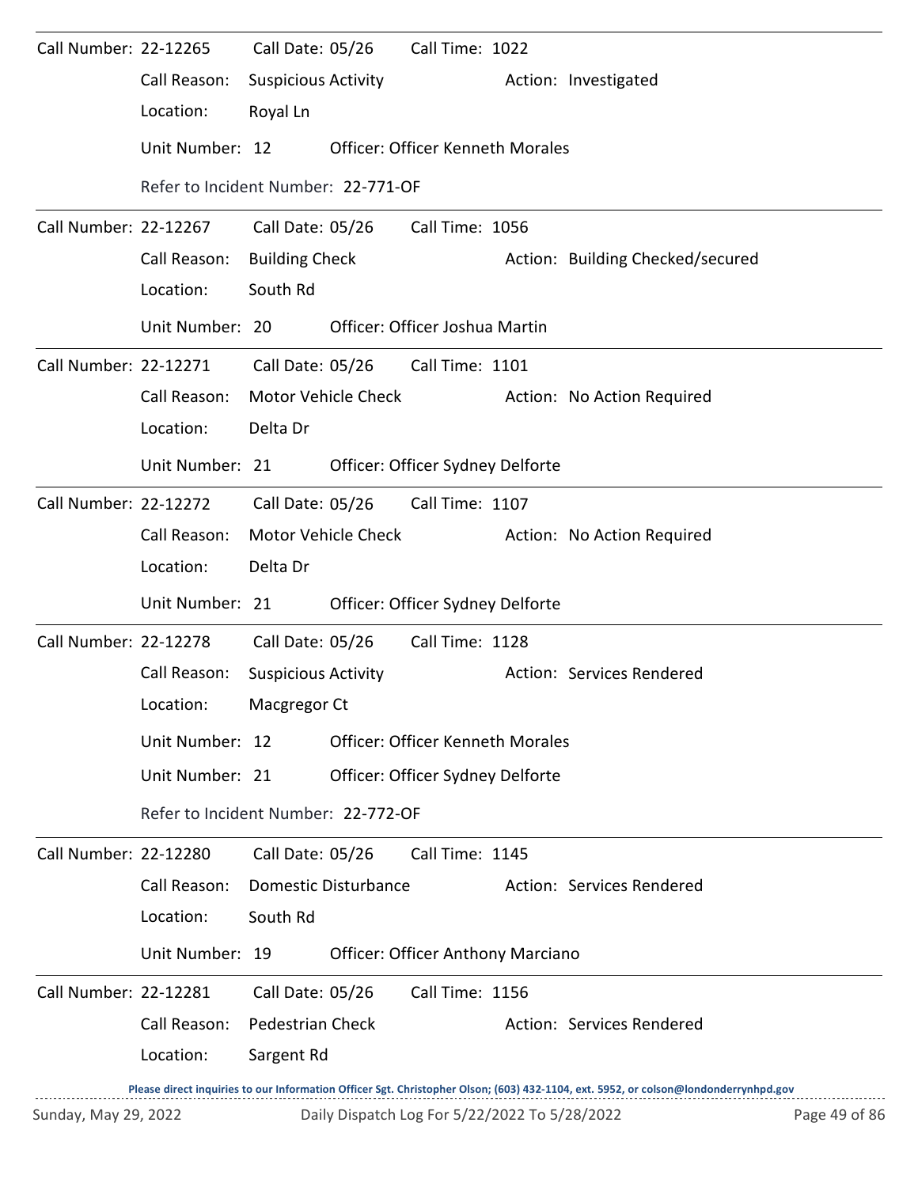Call Number: 22-12265 Call Date: 05/26 Call Time: 1022

Call Reason: Suspicious Activity Action: Investigated

Location: Royal Ln

Unit Number: 12 Officer: Officer Kenneth Morales

Refer to Incident Number: 22-771-OF

---

Call Number: 22-12267 Call Date: 05/26 Call Time: 1056

Call Reason: Building Check Action: Building Checked/secured

Location: South Rd

Unit Number: 20 Officer: Officer Joshua Martin

---

Call Number: 22-12271 Call Date: 05/26 Call Time: 1101

Call Reason: Motor Vehicle Check Action: No Action Required

Location: Delta Dr

Unit Number: 21 Officer: Officer Sydney Delforte

---

Call Number: 22-12272 Call Date: 05/26 Call Time: 1107

Call Reason: Motor Vehicle Check Action: No Action Required

Location: Delta Dr

Unit Number: 21 Officer: Officer Sydney Delforte

---

Call Number: 22-12278 Call Date: 05/26 Call Time: 1128

Call Reason: Suspicious Activity Action: Services Rendered

Location: Macgregor Ct

Unit Number: 12 Officer: Officer Kenneth Morales

Unit Number: 21 Officer: Officer Sydney Delforte

Refer to Incident Number: 22-772-OF

---

Call Number: 22-12280 Call Date: 05/26 Call Time: 1145

Call Reason: Domestic Disturbance Action: Services Rendered

Location: South Rd

Unit Number: 19 Officer: Officer Anthony Marciano

---

Call Number: 22-12281 Call Date: 05/26 Call Time: 1156

Call Reason: Pedestrian Check Action: Services Rendered

Location: Sargent Rd

**Please direct inquiries to our Information Officer Sgt. Christopher Olson; (603) 432-1104, ext. 5952, or colson@londonderrynhpd.gov**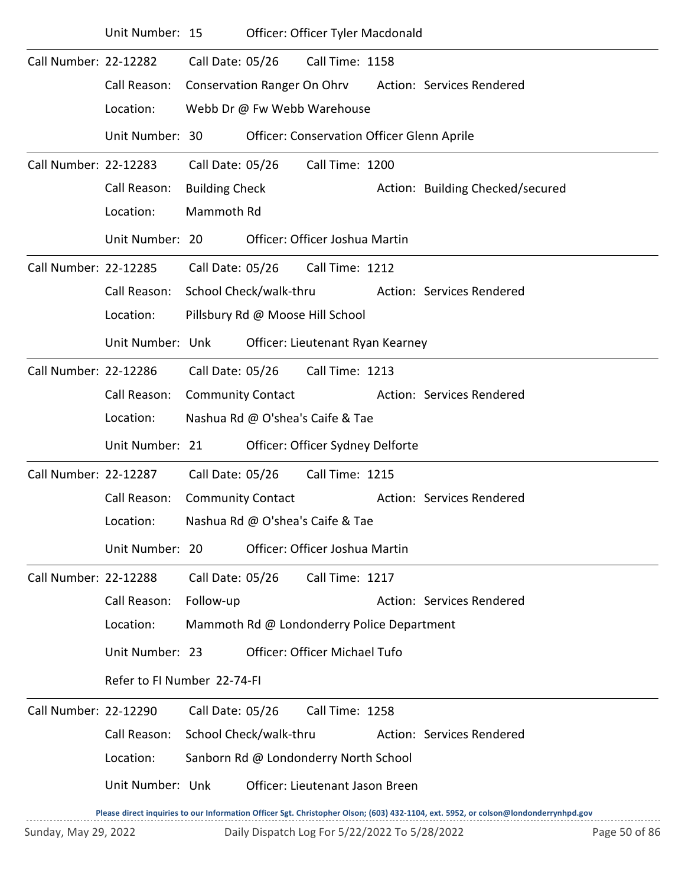Unit Number: 15 Officer: Officer Tyler Macdonald

---

Call Number: 22-12282 Call Date: 05/26 Call Time: 1158

Call Reason: Conservation Ranger On Ohrv Action: Services Rendered

Location: Webb Dr @ Fw Webb Warehouse

Unit Number: 30 Officer: Conservation Officer Glenn Aprile

---

Call Number: 22-12283 Call Date: 05/26 Call Time: 1200

Call Reason: Building Check Action: Building Checked/secured

Location: Mammoth Rd

Unit Number: 20 Officer: Officer Joshua Martin

---

Call Number: 22-12285 Call Date: 05/26 Call Time: 1212

Call Reason: School Check/walk-thru Action: Services Rendered

Location: Pillsbury Rd @ Moose Hill School

Unit Number: Unk Officer: Lieutenant Ryan Kearney

---

Call Number: 22-12286 Call Date: 05/26 Call Time: 1213

Call Reason: Community Contact Action: Services Rendered

Location: Nashua Rd @ O'shea's Caife & Tae

Unit Number: 21 Officer: Officer Sydney Delforte

---

Call Number: 22-12287 Call Date: 05/26 Call Time: 1215

Call Reason: Community Contact Action: Services Rendered

Location: Nashua Rd @ O'shea's Caife & Tae

Unit Number: 20 Officer: Officer Joshua Martin

---

Call Number: 22-12288 Call Date: 05/26 Call Time: 1217

Call Reason: Follow-up Action: Services Rendered

Location: Mammoth Rd @ Londonderry Police Department

Unit Number: 23 Officer: Officer Michael Tufo

Refer to FI Number 22-74-FI

---

Call Number: 22-12290 Call Date: 05/26 Call Time: 1258

Call Reason: School Check/walk-thru Action: Services Rendered

Location: Sanborn Rd @ Londonderry North School

Unit Number: Unk Officer: Lieutenant Jason Breen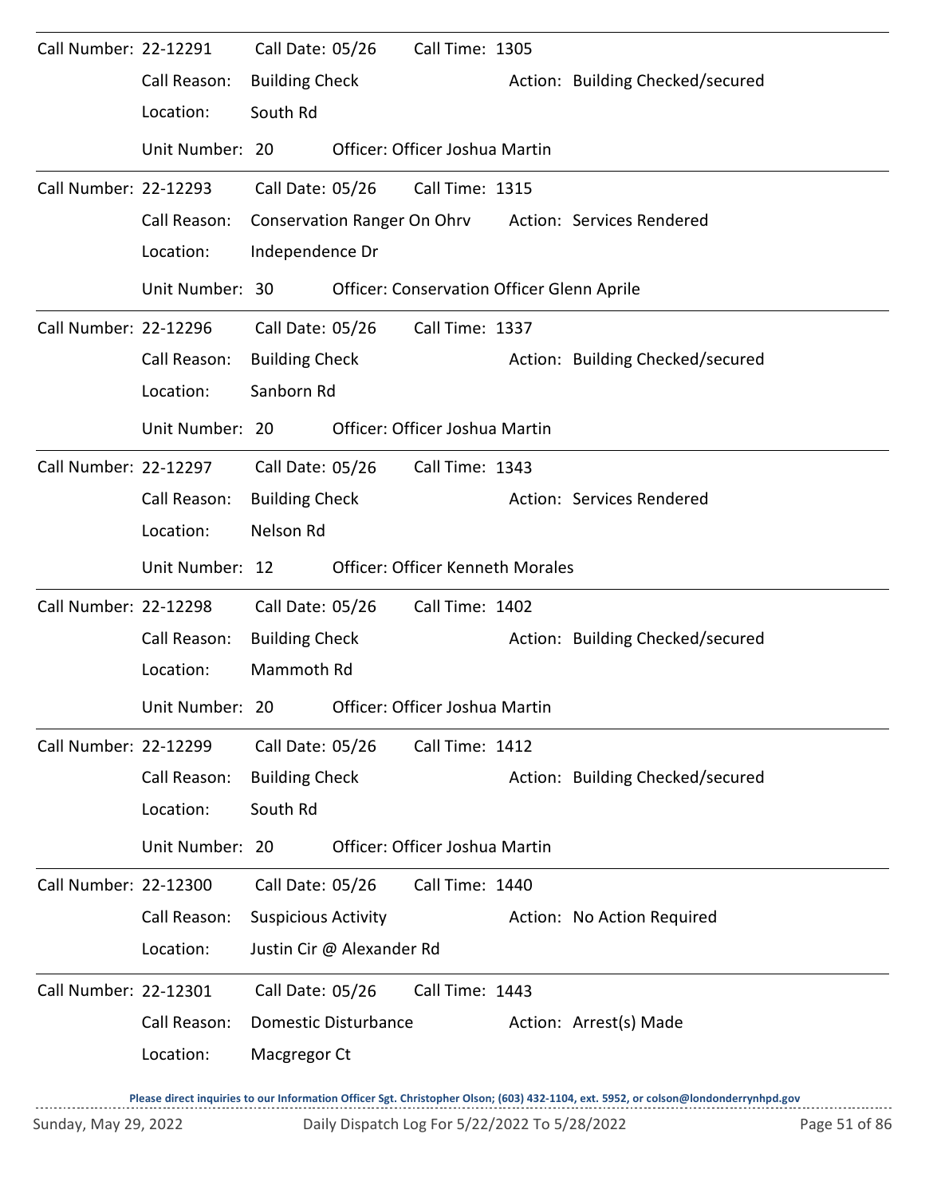Call Number: 22-12291 Call Date: 05/26 Call Time: 1305
Call Reason: Building Check Action: Building Checked/secured
Location: South Rd
Unit Number: 20 Officer: Officer Joshua Martin

---

Call Number: 22-12293 Call Date: 05/26 Call Time: 1315
Call Reason: Conservation Ranger On Ohrv Action: Services Rendered
Location: Independence Dr
Unit Number: 30 Officer: Conservation Officer Glenn Aprile

---

Call Number: 22-12296 Call Date: 05/26 Call Time: 1337
Call Reason: Building Check Action: Building Checked/secured
Location: Sanborn Rd
Unit Number: 20 Officer: Officer Joshua Martin

---

Call Number: 22-12297 Call Date: 05/26 Call Time: 1343
Call Reason: Building Check Action: Services Rendered
Location: Nelson Rd
Unit Number: 12 Officer: Officer Kenneth Morales

---

Call Number: 22-12298 Call Date: 05/26 Call Time: 1402
Call Reason: Building Check Action: Building Checked/secured
Location: Mammoth Rd
Unit Number: 20 Officer: Officer Joshua Martin

---

Call Number: 22-12299 Call Date: 05/26 Call Time: 1412
Call Reason: Building Check Action: Building Checked/secured
Location: South Rd
Unit Number: 20 Officer: Officer Joshua Martin

---

Call Number: 22-12300 Call Date: 05/26 Call Time: 1440
Call Reason: Suspicious Activity Action: No Action Required
Location: Justin Cir @ Alexander Rd

---

Call Number: 22-12301 Call Date: 05/26 Call Time: 1443
Call Reason: Domestic Disturbance Action: Arrest(s) Made
Location: Macgregor Ct

**Please direct inquiries to our Information Officer Sgt. Christopher Olson; (603) 432-1104, ext. 5952, or colson@londonderrynhpd.gov**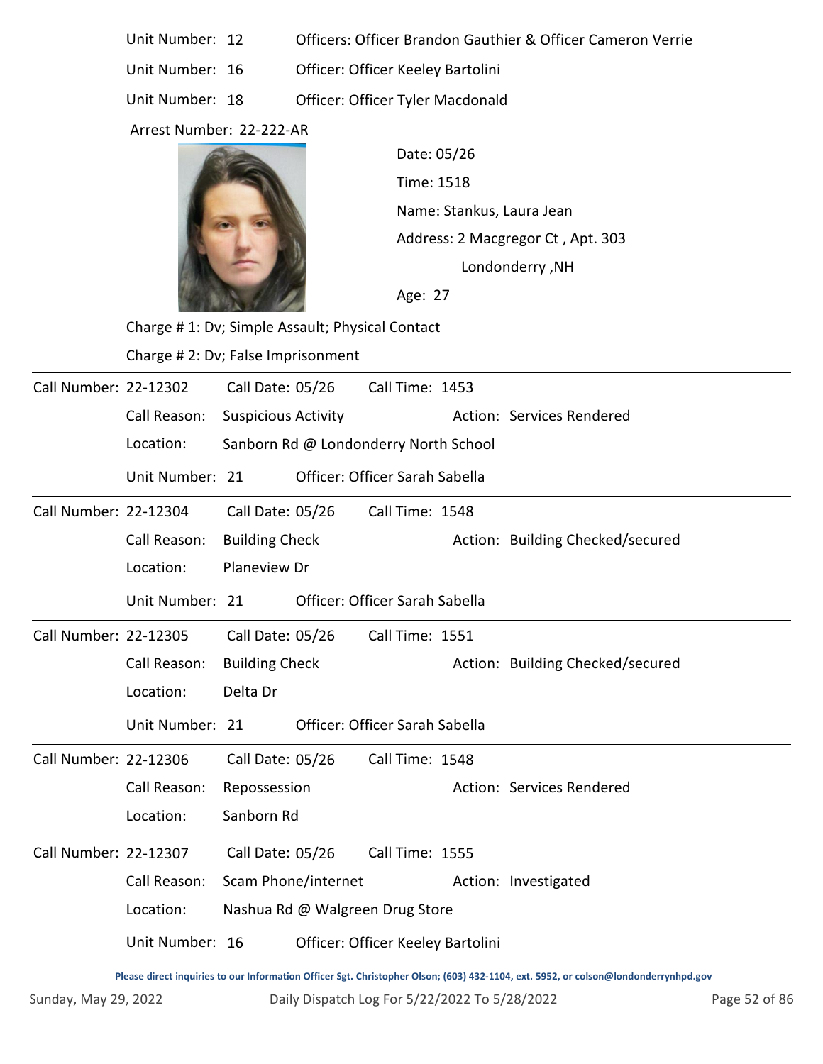Unit Number: 12 Officers: Officer Brandon Gauthier & Officer Cameron Verrie

Unit Number: 16 Officer: Officer Keeley Bartolini

Unit Number: 18 Officer: Officer Tyler Macdonald

Arrest Number: 22-222-AR

Date: 05/26

Time: 1518

Name: Stankus, Laura Jean

Address: 2 Macgregor Ct , Apt. 303

Londonderry ,NH

Age: 27

Charge # 1: Dv; Simple Assault; Physical Contact

Charge # 2: Dv; False Imprisonment

---

Call Number: 22-12302 Call Date: 05/26 Call Time: 1453

Call Reason: Suspicious Activity Action: Services Rendered

Location: Sanborn Rd @ Londonderry North School

Unit Number: 21 Officer: Officer Sarah Sabella

---

Call Number: 22-12304 Call Date: 05/26 Call Time: 1548

Call Reason: Building Check Action: Building Checked/secured

Location: Planeview Dr

Unit Number: 21 Officer: Officer Sarah Sabella

---

Call Number: 22-12305 Call Date: 05/26 Call Time: 1551

Call Reason: Building Check Action: Building Checked/secured

Location: Delta Dr

Unit Number: 21 Officer: Officer Sarah Sabella

---

Call Number: 22-12306 Call Date: 05/26 Call Time: 1548

Call Reason: Repossession Action: Services Rendered

Location: Sanborn Rd

---

Call Number: 22-12307 Call Date: 05/26 Call Time: 1555

Call Reason: Scam Phone/internet Action: Investigated

Location: Nashua Rd @ Walgreen Drug Store

Unit Number: 16 Officer: Officer Keeley Bartolini

Please direct inquiries to our Information Officer Sgt. Christopher Olson; (603) 432-1104, ext. 5952, or colson@londonderrynhpd.gov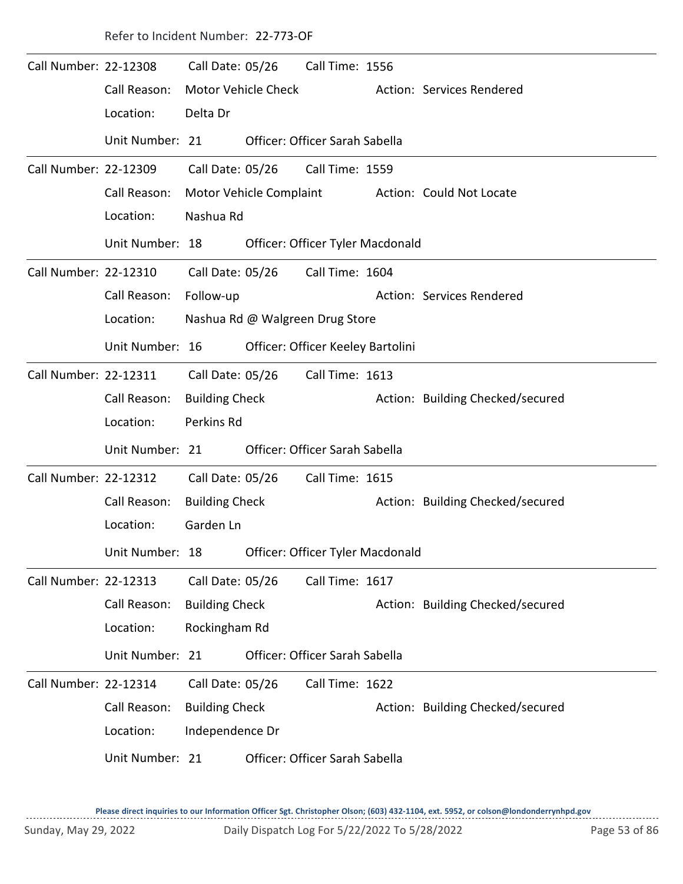Refer to Incident Number: 22-773-OF

---

Call Number: 22-12308  Call Date: 05/26  Call Time: 1556
Call Reason: Motor Vehicle Check  Action: Services Rendered
Location: Delta Dr
Unit Number: 21  Officer: Officer Sarah Sabella

---

Call Number: 22-12309  Call Date: 05/26  Call Time: 1559
Call Reason: Motor Vehicle Complaint  Action: Could Not Locate
Location: Nashua Rd
Unit Number: 18  Officer: Officer Tyler Macdonald

---

Call Number: 22-12310  Call Date: 05/26  Call Time: 1604
Call Reason: Follow-up  Action: Services Rendered
Location: Nashua Rd @ Walgreen Drug Store
Unit Number: 16  Officer: Officer Keeley Bartolini

---

Call Number: 22-12311  Call Date: 05/26  Call Time: 1613
Call Reason: Building Check  Action: Building Checked/secured
Location: Perkins Rd
Unit Number: 21  Officer: Officer Sarah Sabella

---

Call Number: 22-12312  Call Date: 05/26  Call Time: 1615
Call Reason: Building Check  Action: Building Checked/secured
Location: Garden Ln
Unit Number: 18  Officer: Officer Tyler Macdonald

---

Call Number: 22-12313  Call Date: 05/26  Call Time: 1617
Call Reason: Building Check  Action: Building Checked/secured
Location: Rockingham Rd
Unit Number: 21  Officer: Officer Sarah Sabella

---

Call Number: 22-12314  Call Date: 05/26  Call Time: 1622
Call Reason: Building Check  Action: Building Checked/secured
Location: Independence Dr
Unit Number: 21  Officer: Officer Sarah Sabella

**Please direct inquiries to our Information Officer Sgt. Christopher Olson; (603) 432-1104, ext. 5952, or colson@londonderrynhpd.gov**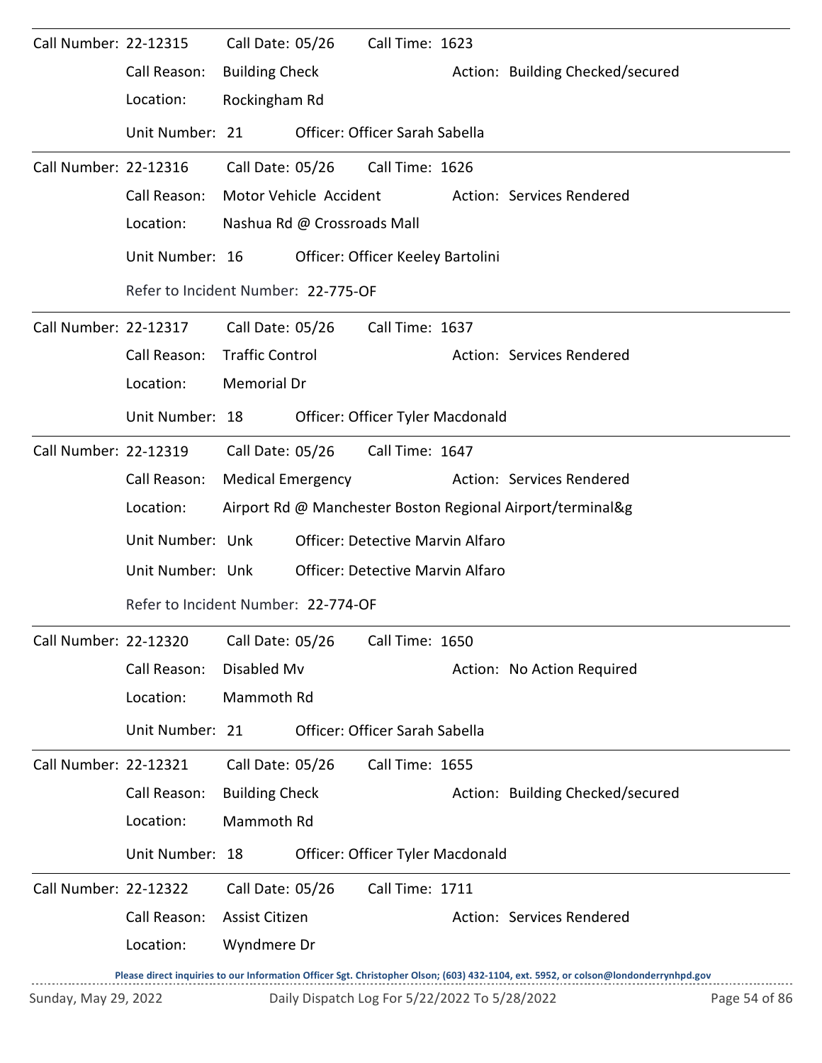Call Number: 22-12315 Call Date: 05/26 Call Time: 1623

Call Reason: Building Check Action: Building Checked/secured

Location: Rockingham Rd

Unit Number: 21 Officer: Officer Sarah Sabella

---

Call Number: 22-12316 Call Date: 05/26 Call Time: 1626

Call Reason: Motor Vehicle Accident Action: Services Rendered

Location: Nashua Rd @ Crossroads Mall

Unit Number: 16 Officer: Officer Keeley Bartolini

Refer to Incident Number: 22-775-OF

---

Call Number: 22-12317 Call Date: 05/26 Call Time: 1637

Call Reason: Traffic Control Action: Services Rendered

Location: Memorial Dr

Unit Number: 18 Officer: Officer Tyler Macdonald

---

Call Number: 22-12319 Call Date: 05/26 Call Time: 1647

Call Reason: Medical Emergency Action: Services Rendered

Location: Airport Rd @ Manchester Boston Regional Airport/terminal&g

Unit Number: Unk Officer: Detective Marvin Alfaro

Unit Number: Unk Officer: Detective Marvin Alfaro

Refer to Incident Number: 22-774-OF

---

Call Number: 22-12320 Call Date: 05/26 Call Time: 1650

Call Reason: Disabled Mv Action: No Action Required

Location: Mammoth Rd

Unit Number: 21 Officer: Officer Sarah Sabella

---

Call Number: 22-12321 Call Date: 05/26 Call Time: 1655

Call Reason: Building Check Action: Building Checked/secured

Location: Mammoth Rd

Unit Number: 18 Officer: Officer Tyler Macdonald

---

Call Number: 22-12322 Call Date: 05/26 Call Time: 1711

Call Reason: Assist Citizen Action: Services Rendered

Location: Wyndmere Dr

**Please direct inquiries to our Information Officer Sgt. Christopher Olson; (603) 432-1104, ext. 5952, or colson@londonderrynhpd.gov**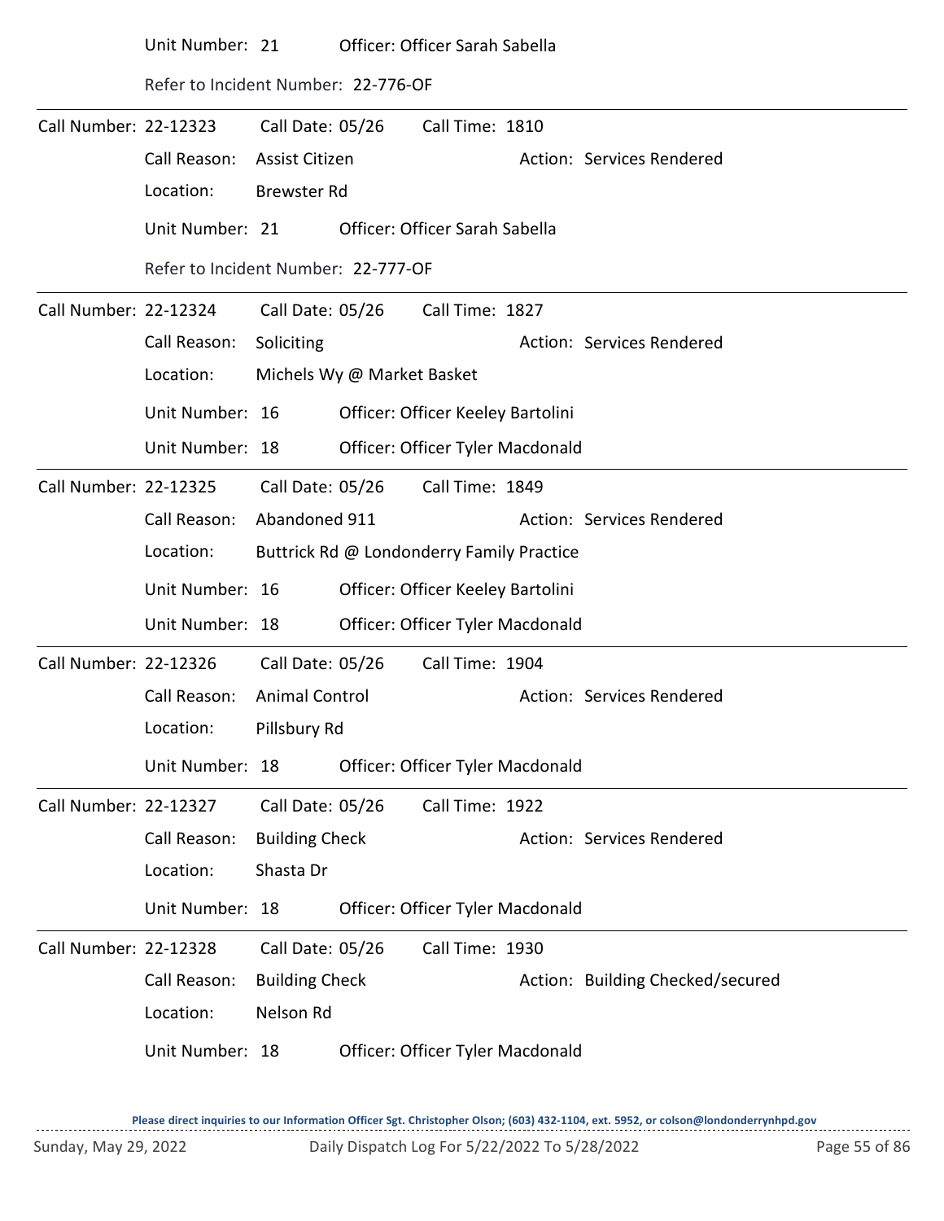Unit Number: 21 Officer: Officer Sarah Sabella

Refer to Incident Number: 22-776-OF

---

Call Number: 22-12323 Call Date: 05/26 Call Time: 1810

Call Reason: Assist Citizen Action: Services Rendered

Location: Brewster Rd

Unit Number: 21 Officer: Officer Sarah Sabella

Refer to Incident Number: 22-777-OF

---

Call Number: 22-12324 Call Date: 05/26 Call Time: 1827

Call Reason: Soliciting Action: Services Rendered

Location: Michels Wy @ Market Basket

Unit Number: 16 Officer: Officer Keeley Bartolini

Unit Number: 18 Officer: Officer Tyler Macdonald

---

Call Number: 22-12325 Call Date: 05/26 Call Time: 1849

Call Reason: Abandoned 911 Action: Services Rendered

Location: Buttrick Rd @ Londonderry Family Practice

Unit Number: 16 Officer: Officer Keeley Bartolini

Unit Number: 18 Officer: Officer Tyler Macdonald

---

Call Number: 22-12326 Call Date: 05/26 Call Time: 1904

Call Reason: Animal Control Action: Services Rendered

Location: Pillsbury Rd

Unit Number: 18 Officer: Officer Tyler Macdonald

---

Call Number: 22-12327 Call Date: 05/26 Call Time: 1922

Call Reason: Building Check Action: Services Rendered

Location: Shasta Dr

Unit Number: 18 Officer: Officer Tyler Macdonald

---

Call Number: 22-12328 Call Date: 05/26 Call Time: 1930

Call Reason: Building Check Action: Building Checked/secured

Location: Nelson Rd

Unit Number: 18 Officer: Officer Tyler Macdonald

Please direct inquiries to our Information Officer Sgt. Christopher Olson; (603) 432-1104, ext. 5952, or colson@londonderrynhpd.gov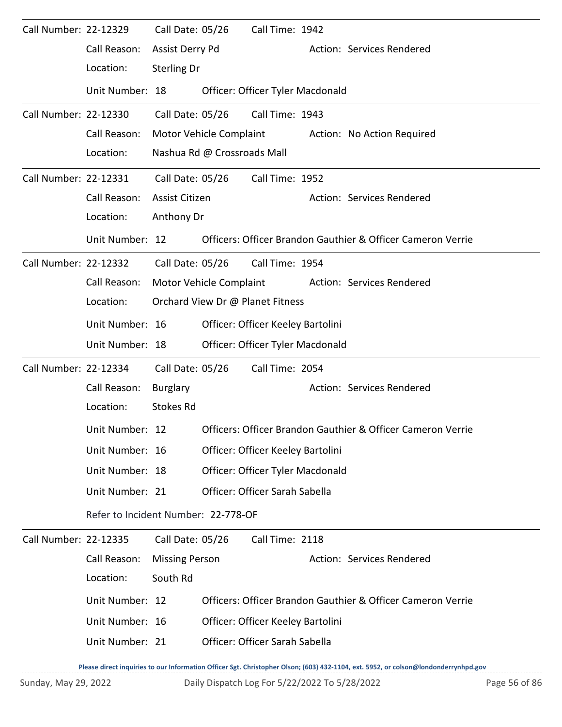Call Number: 22-12329    Call Date: 05/26    Call Time: 1942

Call Reason: Assist Derry Pd    Action: Services Rendered

Location: Sterling Dr

Unit Number: 18    Officer: Officer Tyler Macdonald

---

Call Number: 22-12330    Call Date: 05/26    Call Time: 1943

Call Reason: Motor Vehicle Complaint    Action: No Action Required

Location: Nashua Rd @ Crossroads Mall

---

Call Number: 22-12331    Call Date: 05/26    Call Time: 1952

Call Reason: Assist Citizen    Action: Services Rendered

Location: Anthony Dr

Unit Number: 12    Officers: Officer Brandon Gauthier & Officer Cameron Verrie

---

Call Number: 22-12332    Call Date: 05/26    Call Time: 1954

Call Reason: Motor Vehicle Complaint    Action: Services Rendered

Location: Orchard View Dr @ Planet Fitness

Unit Number: 16    Officer: Officer Keeley Bartolini

Unit Number: 18    Officer: Officer Tyler Macdonald

---

Call Number: 22-12334    Call Date: 05/26    Call Time: 2054

Call Reason: Burglary    Action: Services Rendered

Location: Stokes Rd

Unit Number: 12    Officers: Officer Brandon Gauthier & Officer Cameron Verrie

Unit Number: 16    Officer: Officer Keeley Bartolini

Unit Number: 18    Officer: Officer Tyler Macdonald

Unit Number: 21    Officer: Officer Sarah Sabella

Refer to Incident Number: 22-778-OF

---

Call Number: 22-12335    Call Date: 05/26    Call Time: 2118

Call Reason: Missing Person    Action: Services Rendered

Location: South Rd

Unit Number: 12    Officers: Officer Brandon Gauthier & Officer Cameron Verrie

Unit Number: 16    Officer: Officer Keeley Bartolini

Unit Number: 21    Officer: Officer Sarah Sabella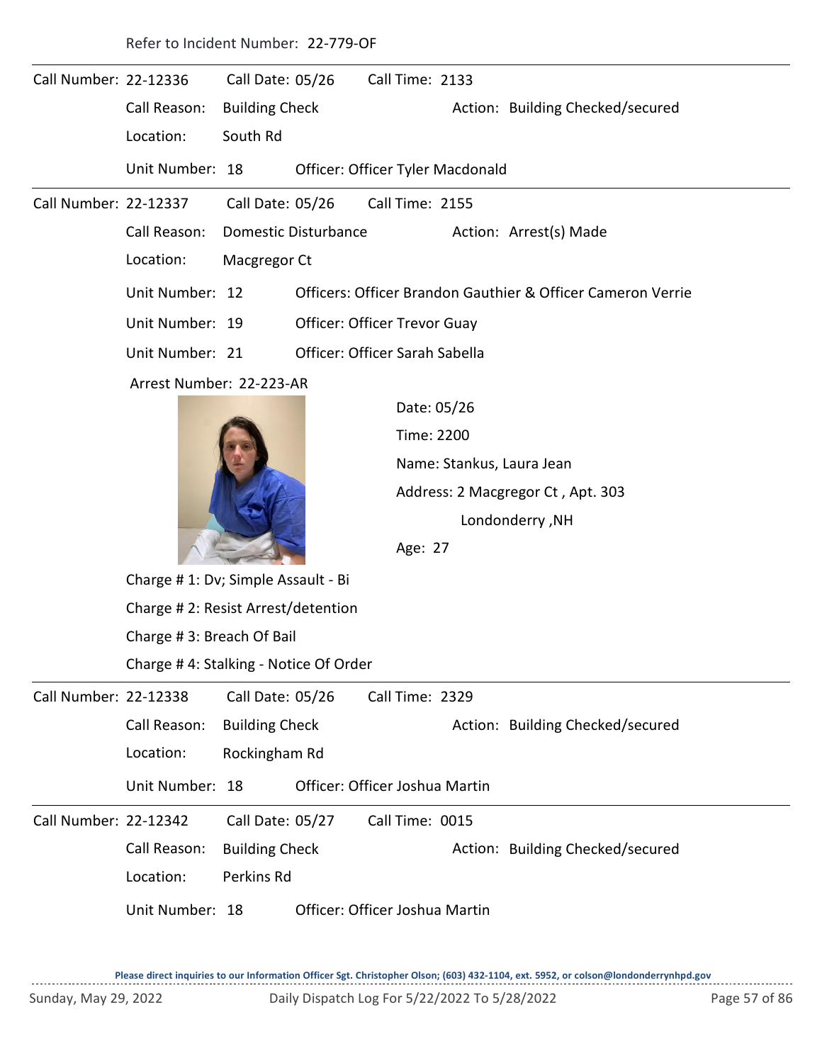Refer to Incident Number: 22-779-OF

Call Number: 22-12336 Call Date: 05/26 Call Time: 2133

Call Reason: Building Check Action: Building Checked/secured

Location: South Rd

Unit Number: 18 Officer: Officer Tyler Macdonald

---

Call Number: 22-12337 Call Date: 05/26 Call Time: 2155

Call Reason: Domestic Disturbance Action: Arrest(s) Made

Location: Macgregor Ct

Unit Number: 12 Officers: Officer Brandon Gauthier & Officer Cameron Verrie

Unit Number: 19 Officer: Officer Trevor Guay

Unit Number: 21 Officer: Officer Sarah Sabella

Arrest Number: 22-223-AR

Date: 05/26

Time: 2200

Name: Stankus, Laura Jean

Address: 2 Macgregor Ct , Apt. 303
Londonderry ,NH

Age: 27

Charge # 1: Dv; Simple Assault - Bi

Charge # 2: Resist Arrest/detention

Charge # 3: Breach Of Bail

Charge # 4: Stalking - Notice Of Order

---

Call Number: 22-12338 Call Date: 05/26 Call Time: 2329

Call Reason: Building Check Action: Building Checked/secured

Location: Rockingham Rd

Unit Number: 18 Officer: Officer Joshua Martin

---

Call Number: 22-12342 Call Date: 05/27 Call Time: 0015

Call Reason: Building Check Action: Building Checked/secured

Location: Perkins Rd

Unit Number: 18 Officer: Officer Joshua Martin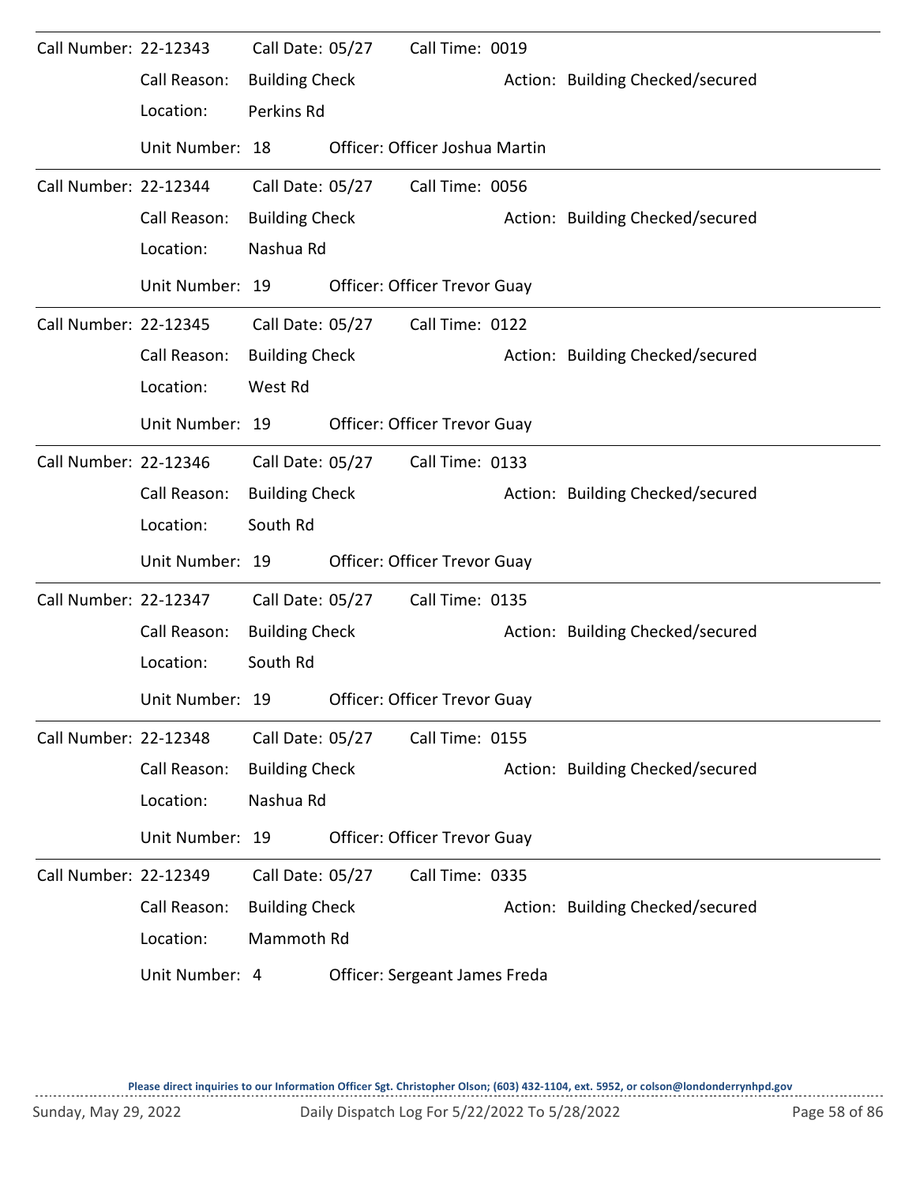Call Number: 22-12343 Call Date: 05/27 Call Time: 0019

Call Reason: Building Check Action: Building Checked/secured

Location: Perkins Rd

Unit Number: 18 Officer: Officer Joshua Martin

---

Call Number: 22-12344 Call Date: 05/27 Call Time: 0056

Call Reason: Building Check Action: Building Checked/secured

Location: Nashua Rd

Unit Number: 19 Officer: Officer Trevor Guay

---

Call Number: 22-12345 Call Date: 05/27 Call Time: 0122

Call Reason: Building Check Action: Building Checked/secured

Location: West Rd

Unit Number: 19 Officer: Officer Trevor Guay

---

Call Number: 22-12346 Call Date: 05/27 Call Time: 0133

Call Reason: Building Check Action: Building Checked/secured

Location: South Rd

Unit Number: 19 Officer: Officer Trevor Guay

---

Call Number: 22-12347 Call Date: 05/27 Call Time: 0135

Call Reason: Building Check Action: Building Checked/secured

Location: South Rd

Unit Number: 19 Officer: Officer Trevor Guay

---

Call Number: 22-12348 Call Date: 05/27 Call Time: 0155

Call Reason: Building Check Action: Building Checked/secured

Location: Nashua Rd

Unit Number: 19 Officer: Officer Trevor Guay

---

Call Number: 22-12349 Call Date: 05/27 Call Time: 0335

Call Reason: Building Check Action: Building Checked/secured

Location: Mammoth Rd

Unit Number: 4 Officer: Sergeant James Freda

**Please direct inquiries to our Information Officer Sgt. Christopher Olson; (603) 432-1104, ext. 5952, or colson@londonderrynhpd.gov**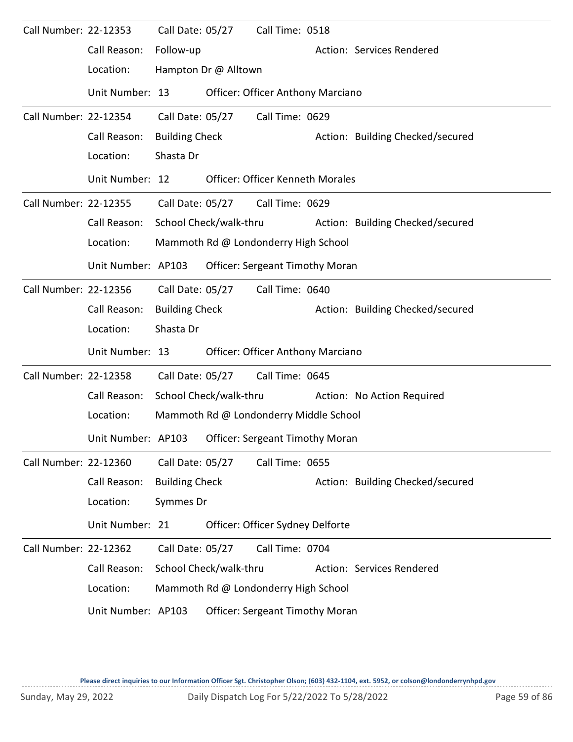Call Number: 22-12353 Call Date: 05/27 Call Time: 0518
Call Reason: Follow-up Action: Services Rendered
Location: Hampton Dr @ Alltown
Unit Number: 13 Officer: Officer Anthony Marciano

---

Call Number: 22-12354 Call Date: 05/27 Call Time: 0629
Call Reason: Building Check Action: Building Checked/secured
Location: Shasta Dr
Unit Number: 12 Officer: Officer Kenneth Morales

---

Call Number: 22-12355 Call Date: 05/27 Call Time: 0629
Call Reason: School Check/walk-thru Action: Building Checked/secured
Location: Mammoth Rd @ Londonderry High School
Unit Number: AP103 Officer: Sergeant Timothy Moran

---

Call Number: 22-12356 Call Date: 05/27 Call Time: 0640
Call Reason: Building Check Action: Building Checked/secured
Location: Shasta Dr
Unit Number: 13 Officer: Officer Anthony Marciano

---

Call Number: 22-12358 Call Date: 05/27 Call Time: 0645
Call Reason: School Check/walk-thru Action: No Action Required
Location: Mammoth Rd @ Londonderry Middle School
Unit Number: AP103 Officer: Sergeant Timothy Moran

---

Call Number: 22-12360 Call Date: 05/27 Call Time: 0655
Call Reason: Building Check Action: Building Checked/secured
Location: Symmes Dr
Unit Number: 21 Officer: Officer Sydney Delforte

---

Call Number: 22-12362 Call Date: 05/27 Call Time: 0704
Call Reason: School Check/walk-thru Action: Services Rendered
Location: Mammoth Rd @ Londonderry High School
Unit Number: AP103 Officer: Sergeant Timothy Moran

Please direct inquiries to our Information Officer Sgt. Christopher Olson; (603) 432-1104, ext. 5952, or colson@londonderrynhpd.gov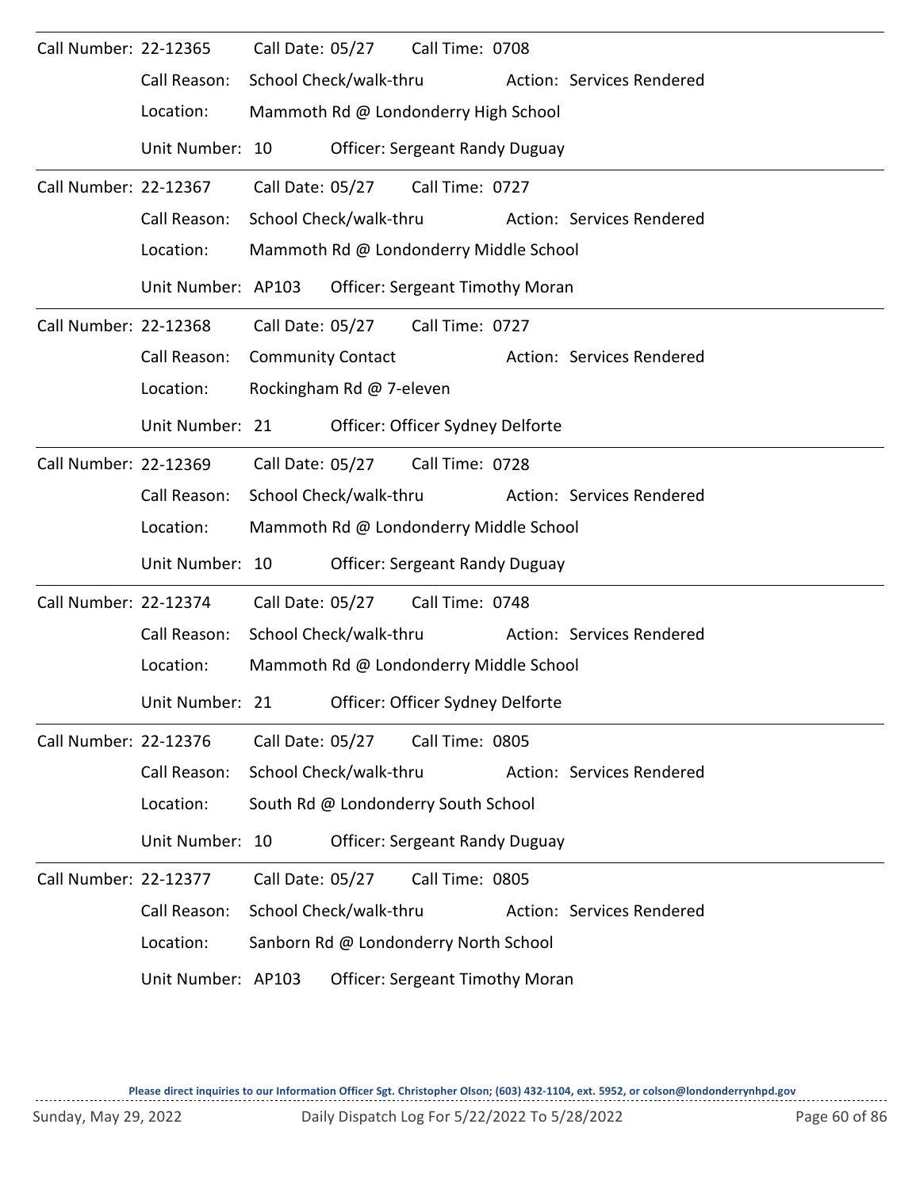Call Number: 22-12365 Call Date: 05/27 Call Time: 0708

Call Reason: School Check/walk-thru Action: Services Rendered

Location: Mammoth Rd @ Londonderry High School

Unit Number: 10 Officer: Sergeant Randy Duguay

---

Call Number: 22-12367 Call Date: 05/27 Call Time: 0727

Call Reason: School Check/walk-thru Action: Services Rendered

Location: Mammoth Rd @ Londonderry Middle School

Unit Number: AP103 Officer: Sergeant Timothy Moran

---

Call Number: 22-12368 Call Date: 05/27 Call Time: 0727

Call Reason: Community Contact Action: Services Rendered

Location: Rockingham Rd @ 7-eleven

Unit Number: 21 Officer: Officer Sydney Delforte

---

Call Number: 22-12369 Call Date: 05/27 Call Time: 0728

Call Reason: School Check/walk-thru Action: Services Rendered

Location: Mammoth Rd @ Londonderry Middle School

Unit Number: 10 Officer: Sergeant Randy Duguay

---

Call Number: 22-12374 Call Date: 05/27 Call Time: 0748

Call Reason: School Check/walk-thru Action: Services Rendered

Location: Mammoth Rd @ Londonderry Middle School

Unit Number: 21 Officer: Officer Sydney Delforte

---

Call Number: 22-12376 Call Date: 05/27 Call Time: 0805

Call Reason: School Check/walk-thru Action: Services Rendered

Location: South Rd @ Londonderry South School

Unit Number: 10 Officer: Sergeant Randy Duguay

---

Call Number: 22-12377 Call Date: 05/27 Call Time: 0805

Call Reason: School Check/walk-thru Action: Services Rendered

Location: Sanborn Rd @ Londonderry North School

Unit Number: AP103 Officer: Sergeant Timothy Moran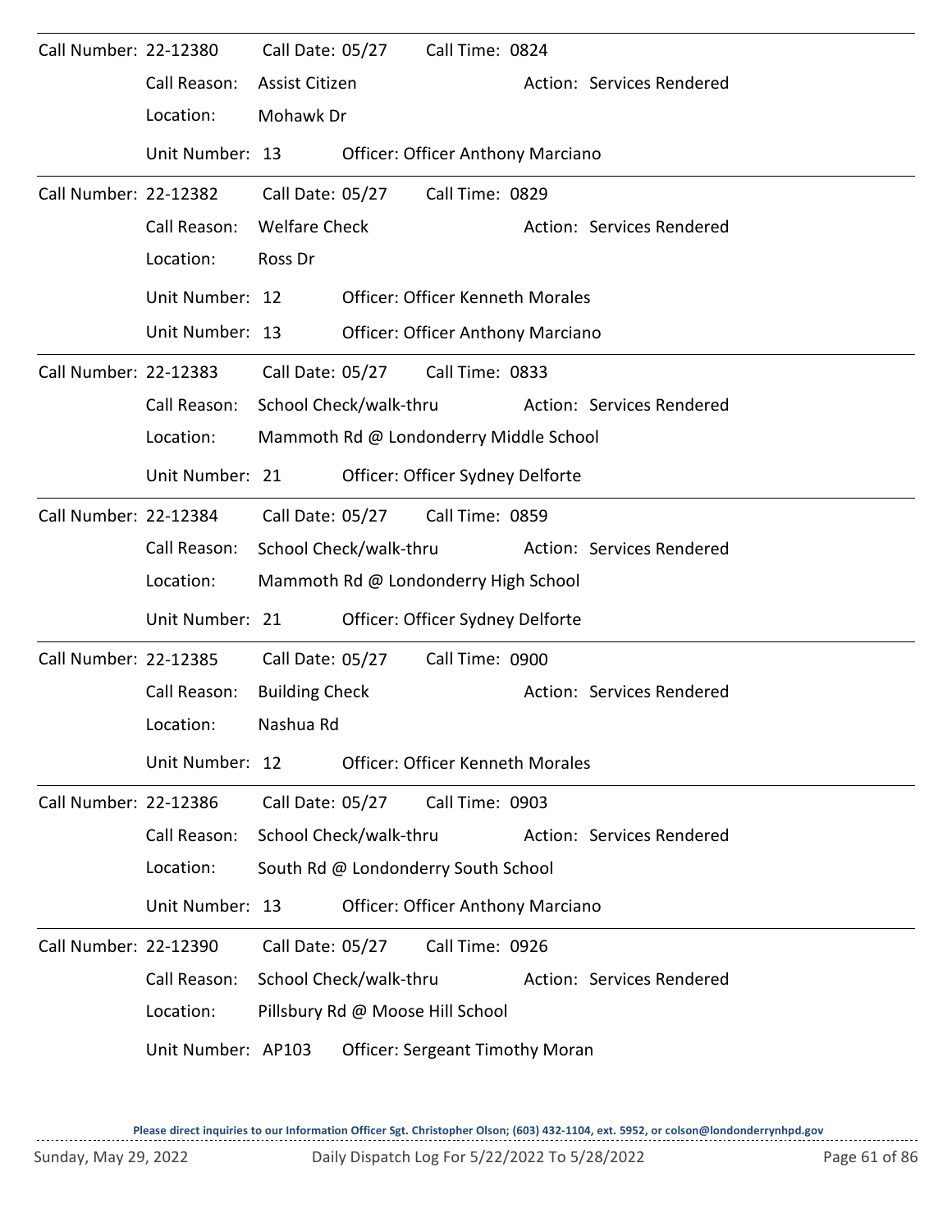Call Number: 22-12380 Call Date: 05/27 Call Time: 0824

Call Reason: Assist Citizen Action: Services Rendered

Location: Mohawk Dr

Unit Number: 13 Officer: Officer Anthony Marciano

---

Call Number: 22-12382 Call Date: 05/27 Call Time: 0829

Call Reason: Welfare Check Action: Services Rendered

Location: Ross Dr

Unit Number: 12 Officer: Officer Kenneth Morales

Unit Number: 13 Officer: Officer Anthony Marciano

---

Call Number: 22-12383 Call Date: 05/27 Call Time: 0833

Call Reason: School Check/walk-thru Action: Services Rendered

Location: Mammoth Rd @ Londonderry Middle School

Unit Number: 21 Officer: Officer Sydney Delforte

---

Call Number: 22-12384 Call Date: 05/27 Call Time: 0859

Call Reason: School Check/walk-thru Action: Services Rendered

Location: Mammoth Rd @ Londonderry High School

Unit Number: 21 Officer: Officer Sydney Delforte

---

Call Number: 22-12385 Call Date: 05/27 Call Time: 0900

Call Reason: Building Check Action: Services Rendered

Location: Nashua Rd

Unit Number: 12 Officer: Officer Kenneth Morales

---

Call Number: 22-12386 Call Date: 05/27 Call Time: 0903

Call Reason: School Check/walk-thru Action: Services Rendered

Location: South Rd @ Londonderry South School

Unit Number: 13 Officer: Officer Anthony Marciano

---

Call Number: 22-12390 Call Date: 05/27 Call Time: 0926

Call Reason: School Check/walk-thru Action: Services Rendered

Location: Pillsbury Rd @ Moose Hill School

Unit Number: AP103 Officer: Sergeant Timothy Moran

Please direct inquiries to our Information Officer Sgt. Christopher Olson; (603) 432-1104, ext. 5952, or colson@londonderrynhpd.gov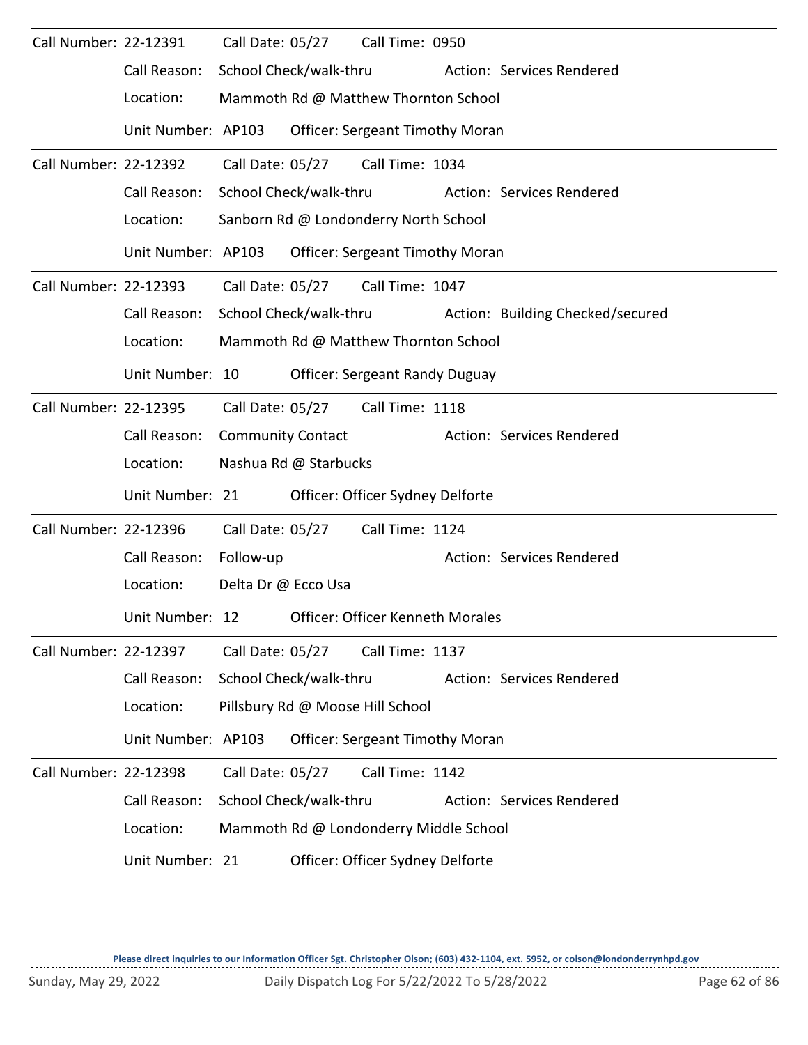Call Number: 22-12391 Call Date: 05/27 Call Time: 0950

Call Reason: School Check/walk-thru Action: Services Rendered

Location: Mammoth Rd @ Matthew Thornton School

Unit Number: AP103 Officer: Sergeant Timothy Moran

---

Call Number: 22-12392 Call Date: 05/27 Call Time: 1034

Call Reason: School Check/walk-thru Action: Services Rendered

Location: Sanborn Rd @ Londonderry North School

Unit Number: AP103 Officer: Sergeant Timothy Moran

---

Call Number: 22-12393 Call Date: 05/27 Call Time: 1047

Call Reason: School Check/walk-thru Action: Building Checked/secured

Location: Mammoth Rd @ Matthew Thornton School

Unit Number: 10 Officer: Sergeant Randy Duguay

---

Call Number: 22-12395 Call Date: 05/27 Call Time: 1118

Call Reason: Community Contact Action: Services Rendered

Location: Nashua Rd @ Starbucks

Unit Number: 21 Officer: Officer Sydney Delforte

---

Call Number: 22-12396 Call Date: 05/27 Call Time: 1124

Call Reason: Follow-up Action: Services Rendered

Location: Delta Dr @ Ecco Usa

Unit Number: 12 Officer: Officer Kenneth Morales

---

Call Number: 22-12397 Call Date: 05/27 Call Time: 1137

Call Reason: School Check/walk-thru Action: Services Rendered

Location: Pillsbury Rd @ Moose Hill School

Unit Number: AP103 Officer: Sergeant Timothy Moran

---

Call Number: 22-12398 Call Date: 05/27 Call Time: 1142

Call Reason: School Check/walk-thru Action: Services Rendered

Location: Mammoth Rd @ Londonderry Middle School

Unit Number: 21 Officer: Officer Sydney Delforte

Please direct inquiries to our Information Officer Sgt. Christopher Olson; (603) 432-1104, ext. 5952, or colson@londonderrynhpd.gov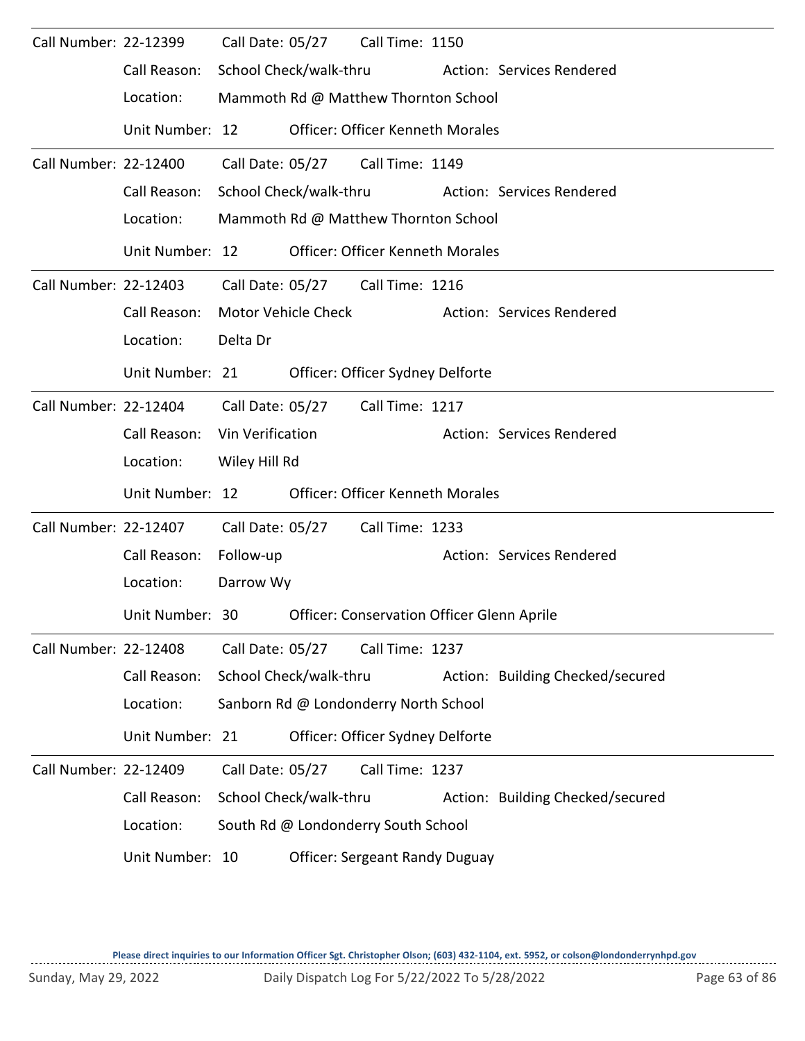Call Number: 22-12399 Call Date: 05/27 Call Time: 1150

Call Reason: School Check/walk-thru Action: Services Rendered

Location: Mammoth Rd @ Matthew Thornton School

Unit Number: 12 Officer: Officer Kenneth Morales

---

Call Number: 22-12400 Call Date: 05/27 Call Time: 1149

Call Reason: School Check/walk-thru Action: Services Rendered

Location: Mammoth Rd @ Matthew Thornton School

Unit Number: 12 Officer: Officer Kenneth Morales

---

Call Number: 22-12403 Call Date: 05/27 Call Time: 1216

Call Reason: Motor Vehicle Check Action: Services Rendered

Location: Delta Dr

Unit Number: 21 Officer: Officer Sydney Delforte

---

Call Number: 22-12404 Call Date: 05/27 Call Time: 1217

Call Reason: Vin Verification Action: Services Rendered

Location: Wiley Hill Rd

Unit Number: 12 Officer: Officer Kenneth Morales

---

Call Number: 22-12407 Call Date: 05/27 Call Time: 1233

Call Reason: Follow-up Action: Services Rendered

Location: Darrow Wy

Unit Number: 30 Officer: Conservation Officer Glenn Aprile

---

Call Number: 22-12408 Call Date: 05/27 Call Time: 1237

Call Reason: School Check/walk-thru Action: Building Checked/secured

Location: Sanborn Rd @ Londonderry North School

Unit Number: 21 Officer: Officer Sydney Delforte

---

Call Number: 22-12409 Call Date: 05/27 Call Time: 1237

Call Reason: School Check/walk-thru Action: Building Checked/secured

Location: South Rd @ Londonderry South School

Unit Number: 10 Officer: Sergeant Randy Duguay

Please direct inquiries to our Information Officer Sgt. Christopher Olson; (603) 432-1104, ext. 5952, or colson@londonderrynhpd.gov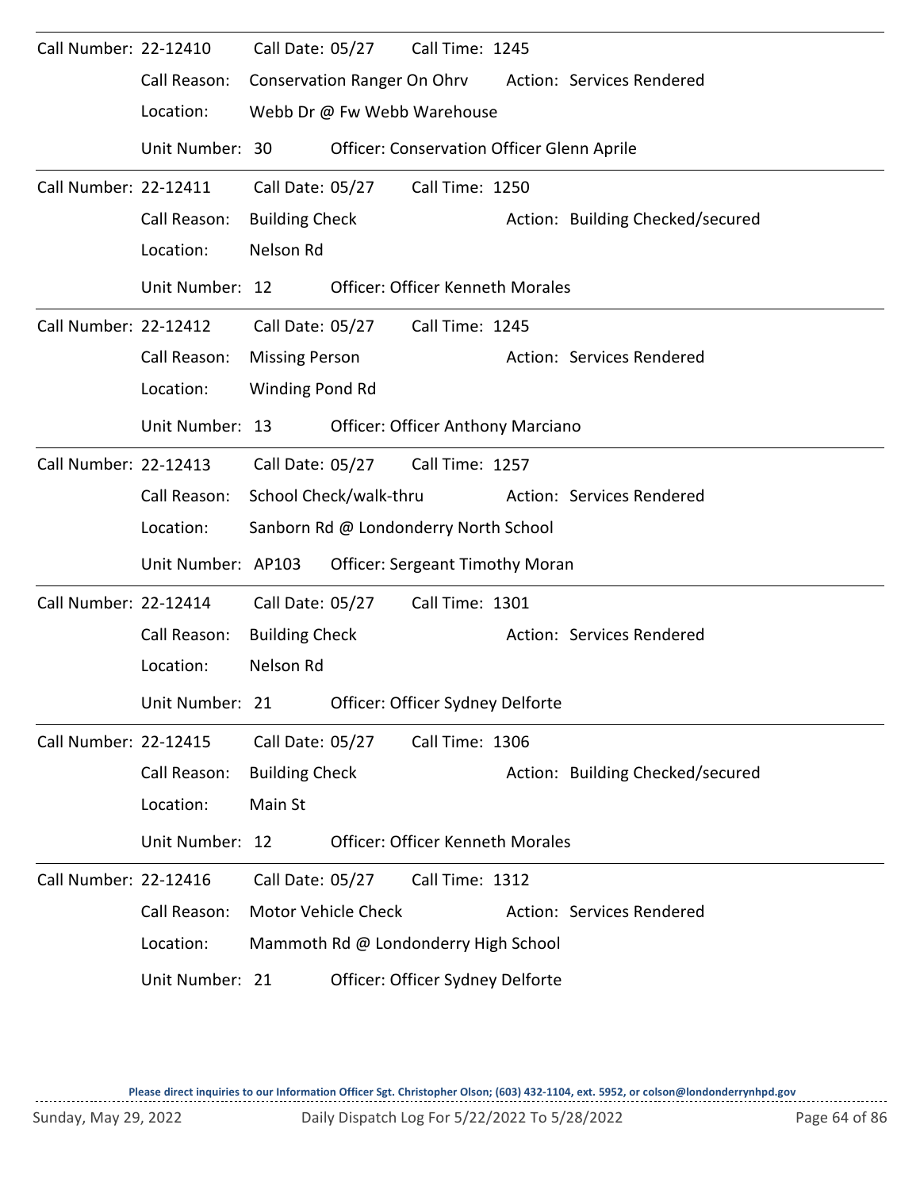Call Number: 22-12410 Call Date: 05/27 Call Time: 1245

Call Reason: Conservation Ranger On Ohrv Action: Services Rendered

Location: Webb Dr @ Fw Webb Warehouse

Unit Number: 30 Officer: Conservation Officer Glenn Aprile

---

Call Number: 22-12411 Call Date: 05/27 Call Time: 1250

Call Reason: Building Check Action: Building Checked/secured

Location: Nelson Rd

Unit Number: 12 Officer: Officer Kenneth Morales

---

Call Number: 22-12412 Call Date: 05/27 Call Time: 1245

Call Reason: Missing Person Action: Services Rendered

Location: Winding Pond Rd

Unit Number: 13 Officer: Officer Anthony Marciano

---

Call Number: 22-12413 Call Date: 05/27 Call Time: 1257

Call Reason: School Check/walk-thru Action: Services Rendered

Location: Sanborn Rd @ Londonderry North School

Unit Number: AP103 Officer: Sergeant Timothy Moran

---

Call Number: 22-12414 Call Date: 05/27 Call Time: 1301

Call Reason: Building Check Action: Services Rendered

Location: Nelson Rd

Unit Number: 21 Officer: Officer Sydney Delforte

---

Call Number: 22-12415 Call Date: 05/27 Call Time: 1306

Call Reason: Building Check Action: Building Checked/secured

Location: Main St

Unit Number: 12 Officer: Officer Kenneth Morales

---

Call Number: 22-12416 Call Date: 05/27 Call Time: 1312

Call Reason: Motor Vehicle Check Action: Services Rendered

Location: Mammoth Rd @ Londonderry High School

Unit Number: 21 Officer: Officer Sydney Delforte

Please direct inquiries to our Information Officer Sgt. Christopher Olson; (603) 432-1104, ext. 5952, or colson@londonderrynhpd.gov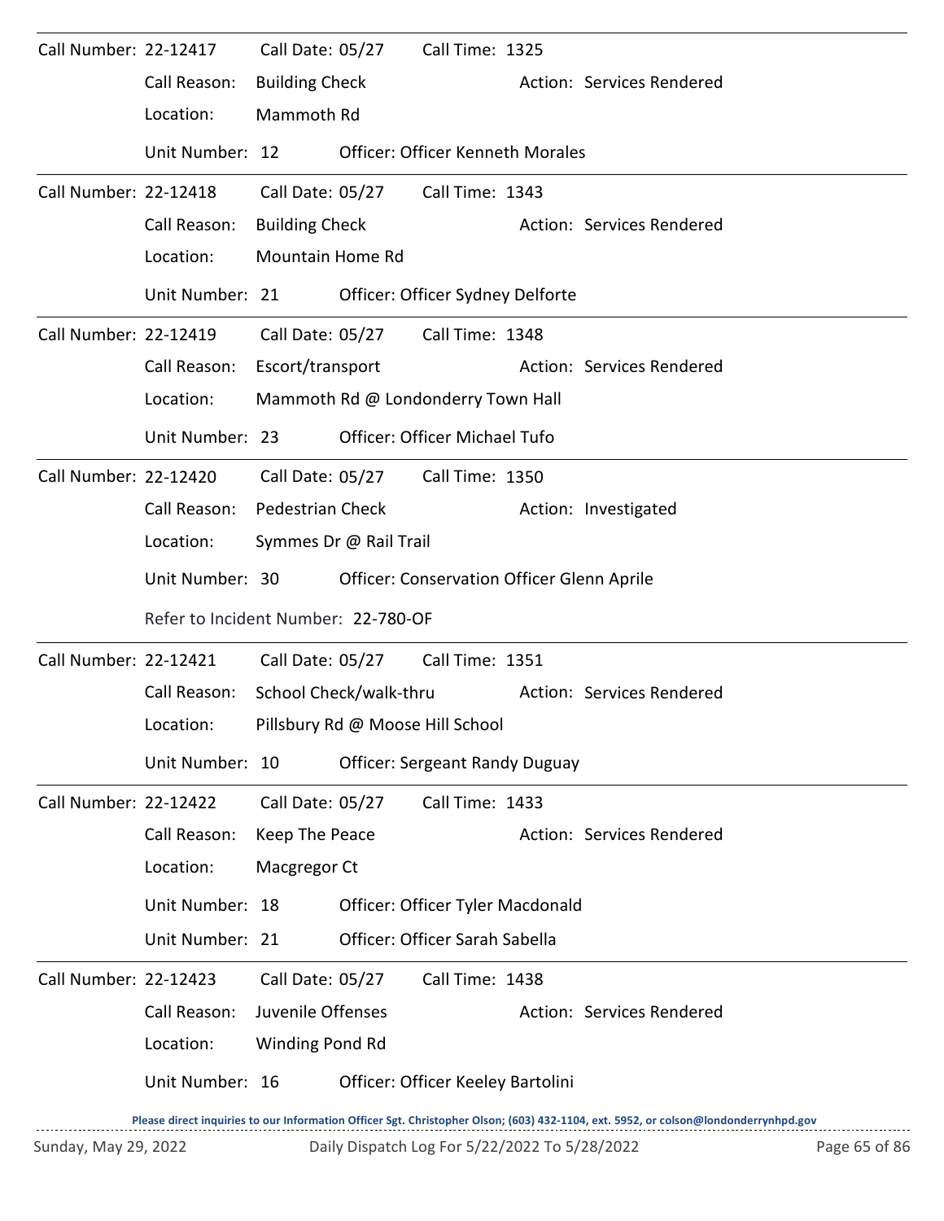Call Number: 22-12417 Call Date: 05/27 Call Time: 1325

Call Reason: Building Check Action: Services Rendered

Location: Mammoth Rd

Unit Number: 12 Officer: Officer Kenneth Morales

---

Call Number: 22-12418 Call Date: 05/27 Call Time: 1343

Call Reason: Building Check Action: Services Rendered

Location: Mountain Home Rd

Unit Number: 21 Officer: Officer Sydney Delforte

---

Call Number: 22-12419 Call Date: 05/27 Call Time: 1348

Call Reason: Escort/transport Action: Services Rendered

Location: Mammoth Rd @ Londonderry Town Hall

Unit Number: 23 Officer: Officer Michael Tufo

---

Call Number: 22-12420 Call Date: 05/27 Call Time: 1350

Call Reason: Pedestrian Check Action: Investigated

Location: Symmes Dr @ Rail Trail

Unit Number: 30 Officer: Conservation Officer Glenn Aprile

Refer to Incident Number: 22-780-OF

---

Call Number: 22-12421 Call Date: 05/27 Call Time: 1351

Call Reason: School Check/walk-thru Action: Services Rendered

Location: Pillsbury Rd @ Moose Hill School

Unit Number: 10 Officer: Sergeant Randy Duguay

---

Call Number: 22-12422 Call Date: 05/27 Call Time: 1433

Call Reason: Keep The Peace Action: Services Rendered

Location: Macgregor Ct

Unit Number: 18 Officer: Officer Tyler Macdonald

Unit Number: 21 Officer: Officer Sarah Sabella

---

Call Number: 22-12423 Call Date: 05/27 Call Time: 1438

Call Reason: Juvenile Offenses Action: Services Rendered

Location: Winding Pond Rd

Unit Number: 16 Officer: Officer Keeley Bartolini

Please direct inquiries to our Information Officer Sgt. Christopher Olson; (603) 432-1104, ext. 5952, or colson@londonderrynhpd.gov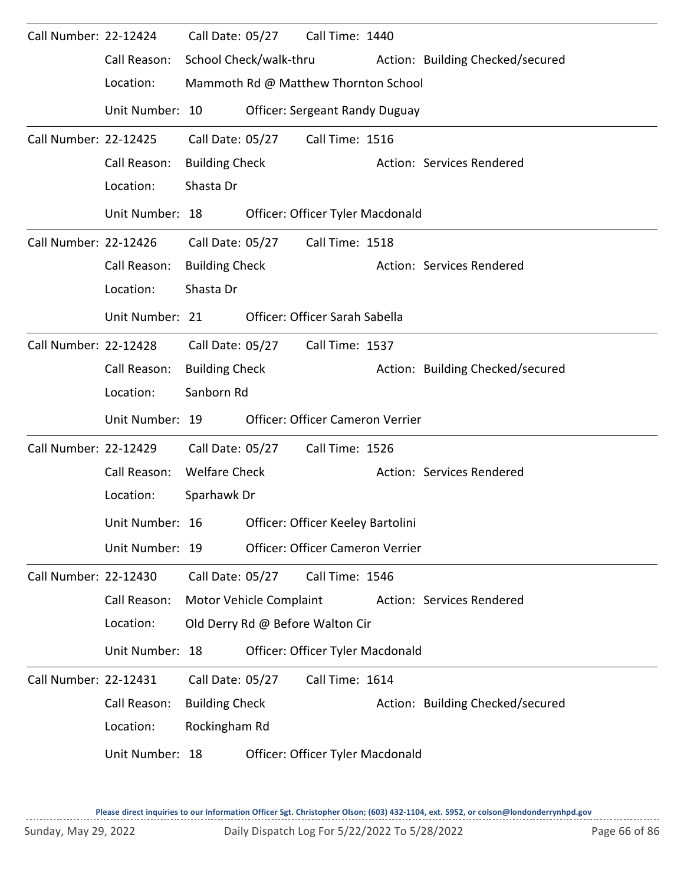Call Number: 22-12424 Call Date: 05/27 Call Time: 1440

Call Reason: School Check/walk-thru Action: Building Checked/secured

Location: Mammoth Rd @ Matthew Thornton School

Unit Number: 10 Officer: Sergeant Randy Duguay

---

Call Number: 22-12425 Call Date: 05/27 Call Time: 1516

Call Reason: Building Check Action: Services Rendered

Location: Shasta Dr

Unit Number: 18 Officer: Officer Tyler Macdonald

---

Call Number: 22-12426 Call Date: 05/27 Call Time: 1518

Call Reason: Building Check Action: Services Rendered

Location: Shasta Dr

Unit Number: 21 Officer: Officer Sarah Sabella

---

Call Number: 22-12428 Call Date: 05/27 Call Time: 1537

Call Reason: Building Check Action: Building Checked/secured

Location: Sanborn Rd

Unit Number: 19 Officer: Officer Cameron Verrier

---

Call Number: 22-12429 Call Date: 05/27 Call Time: 1526

Call Reason: Welfare Check Action: Services Rendered

Location: Sparhawk Dr

Unit Number: 16 Officer: Officer Keeley Bartolini

Unit Number: 19 Officer: Officer Cameron Verrier

---

Call Number: 22-12430 Call Date: 05/27 Call Time: 1546

Call Reason: Motor Vehicle Complaint Action: Services Rendered

Location: Old Derry Rd @ Before Walton Cir

Unit Number: 18 Officer: Officer Tyler Macdonald

---

Call Number: 22-12431 Call Date: 05/27 Call Time: 1614

Call Reason: Building Check Action: Building Checked/secured

Location: Rockingham Rd

Unit Number: 18 Officer: Officer Tyler Macdonald

**Please direct inquiries to our Information Officer Sgt. Christopher Olson; (603) 432-1104, ext. 5952, or colson@londonderrynhpd.gov**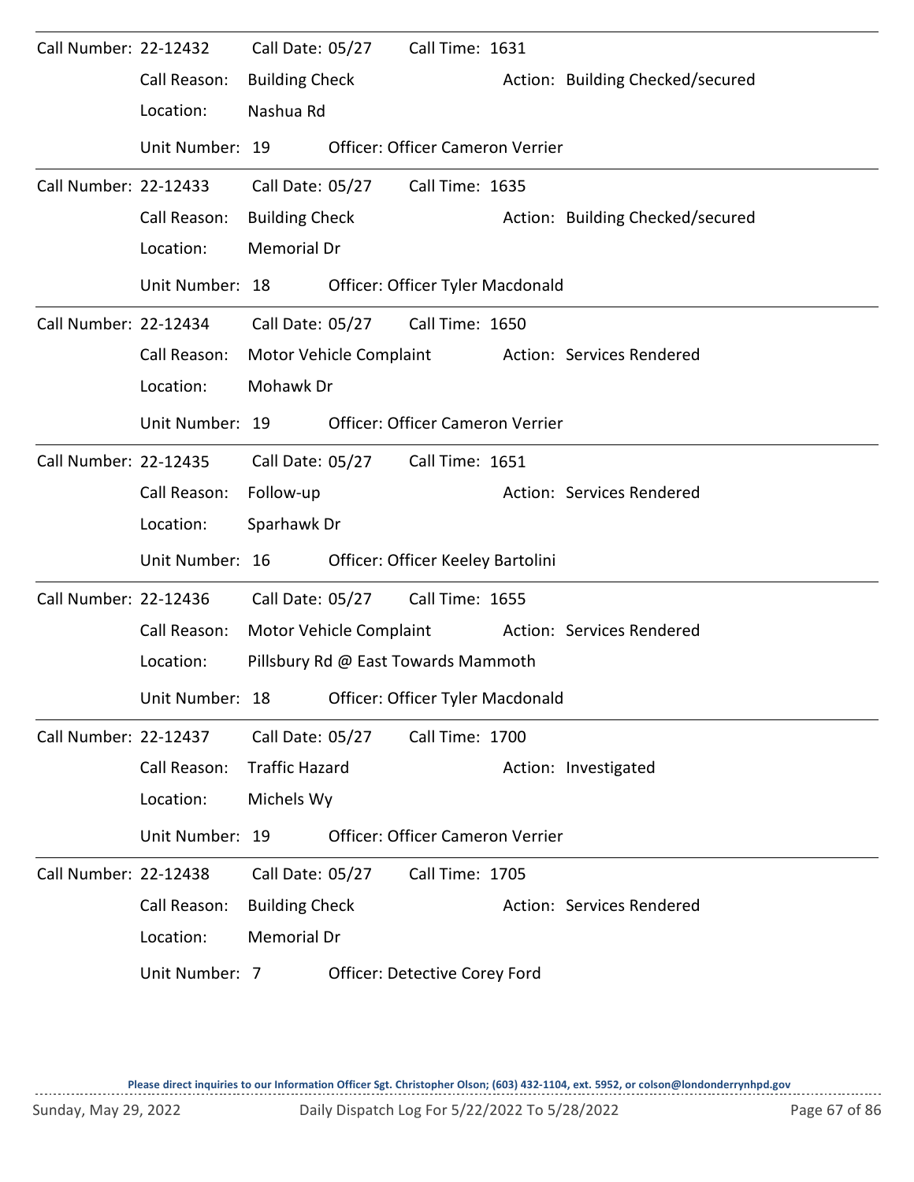Call Number: 22-12432 Call Date: 05/27 Call Time: 1631

Call Reason: Building Check Action: Building Checked/secured

Location: Nashua Rd

Unit Number: 19 Officer: Officer Cameron Verrier

---

Call Number: 22-12433 Call Date: 05/27 Call Time: 1635

Call Reason: Building Check Action: Building Checked/secured

Location: Memorial Dr

Unit Number: 18 Officer: Officer Tyler Macdonald

---

Call Number: 22-12434 Call Date: 05/27 Call Time: 1650

Call Reason: Motor Vehicle Complaint Action: Services Rendered

Location: Mohawk Dr

Unit Number: 19 Officer: Officer Cameron Verrier

---

Call Number: 22-12435 Call Date: 05/27 Call Time: 1651

Call Reason: Follow-up Action: Services Rendered

Location: Sparhawk Dr

Unit Number: 16 Officer: Officer Keeley Bartolini

---

Call Number: 22-12436 Call Date: 05/27 Call Time: 1655

Call Reason: Motor Vehicle Complaint Action: Services Rendered

Location: Pillsbury Rd @ East Towards Mammoth

Unit Number: 18 Officer: Officer Tyler Macdonald

---

Call Number: 22-12437 Call Date: 05/27 Call Time: 1700

Call Reason: Traffic Hazard Action: Investigated

Location: Michels Wy

Unit Number: 19 Officer: Officer Cameron Verrier

---

Call Number: 22-12438 Call Date: 05/27 Call Time: 1705

Call Reason: Building Check Action: Services Rendered

Location: Memorial Dr

Unit Number: 7 Officer: Detective Corey Ford

Please direct inquiries to our Information Officer Sgt. Christopher Olson; (603) 432-1104, ext. 5952, or colson@londonderrynhpd.gov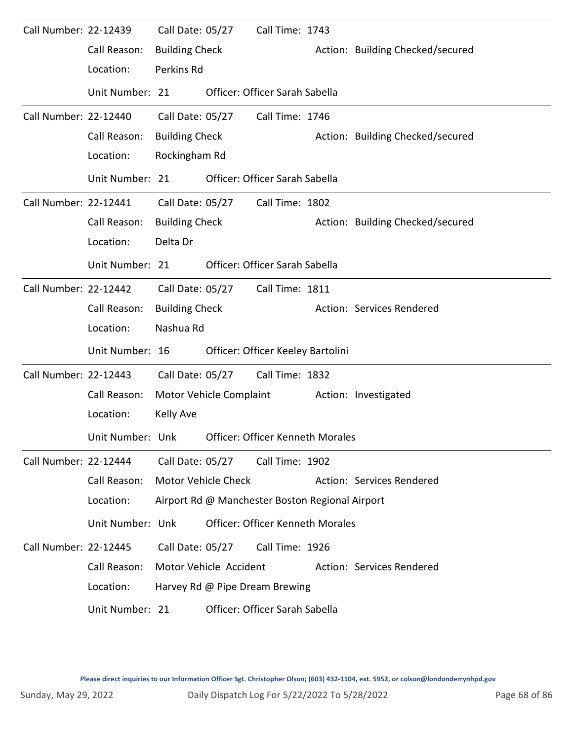Call Number: 22-12439 Call Date: 05/27 Call Time: 1743

Call Reason: Building Check Action: Building Checked/secured

Location: Perkins Rd

Unit Number: 21 Officer: Officer Sarah Sabella

---

Call Number: 22-12440 Call Date: 05/27 Call Time: 1746

Call Reason: Building Check Action: Building Checked/secured

Location: Rockingham Rd

Unit Number: 21 Officer: Officer Sarah Sabella

---

Call Number: 22-12441 Call Date: 05/27 Call Time: 1802

Call Reason: Building Check Action: Building Checked/secured

Location: Delta Dr

Unit Number: 21 Officer: Officer Sarah Sabella

---

Call Number: 22-12442 Call Date: 05/27 Call Time: 1811

Call Reason: Building Check Action: Services Rendered

Location: Nashua Rd

Unit Number: 16 Officer: Officer Keeley Bartolini

---

Call Number: 22-12443 Call Date: 05/27 Call Time: 1832

Call Reason: Motor Vehicle Complaint Action: Investigated

Location: Kelly Ave

Unit Number: Unk Officer: Officer Kenneth Morales

---

Call Number: 22-12444 Call Date: 05/27 Call Time: 1902

Call Reason: Motor Vehicle Check Action: Services Rendered

Location: Airport Rd @ Manchester Boston Regional Airport

Unit Number: Unk Officer: Officer Kenneth Morales

---

Call Number: 22-12445 Call Date: 05/27 Call Time: 1926

Call Reason: Motor Vehicle Accident Action: Services Rendered

Location: Harvey Rd @ Pipe Dream Brewing

Unit Number: 21 Officer: Officer Sarah Sabella

Please direct inquiries to our Information Officer Sgt. Christopher Olson; (603) 432-1104, ext. 5952, or colson@londonderrynhpd.gov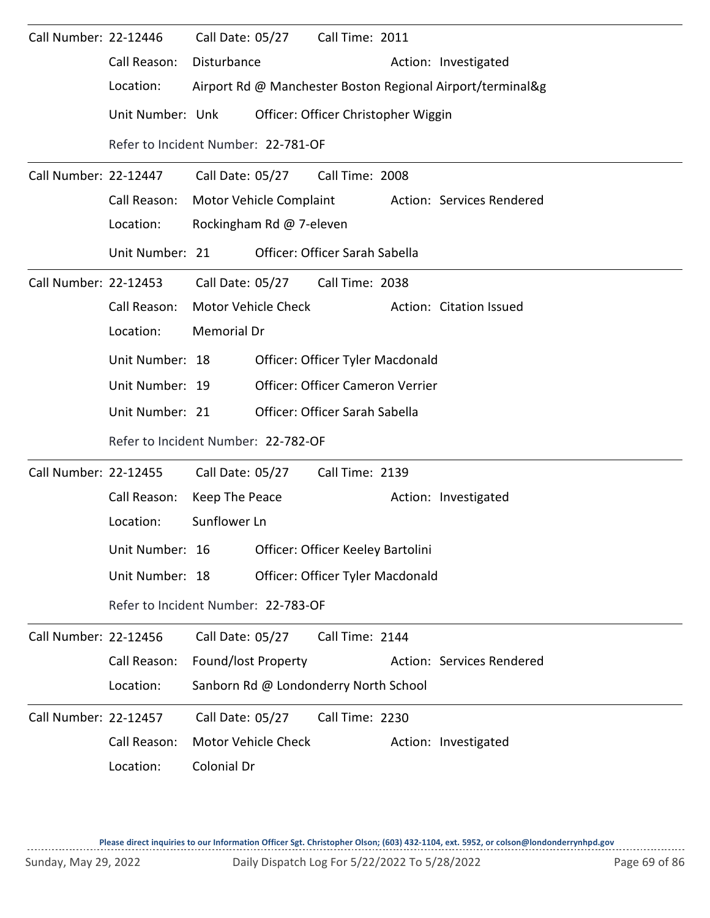Call Number: 22-12446 Call Date: 05/27 Call Time: 2011

Call Reason: Disturbance Action: Investigated

Location: Airport Rd @ Manchester Boston Regional Airport/terminal&g

Unit Number: Unk Officer: Officer Christopher Wiggin

Refer to Incident Number: 22-781-OF

---

Call Number: 22-12447 Call Date: 05/27 Call Time: 2008

Call Reason: Motor Vehicle Complaint Action: Services Rendered

Location: Rockingham Rd @ 7-eleven

Unit Number: 21 Officer: Officer Sarah Sabella

---

Call Number: 22-12453 Call Date: 05/27 Call Time: 2038

Call Reason: Motor Vehicle Check Action: Citation Issued

Location: Memorial Dr

Unit Number: 18 Officer: Officer Tyler Macdonald

Unit Number: 19 Officer: Officer Cameron Verrier

Unit Number: 21 Officer: Officer Sarah Sabella

Refer to Incident Number: 22-782-OF

---

Call Number: 22-12455 Call Date: 05/27 Call Time: 2139

Call Reason: Keep The Peace Action: Investigated

Location: Sunflower Ln

Unit Number: 16 Officer: Officer Keeley Bartolini

Unit Number: 18 Officer: Officer Tyler Macdonald

Refer to Incident Number: 22-783-OF

---

Call Number: 22-12456 Call Date: 05/27 Call Time: 2144

Call Reason: Found/lost Property Action: Services Rendered

Location: Sanborn Rd @ Londonderry North School

---

Call Number: 22-12457 Call Date: 05/27 Call Time: 2230

Call Reason: Motor Vehicle Check Action: Investigated

Location: Colonial Dr

Please direct inquiries to our Information Officer Sgt. Christopher Olson; (603) 432-1104, ext. 5952, or colson@londonderrynhpd.gov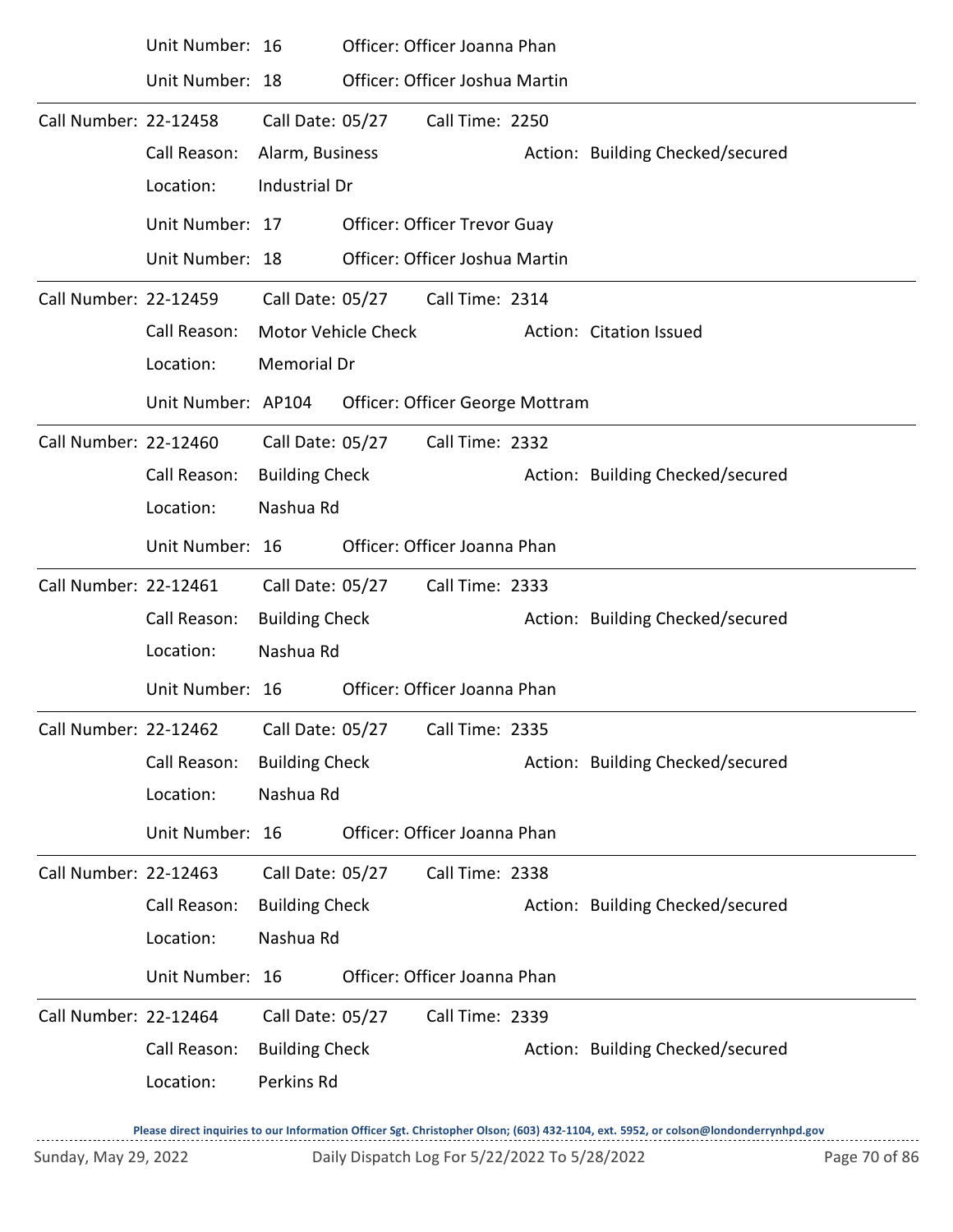Unit Number: 16 Officer: Officer Joanna Phan

Unit Number: 18 Officer: Officer Joshua Martin

---

Call Number: 22-12458 Call Date: 05/27 Call Time: 2250

Call Reason: Alarm, Business Action: Building Checked/secured

Location: Industrial Dr

Unit Number: 17 Officer: Officer Trevor Guay

Unit Number: 18 Officer: Officer Joshua Martin

---

Call Number: 22-12459 Call Date: 05/27 Call Time: 2314

Call Reason: Motor Vehicle Check Action: Citation Issued

Location: Memorial Dr

Unit Number: AP104 Officer: Officer George Mottram

---

Call Number: 22-12460 Call Date: 05/27 Call Time: 2332

Call Reason: Building Check Action: Building Checked/secured

Location: Nashua Rd

Unit Number: 16 Officer: Officer Joanna Phan

---

Call Number: 22-12461 Call Date: 05/27 Call Time: 2333

Call Reason: Building Check Action: Building Checked/secured

Location: Nashua Rd

Unit Number: 16 Officer: Officer Joanna Phan

---

Call Number: 22-12462 Call Date: 05/27 Call Time: 2335

Call Reason: Building Check Action: Building Checked/secured

Location: Nashua Rd

Unit Number: 16 Officer: Officer Joanna Phan

---

Call Number: 22-12463 Call Date: 05/27 Call Time: 2338

Call Reason: Building Check Action: Building Checked/secured

Location: Nashua Rd

Unit Number: 16 Officer: Officer Joanna Phan

---

Call Number: 22-12464 Call Date: 05/27 Call Time: 2339

Call Reason: Building Check Action: Building Checked/secured

Location: Perkins Rd

**Please direct inquiries to our Information Officer Sgt. Christopher Olson; (603) 432-1104, ext. 5952, or colson@londonderrynhpd.gov**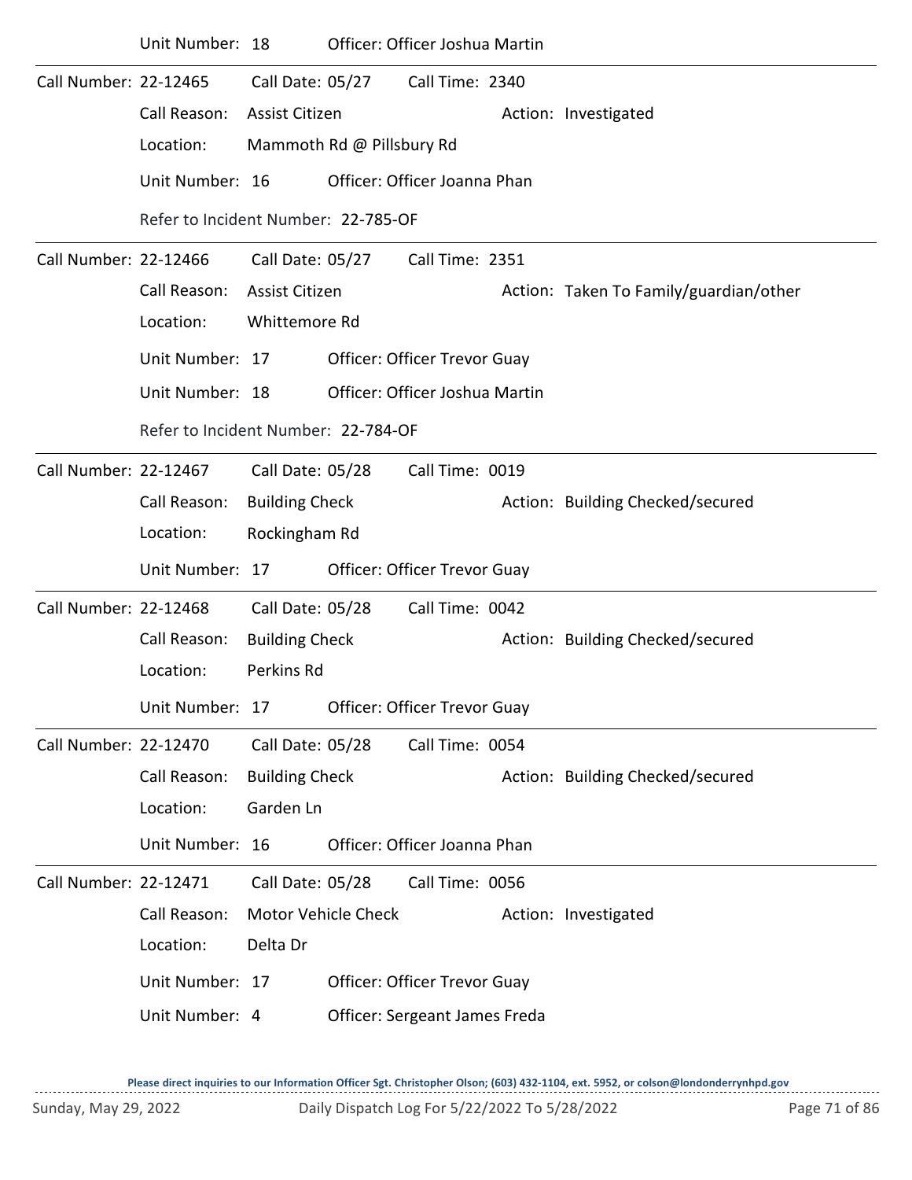Unit Number: 18 Officer: Officer Joshua Martin

---

Call Number: 22-12465 Call Date: 05/27 Call Time: 2340

Call Reason: Assist Citizen Action: Investigated

Location: Mammoth Rd @ Pillsbury Rd

Unit Number: 16 Officer: Officer Joanna Phan

Refer to Incident Number: 22-785-OF

---

Call Number: 22-12466 Call Date: 05/27 Call Time: 2351

Call Reason: Assist Citizen Action: Taken To Family/guardian/other

Location: Whittemore Rd

Unit Number: 17 Officer: Officer Trevor Guay

Unit Number: 18 Officer: Officer Joshua Martin

Refer to Incident Number: 22-784-OF

---

Call Number: 22-12467 Call Date: 05/28 Call Time: 0019

Call Reason: Building Check Action: Building Checked/secured

Location: Rockingham Rd

Unit Number: 17 Officer: Officer Trevor Guay

---

Call Number: 22-12468 Call Date: 05/28 Call Time: 0042

Call Reason: Building Check Action: Building Checked/secured

Location: Perkins Rd

Unit Number: 17 Officer: Officer Trevor Guay

---

Call Number: 22-12470 Call Date: 05/28 Call Time: 0054

Call Reason: Building Check Action: Building Checked/secured

Location: Garden Ln

Unit Number: 16 Officer: Officer Joanna Phan

---

Call Number: 22-12471 Call Date: 05/28 Call Time: 0056

Call Reason: Motor Vehicle Check Action: Investigated

Location: Delta Dr

Unit Number: 17 Officer: Officer Trevor Guay

Unit Number: 4 Officer: Sergeant James Freda

Please direct inquiries to our Information Officer Sgt. Christopher Olson; (603) 432-1104, ext. 5952, or colson@londonderrynhpd.gov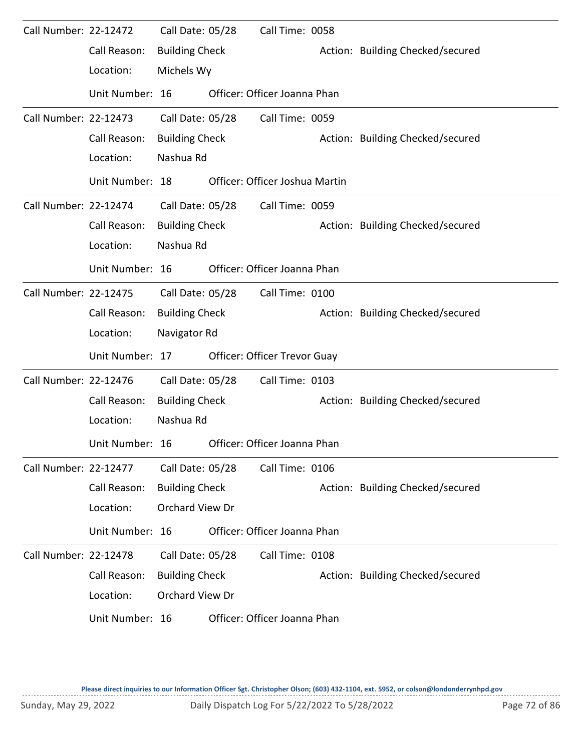| Call Number: 22-12472 | Call Date: 05/28 | Call Time: 0058 | |
|---|---|---|---|
| Call Reason: | Building Check | Action: | Building Checked/secured |
| Location: | Michels Wy | | |
| Unit Number: 16 | Officer: Officer Joanna Phan | | |

| Call Number: 22-12473 | Call Date: 05/28 | Call Time: 0059 | |
|---|---|---|---|
| Call Reason: | Building Check | Action: | Building Checked/secured |
| Location: | Nashua Rd | | |
| Unit Number: 18 | Officer: Officer Joshua Martin | | |

| Call Number: 22-12474 | Call Date: 05/28 | Call Time: 0059 | |
|---|---|---|---|
| Call Reason: | Building Check | Action: | Building Checked/secured |
| Location: | Nashua Rd | | |
| Unit Number: 16 | Officer: Officer Joanna Phan | | |

| Call Number: 22-12475 | Call Date: 05/28 | Call Time: 0100 | |
|---|---|---|---|
| Call Reason: | Building Check | Action: | Building Checked/secured |
| Location: | Navigator Rd | | |
| Unit Number: 17 | Officer: Officer Trevor Guay | | |

| Call Number: 22-12476 | Call Date: 05/28 | Call Time: 0103 | |
|---|---|---|---|
| Call Reason: | Building Check | Action: | Building Checked/secured |
| Location: | Nashua Rd | | |
| Unit Number: 16 | Officer: Officer Joanna Phan | | |

| Call Number: 22-12477 | Call Date: 05/28 | Call Time: 0106 | |
|---|---|---|---|
| Call Reason: | Building Check | Action: | Building Checked/secured |
| Location: | Orchard View Dr | | |
| Unit Number: 16 | Officer: Officer Joanna Phan | | |

| Call Number: 22-12478 | Call Date: 05/28 | Call Time: 0108 | |
|---|---|---|---|
| Call Reason: | Building Check | Action: | Building Checked/secured |
| Location: | Orchard View Dr | | |
| Unit Number: 16 | Officer: Officer Joanna Phan | | |

**Please direct inquiries to our Information Officer Sgt. Christopher Olson; (603) 432-1104, ext. 5952, or colson@londonderrynhpd.gov**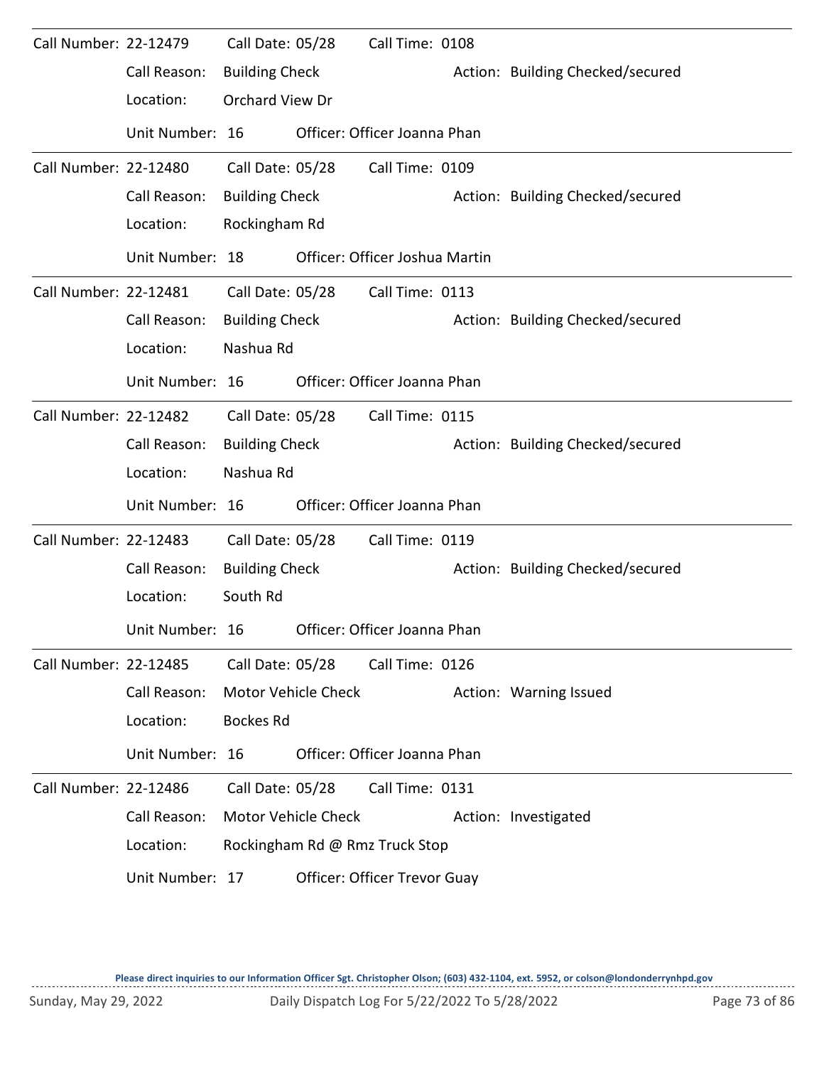Call Number: 22-12479 Call Date: 05/28 Call Time: 0108
Call Reason: Building Check Action: Building Checked/secured
Location: Orchard View Dr
Unit Number: 16 Officer: Officer Joanna Phan

---

Call Number: 22-12480 Call Date: 05/28 Call Time: 0109
Call Reason: Building Check Action: Building Checked/secured
Location: Rockingham Rd
Unit Number: 18 Officer: Officer Joshua Martin

---

Call Number: 22-12481 Call Date: 05/28 Call Time: 0113
Call Reason: Building Check Action: Building Checked/secured
Location: Nashua Rd
Unit Number: 16 Officer: Officer Joanna Phan

---

Call Number: 22-12482 Call Date: 05/28 Call Time: 0115
Call Reason: Building Check Action: Building Checked/secured
Location: Nashua Rd
Unit Number: 16 Officer: Officer Joanna Phan

---

Call Number: 22-12483 Call Date: 05/28 Call Time: 0119
Call Reason: Building Check Action: Building Checked/secured
Location: South Rd
Unit Number: 16 Officer: Officer Joanna Phan

---

Call Number: 22-12485 Call Date: 05/28 Call Time: 0126
Call Reason: Motor Vehicle Check Action: Warning Issued
Location: Bockes Rd
Unit Number: 16 Officer: Officer Joanna Phan

---

Call Number: 22-12486 Call Date: 05/28 Call Time: 0131
Call Reason: Motor Vehicle Check Action: Investigated
Location: Rockingham Rd @ Rmz Truck Stop
Unit Number: 17 Officer: Officer Trevor Guay

Please direct inquiries to our Information Officer Sgt. Christopher Olson; (603) 432-1104, ext. 5952, or colson@londonderrynhpd.gov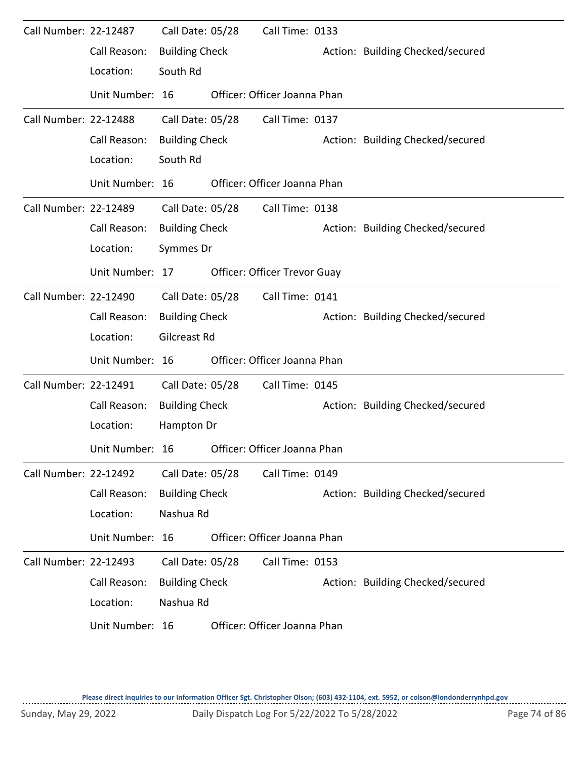Call Number: 22-12487 Call Date: 05/28 Call Time: 0133

Call Reason: Building Check Action: Building Checked/secured

Location: South Rd

Unit Number: 16 Officer: Officer Joanna Phan

---

Call Number: 22-12488 Call Date: 05/28 Call Time: 0137

Call Reason: Building Check Action: Building Checked/secured

Location: South Rd

Unit Number: 16 Officer: Officer Joanna Phan

---

Call Number: 22-12489 Call Date: 05/28 Call Time: 0138

Call Reason: Building Check Action: Building Checked/secured

Location: Symmes Dr

Unit Number: 17 Officer: Officer Trevor Guay

---

Call Number: 22-12490 Call Date: 05/28 Call Time: 0141

Call Reason: Building Check Action: Building Checked/secured

Location: Gilcreast Rd

Unit Number: 16 Officer: Officer Joanna Phan

---

Call Number: 22-12491 Call Date: 05/28 Call Time: 0145

Call Reason: Building Check Action: Building Checked/secured

Location: Hampton Dr

Unit Number: 16 Officer: Officer Joanna Phan

---

Call Number: 22-12492 Call Date: 05/28 Call Time: 0149

Call Reason: Building Check Action: Building Checked/secured

Location: Nashua Rd

Unit Number: 16 Officer: Officer Joanna Phan

---

Call Number: 22-12493 Call Date: 05/28 Call Time: 0153

Call Reason: Building Check Action: Building Checked/secured

Location: Nashua Rd

Unit Number: 16 Officer: Officer Joanna Phan

Please direct inquiries to our Information Officer Sgt. Christopher Olson; (603) 432-1104, ext. 5952, or colson@londonderrynhpd.gov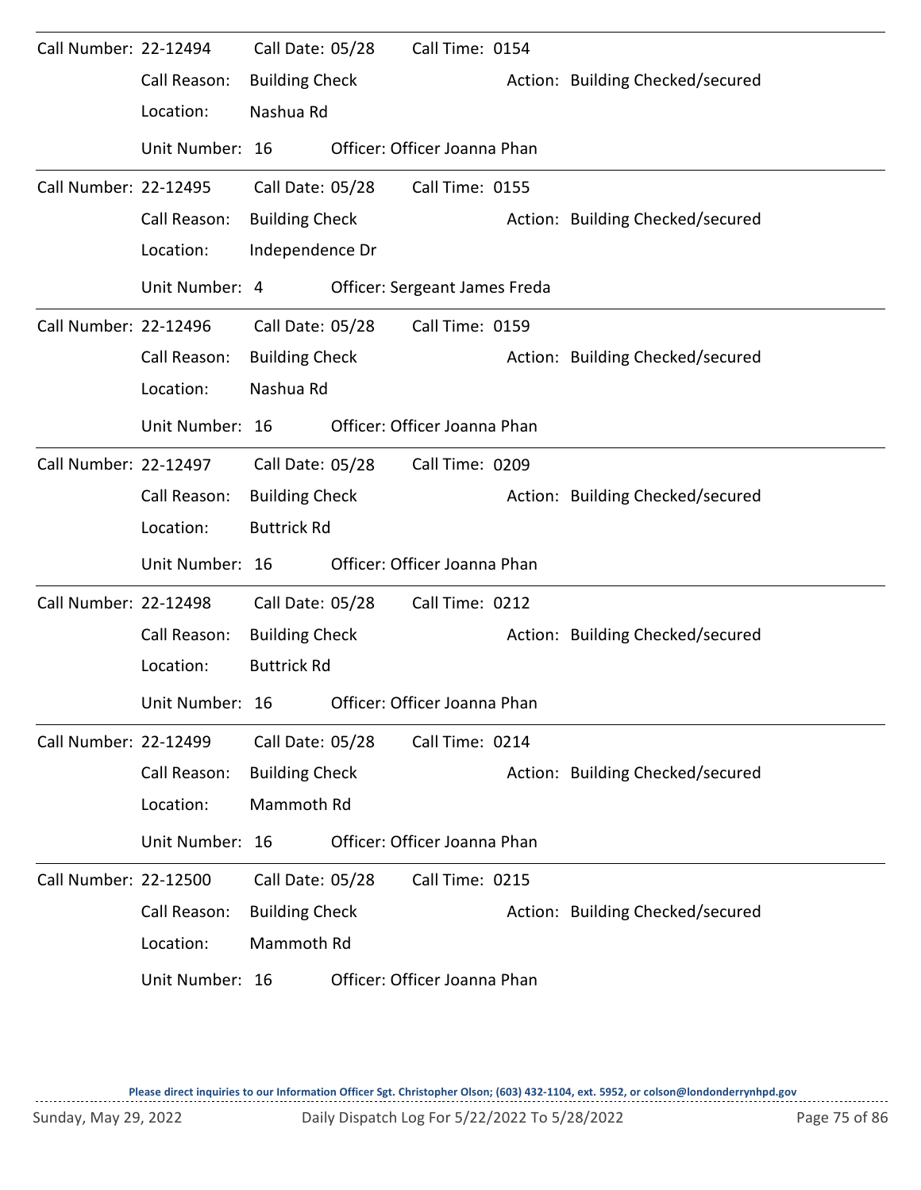Call Number: 22-12494 Call Date: 05/28 Call Time: 0154

Call Reason: Building Check Action: Building Checked/secured

Location: Nashua Rd

Unit Number: 16 Officer: Officer Joanna Phan

---

Call Number: 22-12495 Call Date: 05/28 Call Time: 0155

Call Reason: Building Check Action: Building Checked/secured

Location: Independence Dr

Unit Number: 4 Officer: Sergeant James Freda

---

Call Number: 22-12496 Call Date: 05/28 Call Time: 0159

Call Reason: Building Check Action: Building Checked/secured

Location: Nashua Rd

Unit Number: 16 Officer: Officer Joanna Phan

---

Call Number: 22-12497 Call Date: 05/28 Call Time: 0209

Call Reason: Building Check Action: Building Checked/secured

Location: Buttrick Rd

Unit Number: 16 Officer: Officer Joanna Phan

---

Call Number: 22-12498 Call Date: 05/28 Call Time: 0212

Call Reason: Building Check Action: Building Checked/secured

Location: Buttrick Rd

Unit Number: 16 Officer: Officer Joanna Phan

---

Call Number: 22-12499 Call Date: 05/28 Call Time: 0214

Call Reason: Building Check Action: Building Checked/secured

Location: Mammoth Rd

Unit Number: 16 Officer: Officer Joanna Phan

---

Call Number: 22-12500 Call Date: 05/28 Call Time: 0215

Call Reason: Building Check Action: Building Checked/secured

Location: Mammoth Rd

Unit Number: 16 Officer: Officer Joanna Phan

**Please direct inquiries to our Information Officer Sgt. Christopher Olson; (603) 432-1104, ext. 5952, or colson@londonderrynhpd.gov**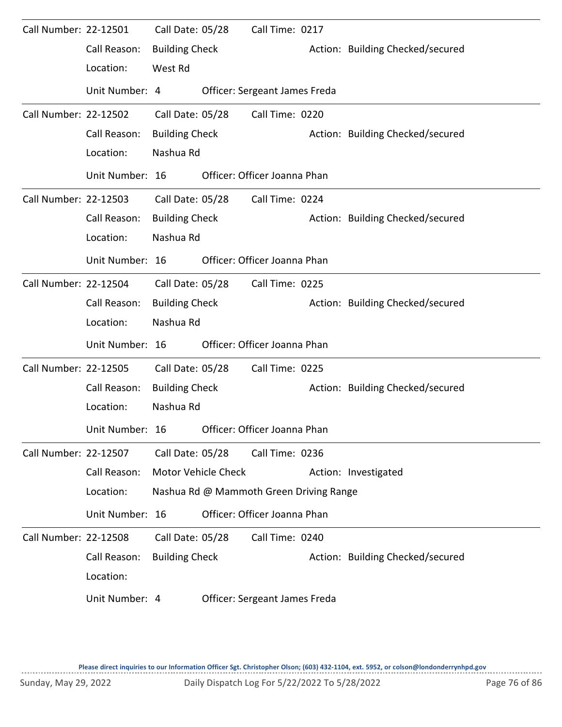Call Number: 22-12501 Call Date: 05/28 Call Time: 0217

Call Reason: Building Check Action: Building Checked/secured

Location: West Rd

Unit Number: 4 Officer: Sergeant James Freda

---

Call Number: 22-12502 Call Date: 05/28 Call Time: 0220

Call Reason: Building Check Action: Building Checked/secured

Location: Nashua Rd

Unit Number: 16 Officer: Officer Joanna Phan

---

Call Number: 22-12503 Call Date: 05/28 Call Time: 0224

Call Reason: Building Check Action: Building Checked/secured

Location: Nashua Rd

Unit Number: 16 Officer: Officer Joanna Phan

---

Call Number: 22-12504 Call Date: 05/28 Call Time: 0225

Call Reason: Building Check Action: Building Checked/secured

Location: Nashua Rd

Unit Number: 16 Officer: Officer Joanna Phan

---

Call Number: 22-12505 Call Date: 05/28 Call Time: 0225

Call Reason: Building Check Action: Building Checked/secured

Location: Nashua Rd

Unit Number: 16 Officer: Officer Joanna Phan

---

Call Number: 22-12507 Call Date: 05/28 Call Time: 0236

Call Reason: Motor Vehicle Check Action: Investigated

Location: Nashua Rd @ Mammoth Green Driving Range

Unit Number: 16 Officer: Officer Joanna Phan

---

Call Number: 22-12508 Call Date: 05/28 Call Time: 0240

Call Reason: Building Check Action: Building Checked/secured

Location:

Unit Number: 4 Officer: Sergeant James Freda

Please direct inquiries to our Information Officer Sgt. Christopher Olson; (603) 432-1104, ext. 5952, or colson@londonderrynhpd.gov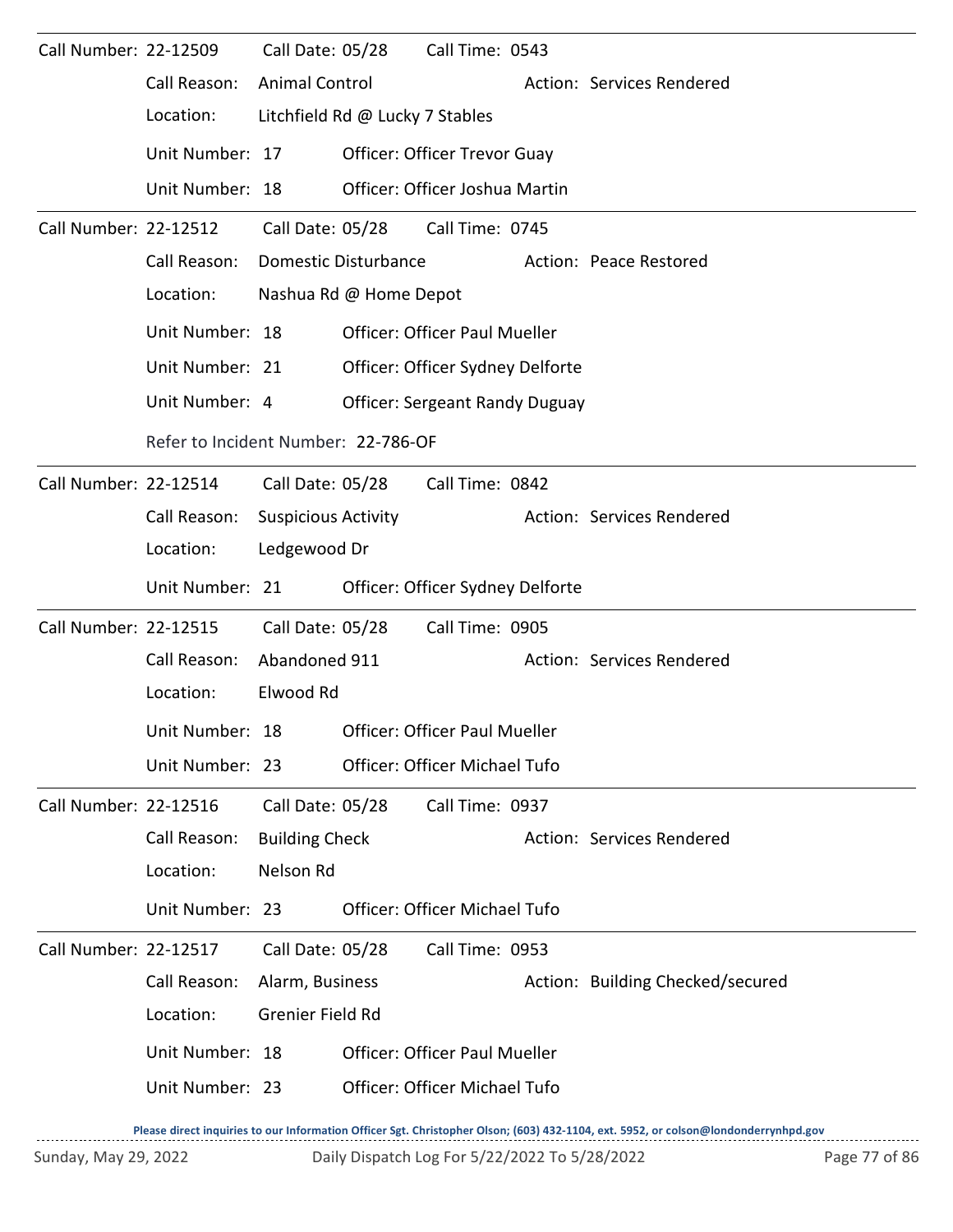Call Number: 22-12509 Call Date: 05/28 Call Time: 0543

Call Reason: Animal Control Action: Services Rendered

Location: Litchfield Rd @ Lucky 7 Stables

Unit Number: 17 Officer: Officer Trevor Guay

Unit Number: 18 Officer: Officer Joshua Martin

---

Call Number: 22-12512 Call Date: 05/28 Call Time: 0745

Call Reason: Domestic Disturbance Action: Peace Restored

Location: Nashua Rd @ Home Depot

Unit Number: 18 Officer: Officer Paul Mueller

Unit Number: 21 Officer: Officer Sydney Delforte

Unit Number: 4 Officer: Sergeant Randy Duguay

Refer to Incident Number: 22-786-OF

---

Call Number: 22-12514 Call Date: 05/28 Call Time: 0842

Call Reason: Suspicious Activity Action: Services Rendered

Location: Ledgewood Dr

Unit Number: 21 Officer: Officer Sydney Delforte

---

Call Number: 22-12515 Call Date: 05/28 Call Time: 0905

Call Reason: Abandoned 911 Action: Services Rendered

Location: Elwood Rd

Unit Number: 18 Officer: Officer Paul Mueller

Unit Number: 23 Officer: Officer Michael Tufo

---

Call Number: 22-12516 Call Date: 05/28 Call Time: 0937

Call Reason: Building Check Action: Services Rendered

Location: Nelson Rd

Unit Number: 23 Officer: Officer Michael Tufo

---

Call Number: 22-12517 Call Date: 05/28 Call Time: 0953

Call Reason: Alarm, Business Action: Building Checked/secured

Location: Grenier Field Rd

Unit Number: 18 Officer: Officer Paul Mueller

Unit Number: 23 Officer: Officer Michael Tufo

Please direct inquiries to our Information Officer Sgt. Christopher Olson; (603) 432-1104, ext. 5952, or colson@londonderrynhpd.gov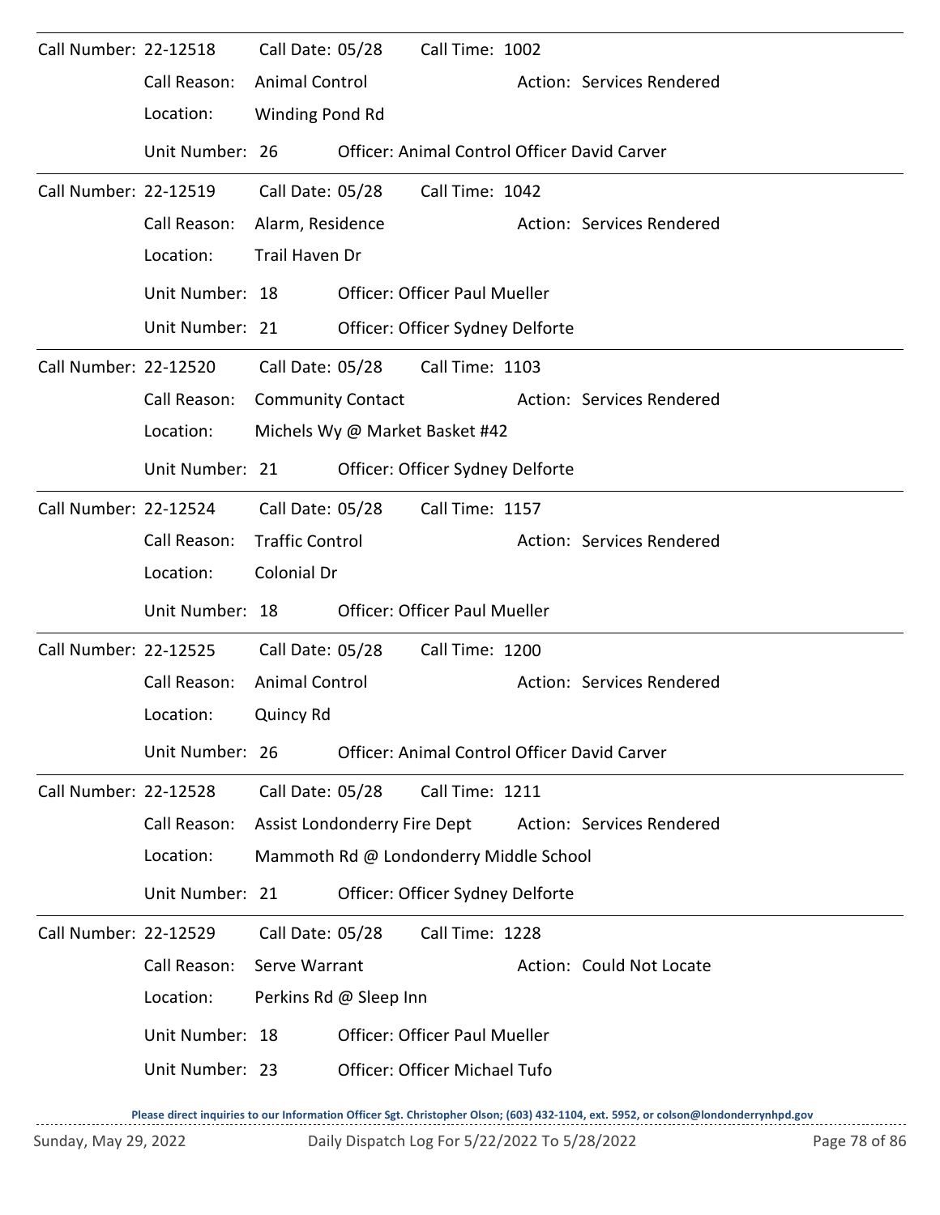Call Number: 22-12518 Call Date: 05/28 Call Time: 1002

Call Reason: Animal Control Action: Services Rendered

Location: Winding Pond Rd

Unit Number: 26 Officer: Animal Control Officer David Carver

---

Call Number: 22-12519 Call Date: 05/28 Call Time: 1042

Call Reason: Alarm, Residence Action: Services Rendered

Location: Trail Haven Dr

Unit Number: 18 Officer: Officer Paul Mueller

Unit Number: 21 Officer: Officer Sydney Delforte

---

Call Number: 22-12520 Call Date: 05/28 Call Time: 1103

Call Reason: Community Contact Action: Services Rendered

Location: Michels Wy @ Market Basket #42

Unit Number: 21 Officer: Officer Sydney Delforte

---

Call Number: 22-12524 Call Date: 05/28 Call Time: 1157

Call Reason: Traffic Control Action: Services Rendered

Location: Colonial Dr

Unit Number: 18 Officer: Officer Paul Mueller

---

Call Number: 22-12525 Call Date: 05/28 Call Time: 1200

Call Reason: Animal Control Action: Services Rendered

Location: Quincy Rd

Unit Number: 26 Officer: Animal Control Officer David Carver

---

Call Number: 22-12528 Call Date: 05/28 Call Time: 1211

Call Reason: Assist Londonderry Fire Dept Action: Services Rendered

Location: Mammoth Rd @ Londonderry Middle School

Unit Number: 21 Officer: Officer Sydney Delforte

---

Call Number: 22-12529 Call Date: 05/28 Call Time: 1228

Call Reason: Serve Warrant Action: Could Not Locate

Location: Perkins Rd @ Sleep Inn

Unit Number: 18 Officer: Officer Paul Mueller

Unit Number: 23 Officer: Officer Michael Tufo

**Please direct inquiries to our Information Officer Sgt. Christopher Olson; (603) 432-1104, ext. 5952, or colson@londonderrynhpd.gov**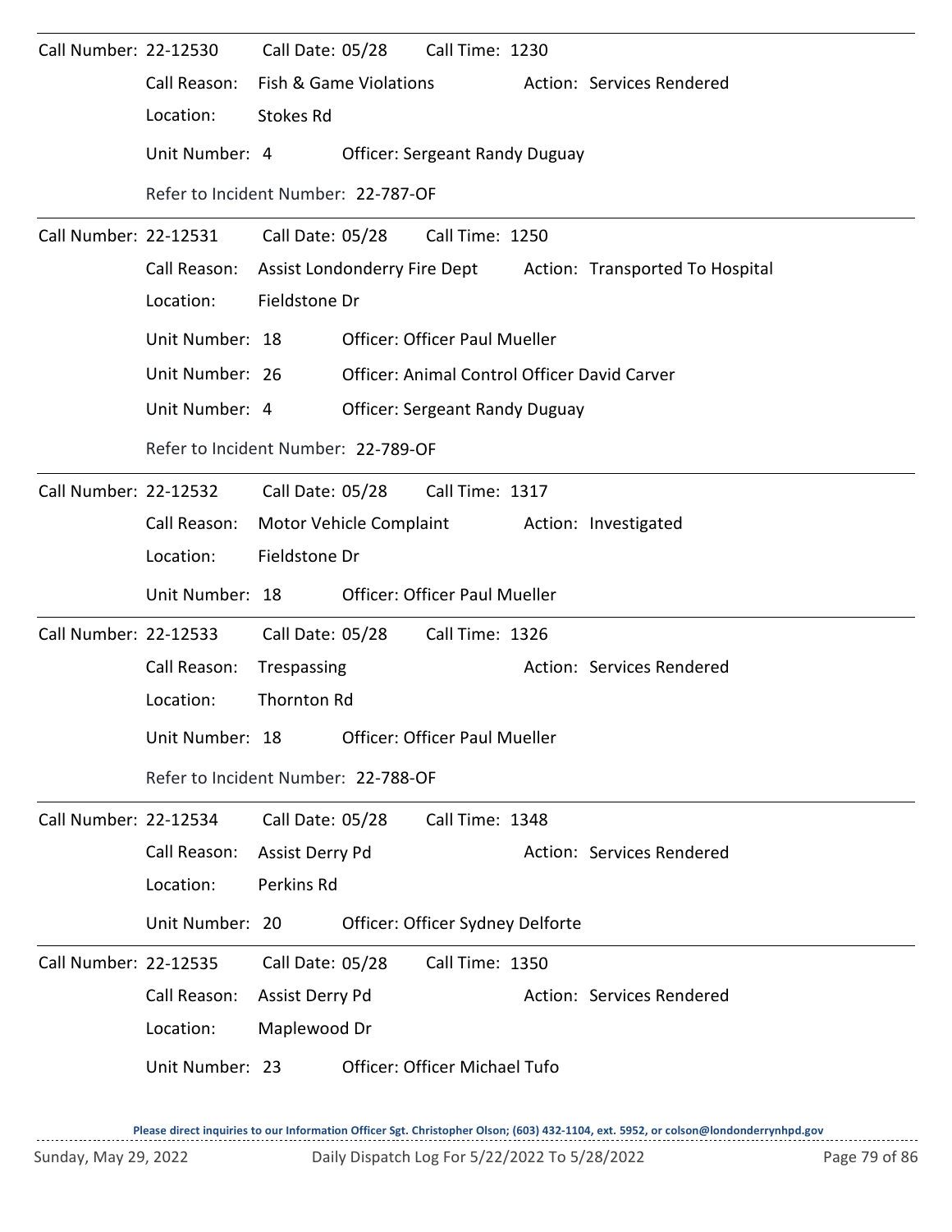Call Number: 22-12530 Call Date: 05/28 Call Time: 1230

Call Reason: Fish & Game Violations Action: Services Rendered

Location: Stokes Rd

Unit Number: 4 Officer: Sergeant Randy Duguay

Refer to Incident Number: 22-787-OF

---

Call Number: 22-12531 Call Date: 05/28 Call Time: 1250

Call Reason: Assist Londonderry Fire Dept Action: Transported To Hospital

Location: Fieldstone Dr

Unit Number: 18 Officer: Officer Paul Mueller

Unit Number: 26 Officer: Animal Control Officer David Carver

Unit Number: 4 Officer: Sergeant Randy Duguay

Refer to Incident Number: 22-789-OF

---

Call Number: 22-12532 Call Date: 05/28 Call Time: 1317

Call Reason: Motor Vehicle Complaint Action: Investigated

Location: Fieldstone Dr

Unit Number: 18 Officer: Officer Paul Mueller

---

Call Number: 22-12533 Call Date: 05/28 Call Time: 1326

Call Reason: Trespassing Action: Services Rendered

Location: Thornton Rd

Unit Number: 18 Officer: Officer Paul Mueller

Refer to Incident Number: 22-788-OF

---

Call Number: 22-12534 Call Date: 05/28 Call Time: 1348

Call Reason: Assist Derry Pd Action: Services Rendered

Location: Perkins Rd

Unit Number: 20 Officer: Officer Sydney Delforte

---

Call Number: 22-12535 Call Date: 05/28 Call Time: 1350

Call Reason: Assist Derry Pd Action: Services Rendered

Location: Maplewood Dr

Unit Number: 23 Officer: Officer Michael Tufo

**Please direct inquiries to our Information Officer Sgt. Christopher Olson; (603) 432-1104, ext. 5952, or colson@londonderrynhpd.gov**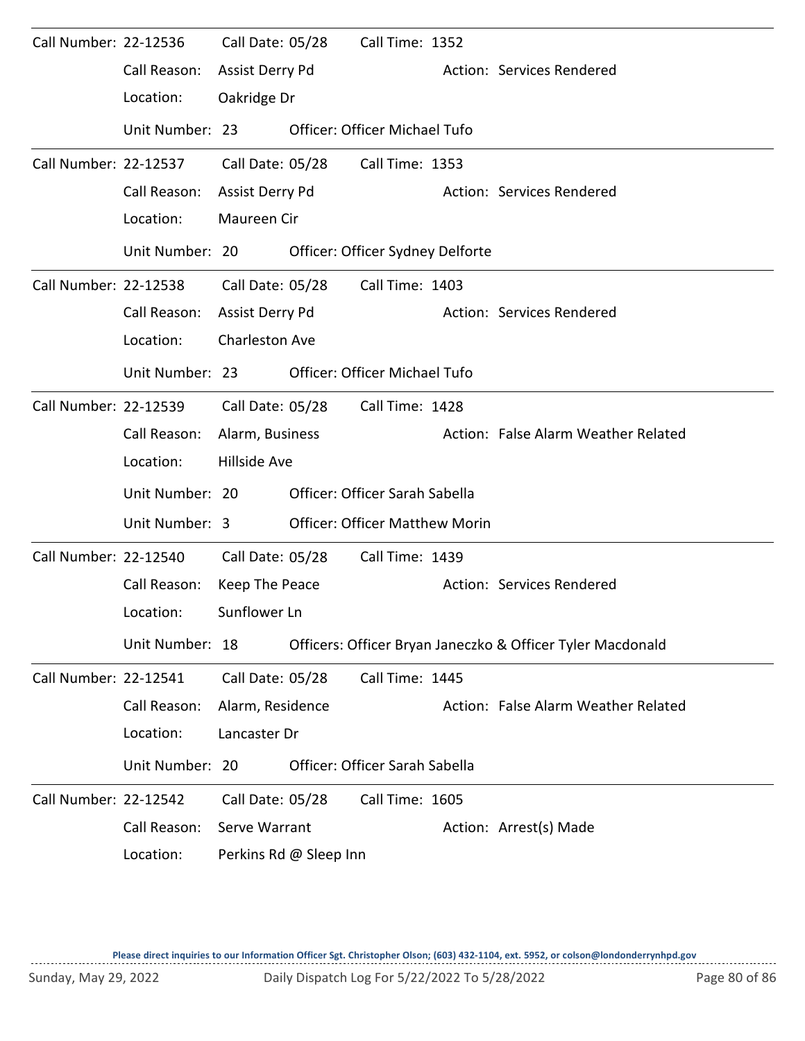Call Number: 22-12536 Call Date: 05/28 Call Time: 1352

Call Reason: Assist Derry Pd Action: Services Rendered

Location: Oakridge Dr

Unit Number: 23 Officer: Officer Michael Tufo

---

Call Number: 22-12537 Call Date: 05/28 Call Time: 1353

Call Reason: Assist Derry Pd Action: Services Rendered

Location: Maureen Cir

Unit Number: 20 Officer: Officer Sydney Delforte

---

Call Number: 22-12538 Call Date: 05/28 Call Time: 1403

Call Reason: Assist Derry Pd Action: Services Rendered

Location: Charleston Ave

Unit Number: 23 Officer: Officer Michael Tufo

---

Call Number: 22-12539 Call Date: 05/28 Call Time: 1428

Call Reason: Alarm, Business Action: False Alarm Weather Related

Location: Hillside Ave

Unit Number: 20 Officer: Officer Sarah Sabella

Unit Number: 3 Officer: Officer Matthew Morin

---

Call Number: 22-12540 Call Date: 05/28 Call Time: 1439

Call Reason: Keep The Peace Action: Services Rendered

Location: Sunflower Ln

Unit Number: 18 Officers: Officer Bryan Janeczko & Officer Tyler Macdonald

---

Call Number: 22-12541 Call Date: 05/28 Call Time: 1445

Call Reason: Alarm, Residence Action: False Alarm Weather Related

Location: Lancaster Dr

Unit Number: 20 Officer: Officer Sarah Sabella

---

Call Number: 22-12542 Call Date: 05/28 Call Time: 1605

Call Reason: Serve Warrant Action: Arrest(s) Made

Location: Perkins Rd @ Sleep Inn

**Please direct inquiries to our Information Officer Sgt. Christopher Olson; (603) 432-1104, ext. 5952, or colson@londonderrynhpd.gov**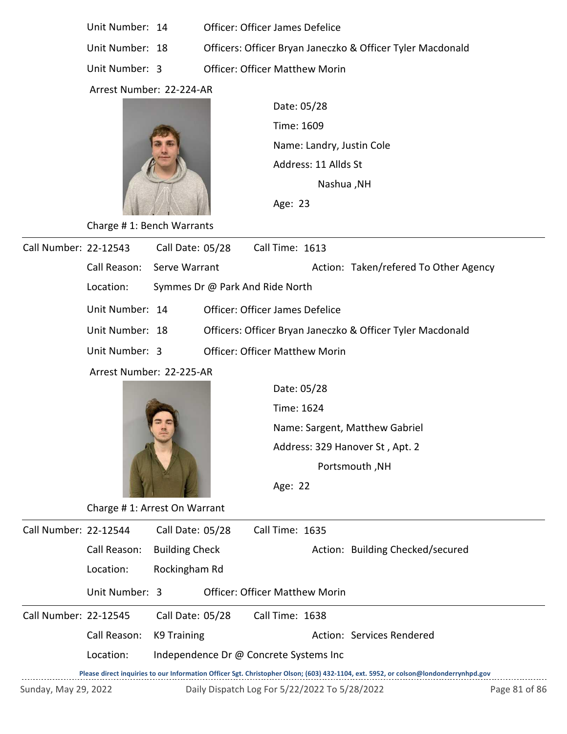Unit Number: 14 Officer: Officer James Defelice

Unit Number: 18 Officers: Officer Bryan Janeczko & Officer Tyler Macdonald

Unit Number: 3 Officer: Officer Matthew Morin

Arrest Number: 22-224-AR

Date: 05/28

Time: 1609

Name: Landry, Justin Cole

Address: 11 Allds St

Nashua ,NH

Age: 23

Charge # 1: Bench Warrants

---

Call Number: 22-12543 Call Date: 05/28 Call Time: 1613

Call Reason: Serve Warrant Action: Taken/refered To Other Agency

Location: Symmes Dr @ Park And Ride North

Unit Number: 14 Officer: Officer James Defelice

Unit Number: 18 Officers: Officer Bryan Janeczko & Officer Tyler Macdonald

Unit Number: 3 Officer: Officer Matthew Morin

Arrest Number: 22-225-AR

Date: 05/28

Time: 1624

Name: Sargent, Matthew Gabriel

Address: 329 Hanover St , Apt. 2

Portsmouth ,NH

Age: 22

Charge # 1: Arrest On Warrant

---

Call Number: 22-12544 Call Date: 05/28 Call Time: 1635

Call Reason: Building Check Action: Building Checked/secured

Location: Rockingham Rd

Unit Number: 3 Officer: Officer Matthew Morin

---

Call Number: 22-12545 Call Date: 05/28 Call Time: 1638

Call Reason: K9 Training Action: Services Rendered

Location: Independence Dr @ Concrete Systems Inc

Please direct inquiries to our Information Officer Sgt. Christopher Olson; (603) 432-1104, ext. 5952, or colson@londonderrynhpd.gov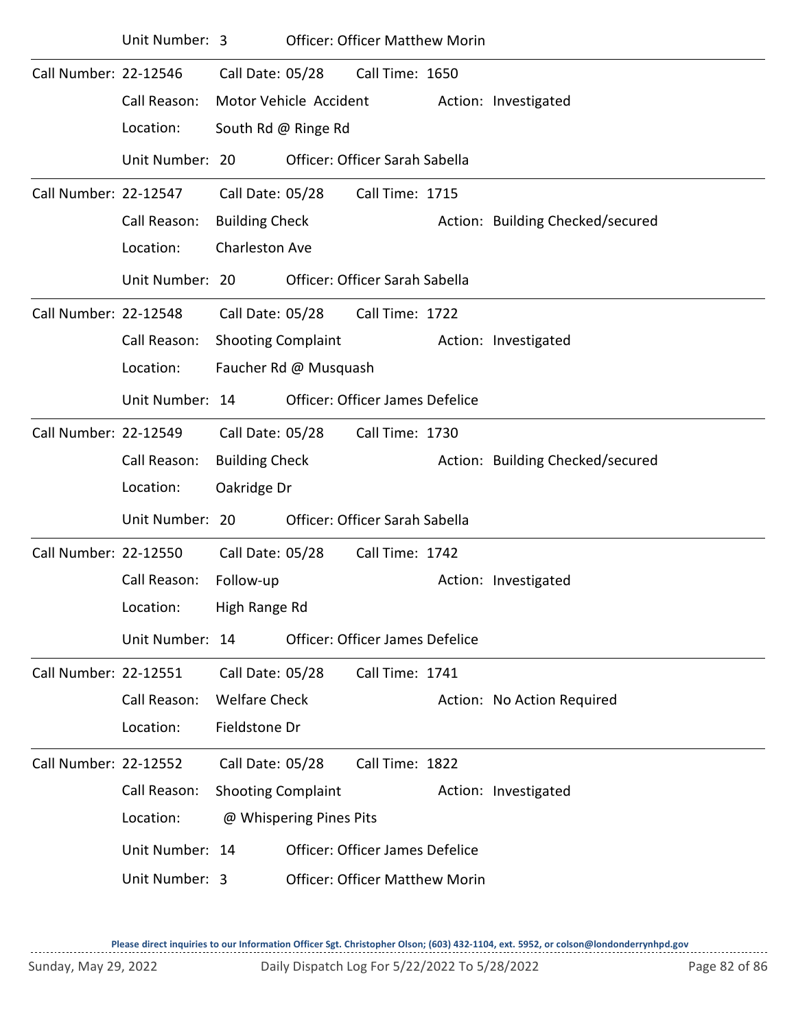Unit Number: 3 Officer: Officer Matthew Morin

---

Call Number: 22-12546 Call Date: 05/28 Call Time: 1650

Call Reason: Motor Vehicle Accident Action: Investigated

Location: South Rd @ Ringe Rd

Unit Number: 20 Officer: Officer Sarah Sabella

---

Call Number: 22-12547 Call Date: 05/28 Call Time: 1715

Call Reason: Building Check Action: Building Checked/secured

Location: Charleston Ave

Unit Number: 20 Officer: Officer Sarah Sabella

---

Call Number: 22-12548 Call Date: 05/28 Call Time: 1722

Call Reason: Shooting Complaint Action: Investigated

Location: Faucher Rd @ Musquash

Unit Number: 14 Officer: Officer James Defelice

---

Call Number: 22-12549 Call Date: 05/28 Call Time: 1730

Call Reason: Building Check Action: Building Checked/secured

Location: Oakridge Dr

Unit Number: 20 Officer: Officer Sarah Sabella

---

Call Number: 22-12550 Call Date: 05/28 Call Time: 1742

Call Reason: Follow-up Action: Investigated

Location: High Range Rd

Unit Number: 14 Officer: Officer James Defelice

---

Call Number: 22-12551 Call Date: 05/28 Call Time: 1741

Call Reason: Welfare Check Action: No Action Required

Location: Fieldstone Dr

---

Call Number: 22-12552 Call Date: 05/28 Call Time: 1822

Call Reason: Shooting Complaint Action: Investigated

Location: @ Whispering Pines Pits

Unit Number: 14 Officer: Officer James Defelice

Unit Number: 3 Officer: Officer Matthew Morin

Please direct inquiries to our Information Officer Sgt. Christopher Olson; (603) 432-1104, ext. 5952, or colson@londonderrynhpd.gov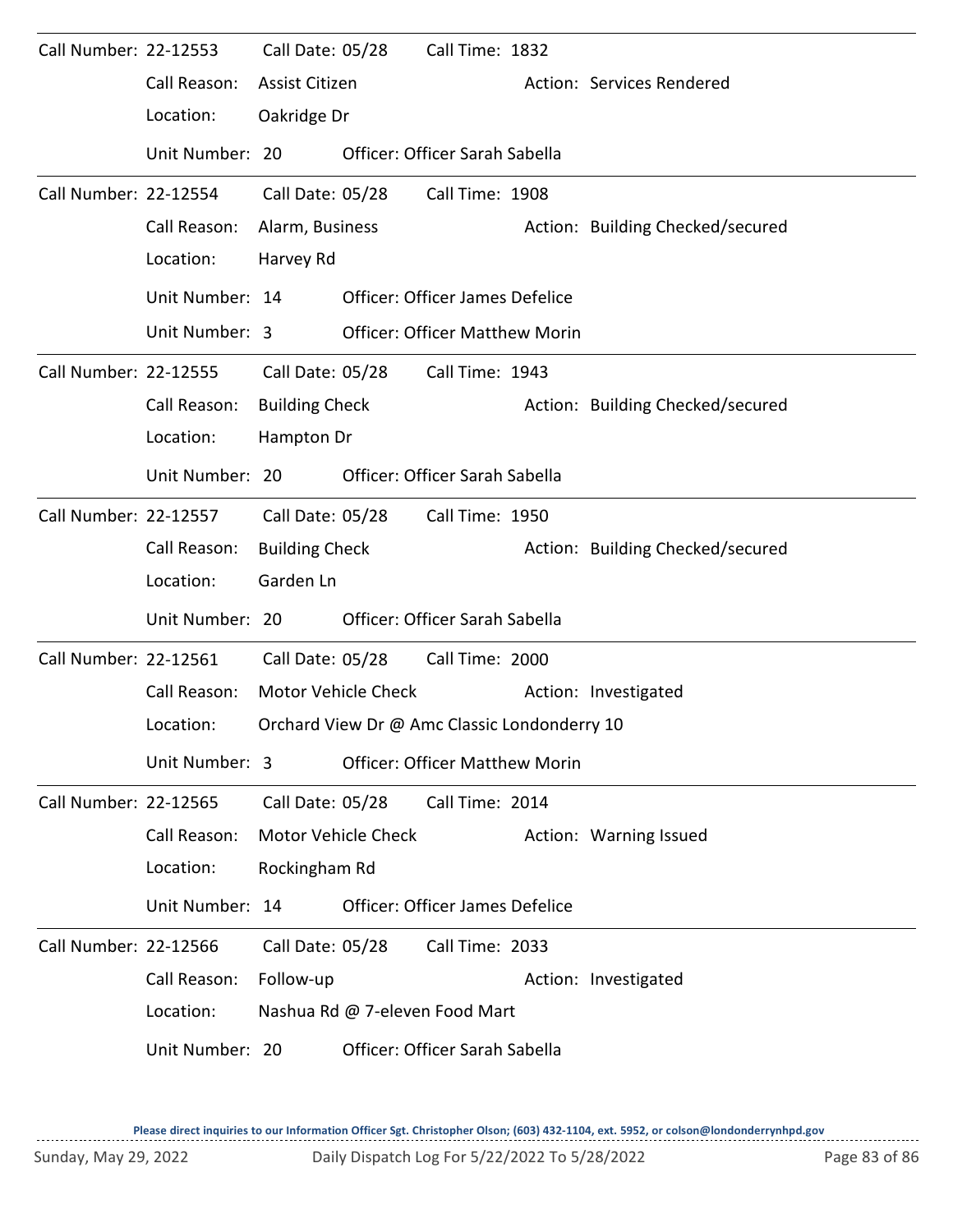Call Number: 22-12553 Call Date: 05/28 Call Time: 1832

Call Reason: Assist Citizen Action: Services Rendered

Location: Oakridge Dr

Unit Number: 20 Officer: Officer Sarah Sabella

---

Call Number: 22-12554 Call Date: 05/28 Call Time: 1908

Call Reason: Alarm, Business Action: Building Checked/secured

Location: Harvey Rd

Unit Number: 14 Officer: Officer James Defelice

Unit Number: 3 Officer: Officer Matthew Morin

---

Call Number: 22-12555 Call Date: 05/28 Call Time: 1943

Call Reason: Building Check Action: Building Checked/secured

Location: Hampton Dr

Unit Number: 20 Officer: Officer Sarah Sabella

---

Call Number: 22-12557 Call Date: 05/28 Call Time: 1950

Call Reason: Building Check Action: Building Checked/secured

Location: Garden Ln

Unit Number: 20 Officer: Officer Sarah Sabella

---

Call Number: 22-12561 Call Date: 05/28 Call Time: 2000

Call Reason: Motor Vehicle Check Action: Investigated

Location: Orchard View Dr @ Amc Classic Londonderry 10

Unit Number: 3 Officer: Officer Matthew Morin

---

Call Number: 22-12565 Call Date: 05/28 Call Time: 2014

Call Reason: Motor Vehicle Check Action: Warning Issued

Location: Rockingham Rd

Unit Number: 14 Officer: Officer James Defelice

---

Call Number: 22-12566 Call Date: 05/28 Call Time: 2033

Call Reason: Follow-up Action: Investigated

Location: Nashua Rd @ 7-eleven Food Mart

Unit Number: 20 Officer: Officer Sarah Sabella

---

Please direct inquiries to our Information Officer Sgt. Christopher Olson; (603) 432-1104, ext. 5952, or colson@londonderrynhpd.gov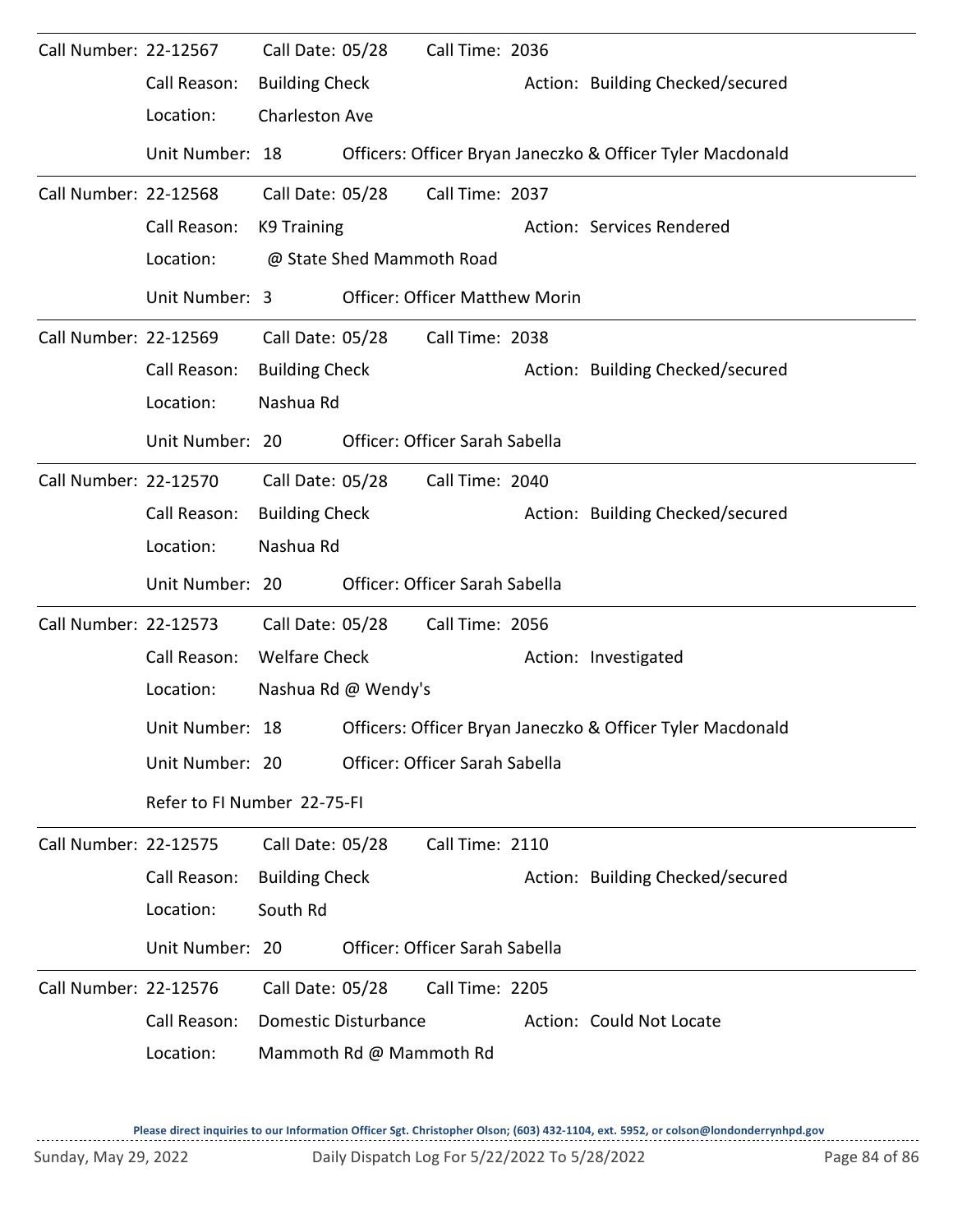Call Number: 22-12567 Call Date: 05/28 Call Time: 2036

Call Reason: Building Check Action: Building Checked/secured

Location: Charleston Ave

Unit Number: 18 Officers: Officer Bryan Janeczko & Officer Tyler Macdonald

---

Call Number: 22-12568 Call Date: 05/28 Call Time: 2037

Call Reason: K9 Training Action: Services Rendered

Location: @ State Shed Mammoth Road

Unit Number: 3 Officer: Officer Matthew Morin

---

Call Number: 22-12569 Call Date: 05/28 Call Time: 2038

Call Reason: Building Check Action: Building Checked/secured

Location: Nashua Rd

Unit Number: 20 Officer: Officer Sarah Sabella

---

Call Number: 22-12570 Call Date: 05/28 Call Time: 2040

Call Reason: Building Check Action: Building Checked/secured

Location: Nashua Rd

Unit Number: 20 Officer: Officer Sarah Sabella

---

Call Number: 22-12573 Call Date: 05/28 Call Time: 2056

Call Reason: Welfare Check Action: Investigated

Location: Nashua Rd @ Wendy's

Unit Number: 18 Officers: Officer Bryan Janeczko & Officer Tyler Macdonald

Unit Number: 20 Officer: Officer Sarah Sabella

Refer to FI Number 22-75-FI

---

Call Number: 22-12575 Call Date: 05/28 Call Time: 2110

Call Reason: Building Check Action: Building Checked/secured

Location: South Rd

Unit Number: 20 Officer: Officer Sarah Sabella

---

Call Number: 22-12576 Call Date: 05/28 Call Time: 2205

Call Reason: Domestic Disturbance Action: Could Not Locate

Location: Mammoth Rd @ Mammoth Rd

Please direct inquiries to our Information Officer Sgt. Christopher Olson; (603) 432-1104, ext. 5952, or colson@londonderrynhpd.gov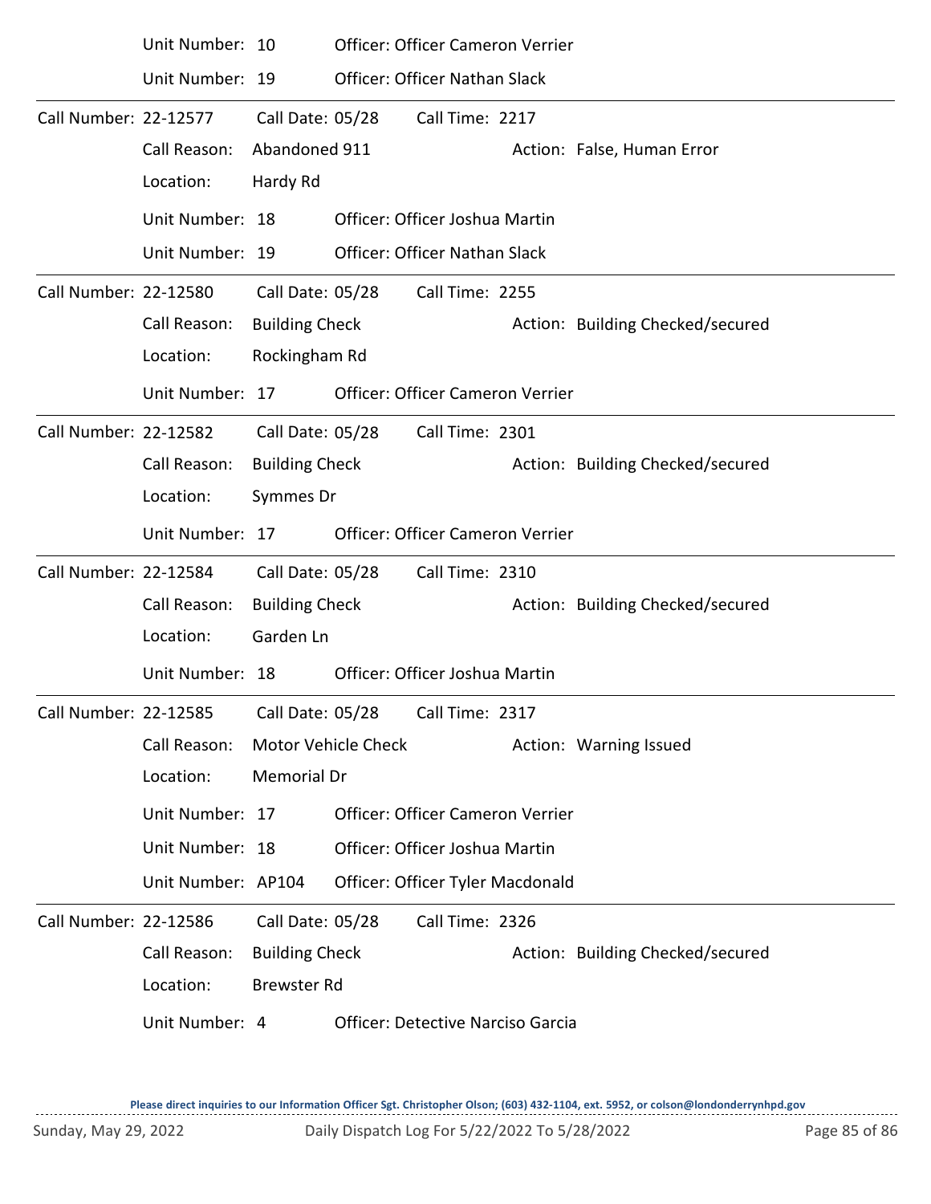Unit Number: 10 Officer: Officer Cameron Verrier

Unit Number: 19 Officer: Officer Nathan Slack

---

Call Number: 22-12577 Call Date: 05/28 Call Time: 2217

Call Reason: Abandoned 911 Action: False, Human Error

Location: Hardy Rd

Unit Number: 18 Officer: Officer Joshua Martin

Unit Number: 19 Officer: Officer Nathan Slack

---

Call Number: 22-12580 Call Date: 05/28 Call Time: 2255

Call Reason: Building Check Action: Building Checked/secured

Location: Rockingham Rd

Unit Number: 17 Officer: Officer Cameron Verrier

---

Call Number: 22-12582 Call Date: 05/28 Call Time: 2301

Call Reason: Building Check Action: Building Checked/secured

Location: Symmes Dr

Unit Number: 17 Officer: Officer Cameron Verrier

---

Call Number: 22-12584 Call Date: 05/28 Call Time: 2310

Call Reason: Building Check Action: Building Checked/secured

Location: Garden Ln

Unit Number: 18 Officer: Officer Joshua Martin

---

Call Number: 22-12585 Call Date: 05/28 Call Time: 2317

Call Reason: Motor Vehicle Check Action: Warning Issued

Location: Memorial Dr

Unit Number: 17 Officer: Officer Cameron Verrier

Unit Number: 18 Officer: Officer Joshua Martin

Unit Number: AP104 Officer: Officer Tyler Macdonald

---

Call Number: 22-12586 Call Date: 05/28 Call Time: 2326

Call Reason: Building Check Action: Building Checked/secured

Location: Brewster Rd

Unit Number: 4 Officer: Detective Narciso Garcia

---

**Please direct inquiries to our Information Officer Sgt. Christopher Olson; (603) 432-1104, ext. 5952, or colson@londonderrynhpd.gov**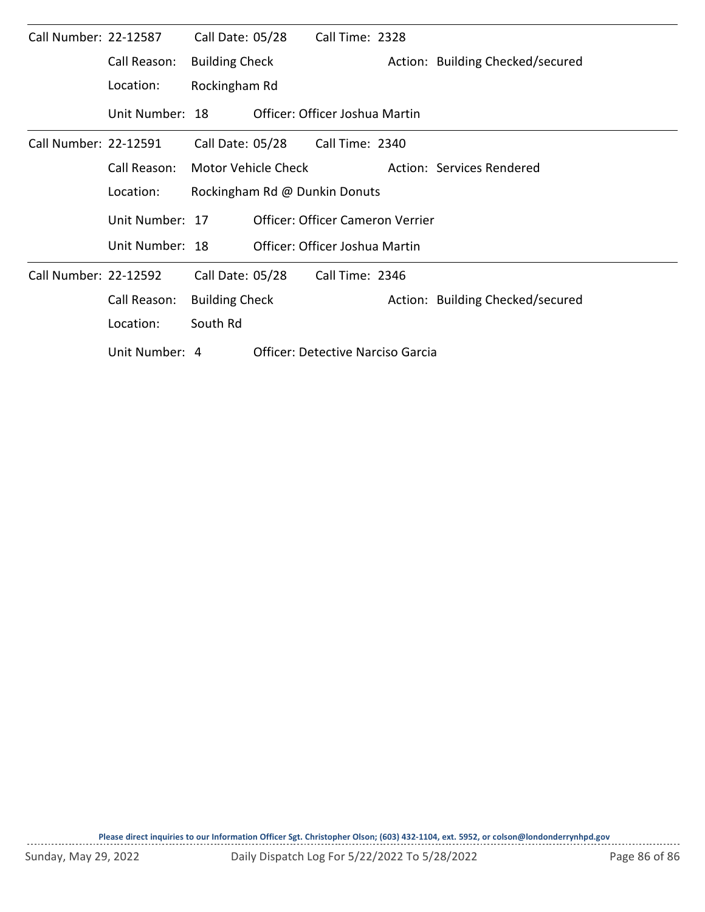Call Number: 22-12587  Call Date: 05/28  Call Time: 2328

Call Reason: Building Check  Action: Building Checked/secured

Location: Rockingham Rd

Unit Number: 18  Officer: Officer Joshua Martin

---

Call Number: 22-12591  Call Date: 05/28  Call Time: 2340

Call Reason: Motor Vehicle Check  Action: Services Rendered

Location: Rockingham Rd @ Dunkin Donuts

Unit Number: 17  Officer: Officer Cameron Verrier

Unit Number: 18  Officer: Officer Joshua Martin

---

Call Number: 22-12592  Call Date: 05/28  Call Time: 2346

Call Reason: Building Check  Action: Building Checked/secured

Location: South Rd

Unit Number: 4  Officer: Detective Narciso Garcia

**Please direct inquiries to our Information Officer Sgt. Christopher Olson; (603) 432-1104, ext. 5952, or colson@londonderrynhpd.gov**